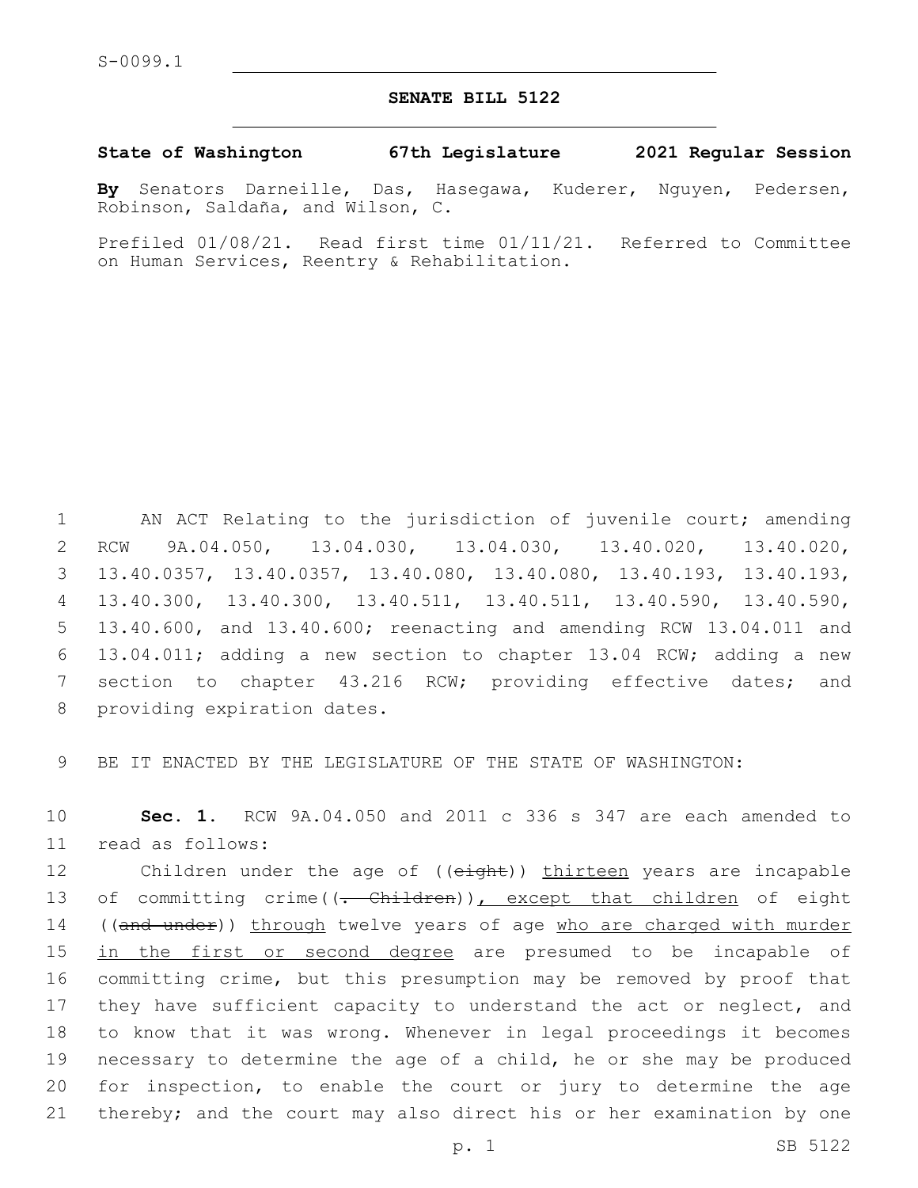S-0099.1

# SENATE BILL 5122

**State of Washington 67th Legislature 2021 Regular Session**

**By** Senators Darneille, Das, Hasegawa, Kuderer, Nguyen, Pedersen, Robinson, Saldaña, and Wilson, C.

Prefiled 01/08/21. Read first time 01/11/21. Referred to Committee on Human Services, Reentry & Rehabilitation.

1 AN ACT Relating to the jurisdiction of juvenile court; amending
2 RCW 9A.04.050, 13.04.030, 13.04.030, 13.40.020, 13.40.020,
3 13.40.0357, 13.40.0357, 13.40.080, 13.40.080, 13.40.193, 13.40.193,
4 13.40.300, 13.40.300, 13.40.511, 13.40.511, 13.40.590, 13.40.590,
5 13.40.600, and 13.40.600; reenacting and amending RCW 13.04.011 and
6 13.04.011; adding a new section to chapter 13.04 RCW; adding a new
7 section to chapter 43.216 RCW; providing effective dates; and
8 providing expiration dates.

9 BE IT ENACTED BY THE LEGISLATURE OF THE STATE OF WASHINGTON:

10 **Sec. 1.** RCW 9A.04.050 and 2011 c 336 s 347 are each amended to
11 read as follows:

12 Children under the age of ((~~eight~~)) <u>thirteen</u> years are incapable
13 of committing crime((~~. Children~~))<u>, except that children</u> of eight
14 ((~~and under~~)) <u>through</u> twelve years of age <u>who are charged with murder</u>
15 <u>in the first or second degree</u> are presumed to be incapable of
16 committing crime, but this presumption may be removed by proof that
17 they have sufficient capacity to understand the act or neglect, and
18 to know that it was wrong. Whenever in legal proceedings it becomes
19 necessary to determine the age of a child, he or she may be produced
20 for inspection, to enable the court or jury to determine the age
21 thereby; and the court may also direct his or her examination by one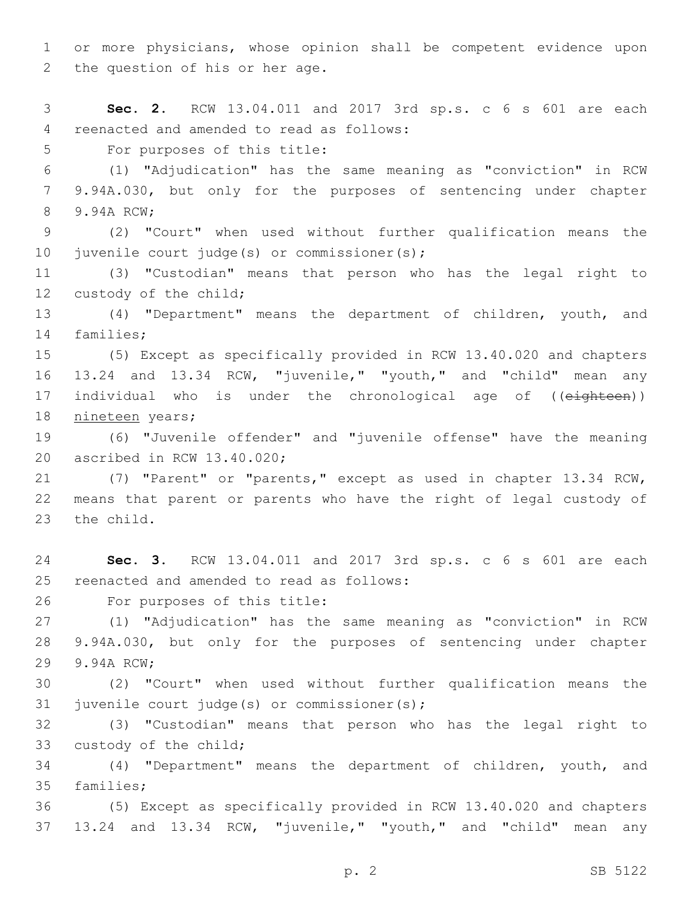or more physicians, whose opinion shall be competent evidence upon the question of his or her age.

**Sec. 2.** RCW 13.04.011 and 2017 3rd sp.s. c 6 s 601 are each reenacted and amended to read as follows:

For purposes of this title:

(1) "Adjudication" has the same meaning as "conviction" in RCW 9.94A.030, but only for the purposes of sentencing under chapter 9.94A RCW;

(2) "Court" when used without further qualification means the juvenile court judge(s) or commissioner(s);

(3) "Custodian" means that person who has the legal right to custody of the child;

(4) "Department" means the department of children, youth, and families;

(5) Except as specifically provided in RCW 13.40.020 and chapters 13.24 and 13.34 RCW, "juvenile," "youth," and "child" mean any individual who is under the chronological age of ((~~eighteen~~)) <u>nineteen</u> years;

(6) "Juvenile offender" and "juvenile offense" have the meaning ascribed in RCW 13.40.020;

(7) "Parent" or "parents," except as used in chapter 13.34 RCW, means that parent or parents who have the right of legal custody of the child.

**Sec. 3.** RCW 13.04.011 and 2017 3rd sp.s. c 6 s 601 are each reenacted and amended to read as follows:

For purposes of this title:

(1) "Adjudication" has the same meaning as "conviction" in RCW 9.94A.030, but only for the purposes of sentencing under chapter 9.94A RCW;

(2) "Court" when used without further qualification means the juvenile court judge(s) or commissioner(s);

(3) "Custodian" means that person who has the legal right to custody of the child;

(4) "Department" means the department of children, youth, and families;

(5) Except as specifically provided in RCW 13.40.020 and chapters 13.24 and 13.34 RCW, "juvenile," "youth," and "child" mean any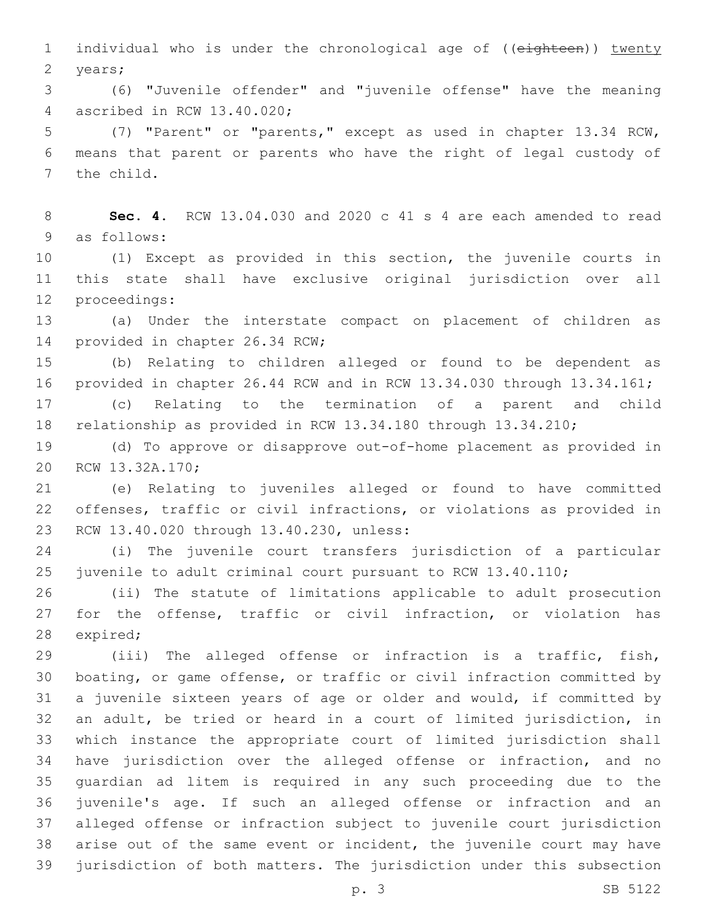individual who is under the chronological age of ((~~eighteen~~)) <u>twenty</u> years;

(6) "Juvenile offender" and "juvenile offense" have the meaning ascribed in RCW 13.40.020;

(7) "Parent" or "parents," except as used in chapter 13.34 RCW, means that parent or parents who have the right of legal custody of the child.

**Sec. 4.** RCW 13.04.030 and 2020 c 41 s 4 are each amended to read as follows:

(1) Except as provided in this section, the juvenile courts in this state shall have exclusive original jurisdiction over all proceedings:

(a) Under the interstate compact on placement of children as provided in chapter 26.34 RCW;

(b) Relating to children alleged or found to be dependent as provided in chapter 26.44 RCW and in RCW 13.34.030 through 13.34.161;

(c) Relating to the termination of a parent and child relationship as provided in RCW 13.34.180 through 13.34.210;

(d) To approve or disapprove out-of-home placement as provided in RCW 13.32A.170;

(e) Relating to juveniles alleged or found to have committed offenses, traffic or civil infractions, or violations as provided in RCW 13.40.020 through 13.40.230, unless:

(i) The juvenile court transfers jurisdiction of a particular juvenile to adult criminal court pursuant to RCW 13.40.110;

(ii) The statute of limitations applicable to adult prosecution for the offense, traffic or civil infraction, or violation has expired;

(iii) The alleged offense or infraction is a traffic, fish, boating, or game offense, or traffic or civil infraction committed by a juvenile sixteen years of age or older and would, if committed by an adult, be tried or heard in a court of limited jurisdiction, in which instance the appropriate court of limited jurisdiction shall have jurisdiction over the alleged offense or infraction, and no guardian ad litem is required in any such proceeding due to the juvenile's age. If such an alleged offense or infraction and an alleged offense or infraction subject to juvenile court jurisdiction arise out of the same event or incident, the juvenile court may have jurisdiction of both matters. The jurisdiction under this subsection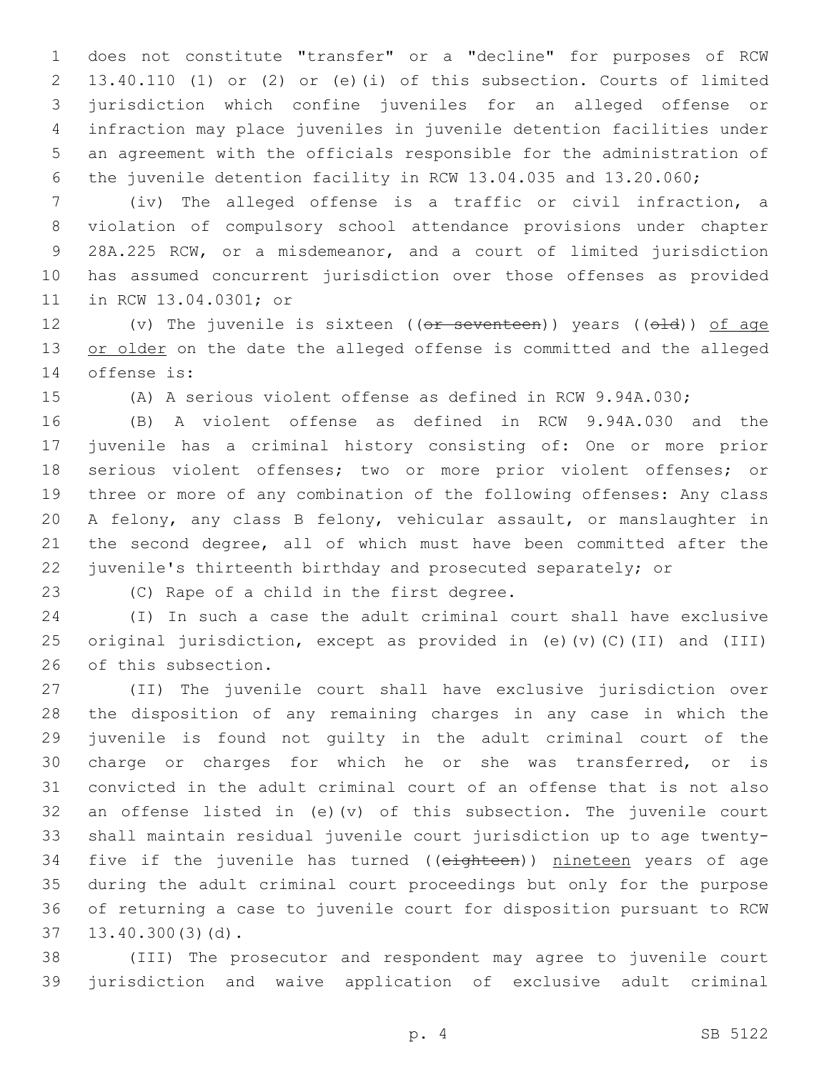does not constitute "transfer" or a "decline" for purposes of RCW 13.40.110 (1) or (2) or (e)(i) of this subsection. Courts of limited jurisdiction which confine juveniles for an alleged offense or infraction may place juveniles in juvenile detention facilities under an agreement with the officials responsible for the administration of the juvenile detention facility in RCW 13.04.035 and 13.20.060;

(iv) The alleged offense is a traffic or civil infraction, a violation of compulsory school attendance provisions under chapter 28A.225 RCW, or a misdemeanor, and a court of limited jurisdiction has assumed concurrent jurisdiction over those offenses as provided in RCW 13.04.0301; or

(v) The juvenile is sixteen ((~~or seventeen~~)) years ((~~old~~)) <u>of age or older</u> on the date the alleged offense is committed and the alleged offense is:

(A) A serious violent offense as defined in RCW 9.94A.030;

(B) A violent offense as defined in RCW 9.94A.030 and the juvenile has a criminal history consisting of: One or more prior serious violent offenses; two or more prior violent offenses; or three or more of any combination of the following offenses: Any class A felony, any class B felony, vehicular assault, or manslaughter in the second degree, all of which must have been committed after the juvenile's thirteenth birthday and prosecuted separately; or

(C) Rape of a child in the first degree.

(I) In such a case the adult criminal court shall have exclusive original jurisdiction, except as provided in (e)(v)(C)(II) and (III) of this subsection.

(II) The juvenile court shall have exclusive jurisdiction over the disposition of any remaining charges in any case in which the juvenile is found not guilty in the adult criminal court of the charge or charges for which he or she was transferred, or is convicted in the adult criminal court of an offense that is not also an offense listed in (e)(v) of this subsection. The juvenile court shall maintain residual juvenile court jurisdiction up to age twenty-five if the juvenile has turned ((~~eighteen~~)) <u>nineteen</u> years of age during the adult criminal court proceedings but only for the purpose of returning a case to juvenile court for disposition pursuant to RCW 13.40.300(3)(d).

(III) The prosecutor and respondent may agree to juvenile court jurisdiction and waive application of exclusive adult criminal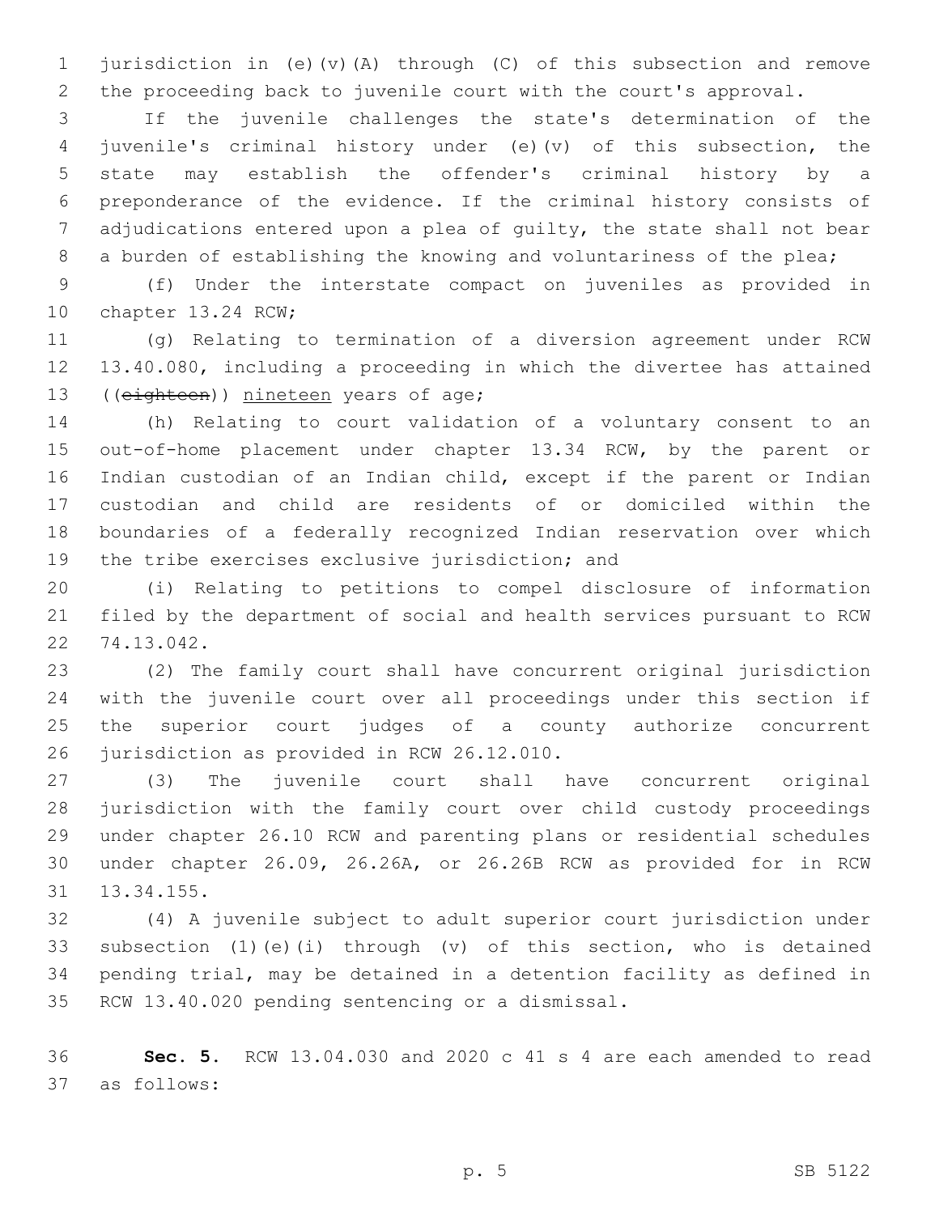jurisdiction in (e)(v)(A) through (C) of this subsection and remove the proceeding back to juvenile court with the court's approval.

If the juvenile challenges the state's determination of the juvenile's criminal history under (e)(v) of this subsection, the state may establish the offender's criminal history by a preponderance of the evidence. If the criminal history consists of adjudications entered upon a plea of guilty, the state shall not bear a burden of establishing the knowing and voluntariness of the plea;

(f) Under the interstate compact on juveniles as provided in chapter 13.24 RCW;

(g) Relating to termination of a diversion agreement under RCW 13.40.080, including a proceeding in which the divertee has attained ((~~eighteen~~)) <u>nineteen</u> years of age;

(h) Relating to court validation of a voluntary consent to an out-of-home placement under chapter 13.34 RCW, by the parent or Indian custodian of an Indian child, except if the parent or Indian custodian and child are residents of or domiciled within the boundaries of a federally recognized Indian reservation over which the tribe exercises exclusive jurisdiction; and

(i) Relating to petitions to compel disclosure of information filed by the department of social and health services pursuant to RCW 74.13.042.

(2) The family court shall have concurrent original jurisdiction with the juvenile court over all proceedings under this section if the superior court judges of a county authorize concurrent jurisdiction as provided in RCW 26.12.010.

(3) The juvenile court shall have concurrent original jurisdiction with the family court over child custody proceedings under chapter 26.10 RCW and parenting plans or residential schedules under chapter 26.09, 26.26A, or 26.26B RCW as provided for in RCW 13.34.155.

(4) A juvenile subject to adult superior court jurisdiction under subsection (1)(e)(i) through (v) of this section, who is detained pending trial, may be detained in a detention facility as defined in RCW 13.40.020 pending sentencing or a dismissal.

**Sec. 5.** RCW 13.04.030 and 2020 c 41 s 4 are each amended to read as follows: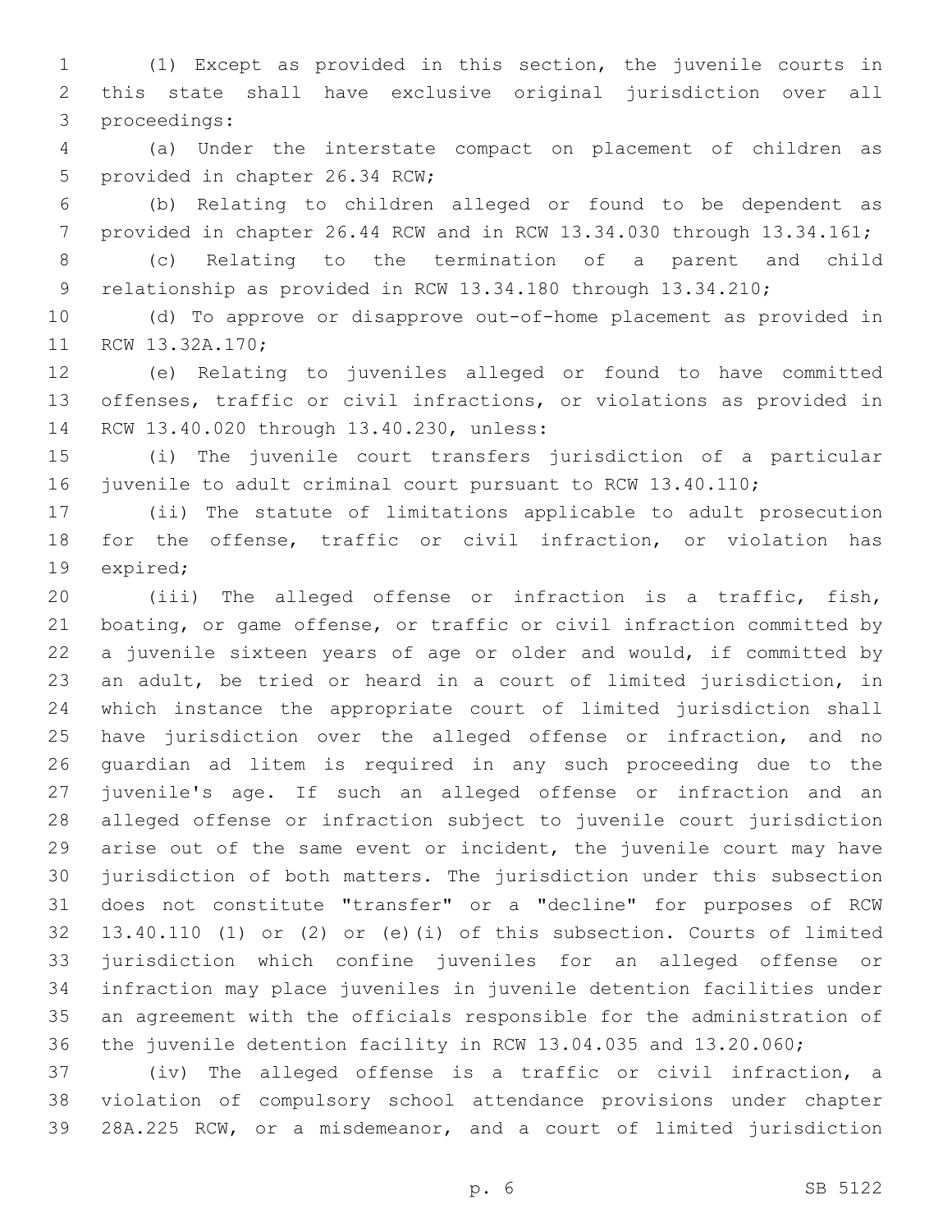(1) Except as provided in this section, the juvenile courts in this state shall have exclusive original jurisdiction over all proceedings:

(a) Under the interstate compact on placement of children as provided in chapter 26.34 RCW;

(b) Relating to children alleged or found to be dependent as provided in chapter 26.44 RCW and in RCW 13.34.030 through 13.34.161;

(c) Relating to the termination of a parent and child relationship as provided in RCW 13.34.180 through 13.34.210;

(d) To approve or disapprove out-of-home placement as provided in RCW 13.32A.170;

(e) Relating to juveniles alleged or found to have committed offenses, traffic or civil infractions, or violations as provided in RCW 13.40.020 through 13.40.230, unless:

(i) The juvenile court transfers jurisdiction of a particular juvenile to adult criminal court pursuant to RCW 13.40.110;

(ii) The statute of limitations applicable to adult prosecution for the offense, traffic or civil infraction, or violation has expired;

(iii) The alleged offense or infraction is a traffic, fish, boating, or game offense, or traffic or civil infraction committed by a juvenile sixteen years of age or older and would, if committed by an adult, be tried or heard in a court of limited jurisdiction, in which instance the appropriate court of limited jurisdiction shall have jurisdiction over the alleged offense or infraction, and no guardian ad litem is required in any such proceeding due to the juvenile's age. If such an alleged offense or infraction and an alleged offense or infraction subject to juvenile court jurisdiction arise out of the same event or incident, the juvenile court may have jurisdiction of both matters. The jurisdiction under this subsection does not constitute "transfer" or a "decline" for purposes of RCW 13.40.110 (1) or (2) or (e)(i) of this subsection. Courts of limited jurisdiction which confine juveniles for an alleged offense or infraction may place juveniles in juvenile detention facilities under an agreement with the officials responsible for the administration of the juvenile detention facility in RCW 13.04.035 and 13.20.060;

(iv) The alleged offense is a traffic or civil infraction, a violation of compulsory school attendance provisions under chapter 28A.225 RCW, or a misdemeanor, and a court of limited jurisdiction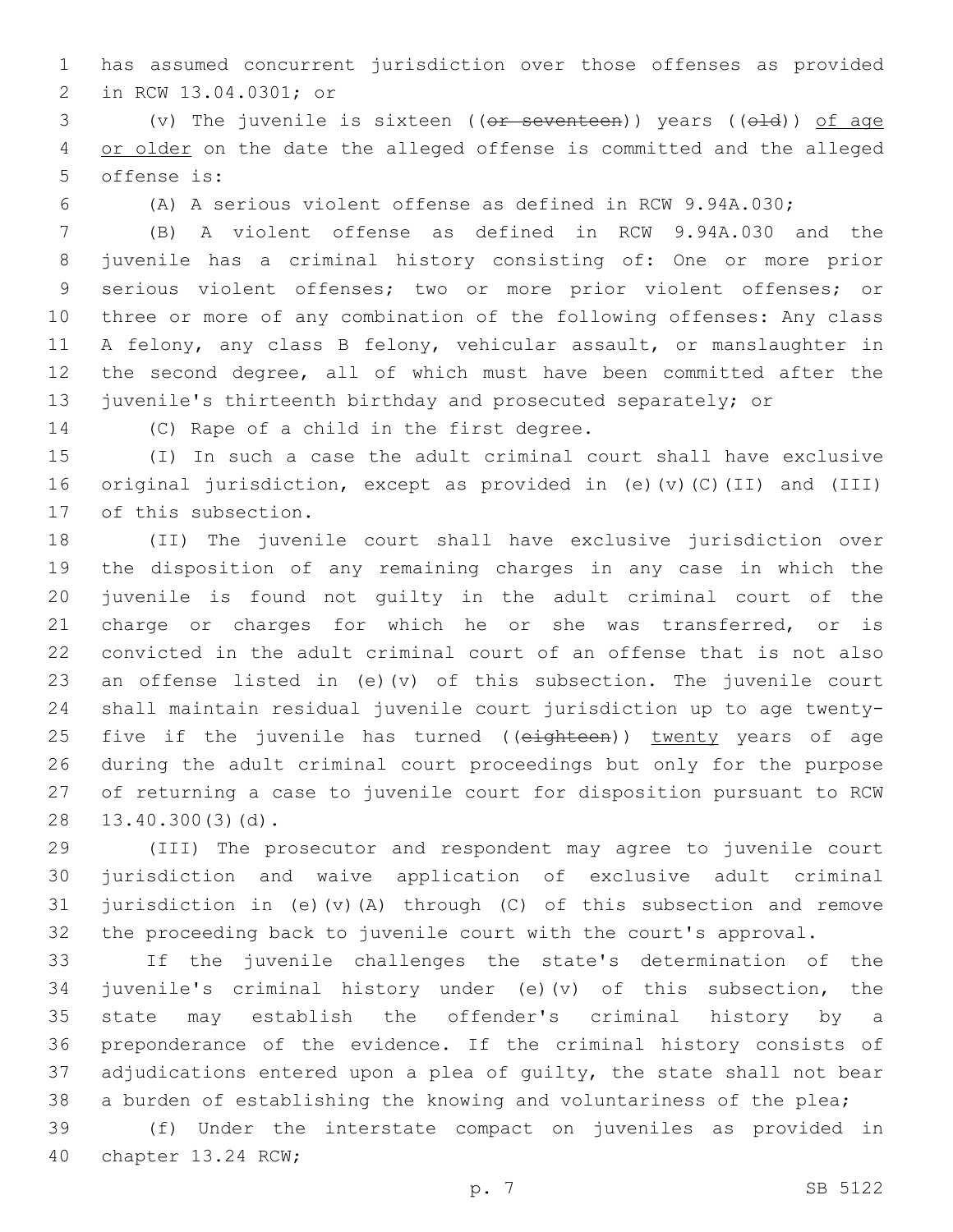has assumed concurrent jurisdiction over those offenses as provided in RCW 13.04.0301; or

(v) The juvenile is sixteen ((~~or seventeen~~)) years ((~~old~~)) <u>of age or older</u> on the date the alleged offense is committed and the alleged offense is:

(A) A serious violent offense as defined in RCW 9.94A.030;

(B) A violent offense as defined in RCW 9.94A.030 and the juvenile has a criminal history consisting of: One or more prior serious violent offenses; two or more prior violent offenses; or three or more of any combination of the following offenses: Any class A felony, any class B felony, vehicular assault, or manslaughter in the second degree, all of which must have been committed after the juvenile's thirteenth birthday and prosecuted separately; or

(C) Rape of a child in the first degree.

(I) In such a case the adult criminal court shall have exclusive original jurisdiction, except as provided in (e)(v)(C)(II) and (III) of this subsection.

(II) The juvenile court shall have exclusive jurisdiction over the disposition of any remaining charges in any case in which the juvenile is found not guilty in the adult criminal court of the charge or charges for which he or she was transferred, or is convicted in the adult criminal court of an offense that is not also an offense listed in (e)(v) of this subsection. The juvenile court shall maintain residual juvenile court jurisdiction up to age twenty-five if the juvenile has turned ((~~eighteen~~)) <u>twenty</u> years of age during the adult criminal court proceedings but only for the purpose of returning a case to juvenile court for disposition pursuant to RCW 13.40.300(3)(d).

(III) The prosecutor and respondent may agree to juvenile court jurisdiction and waive application of exclusive adult criminal jurisdiction in (e)(v)(A) through (C) of this subsection and remove the proceeding back to juvenile court with the court's approval.

If the juvenile challenges the state's determination of the juvenile's criminal history under (e)(v) of this subsection, the state may establish the offender's criminal history by a preponderance of the evidence. If the criminal history consists of adjudications entered upon a plea of guilty, the state shall not bear a burden of establishing the knowing and voluntariness of the plea;

(f) Under the interstate compact on juveniles as provided in chapter 13.24 RCW;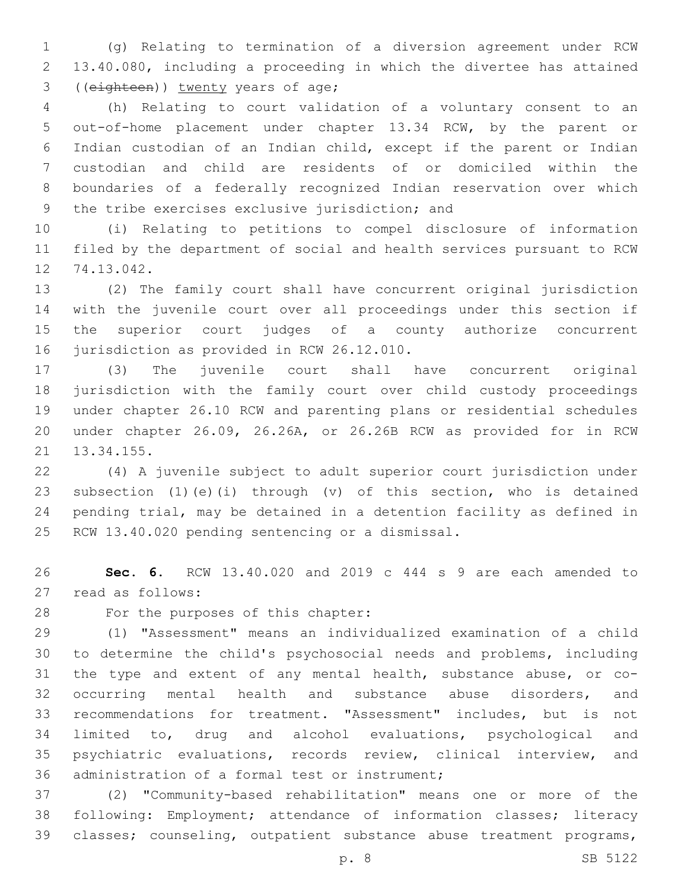(g) Relating to termination of a diversion agreement under RCW 13.40.080, including a proceeding in which the divertee has attained ((~~eighteen~~)) <u>twenty</u> years of age;

(h) Relating to court validation of a voluntary consent to an out-of-home placement under chapter 13.34 RCW, by the parent or Indian custodian of an Indian child, except if the parent or Indian custodian and child are residents of or domiciled within the boundaries of a federally recognized Indian reservation over which the tribe exercises exclusive jurisdiction; and

(i) Relating to petitions to compel disclosure of information filed by the department of social and health services pursuant to RCW 74.13.042.

(2) The family court shall have concurrent original jurisdiction with the juvenile court over all proceedings under this section if the superior court judges of a county authorize concurrent jurisdiction as provided in RCW 26.12.010.

(3) The juvenile court shall have concurrent original jurisdiction with the family court over child custody proceedings under chapter 26.10 RCW and parenting plans or residential schedules under chapter 26.09, 26.26A, or 26.26B RCW as provided for in RCW 13.34.155.

(4) A juvenile subject to adult superior court jurisdiction under subsection (1)(e)(i) through (v) of this section, who is detained pending trial, may be detained in a detention facility as defined in RCW 13.40.020 pending sentencing or a dismissal.

**Sec. 6.** RCW 13.40.020 and 2019 c 444 s 9 are each amended to read as follows:

For the purposes of this chapter:

(1) "Assessment" means an individualized examination of a child to determine the child's psychosocial needs and problems, including the type and extent of any mental health, substance abuse, or co-occurring mental health and substance abuse disorders, and recommendations for treatment. "Assessment" includes, but is not limited to, drug and alcohol evaluations, psychological and psychiatric evaluations, records review, clinical interview, and administration of a formal test or instrument;

(2) "Community-based rehabilitation" means one or more of the following: Employment; attendance of information classes; literacy classes; counseling, outpatient substance abuse treatment programs,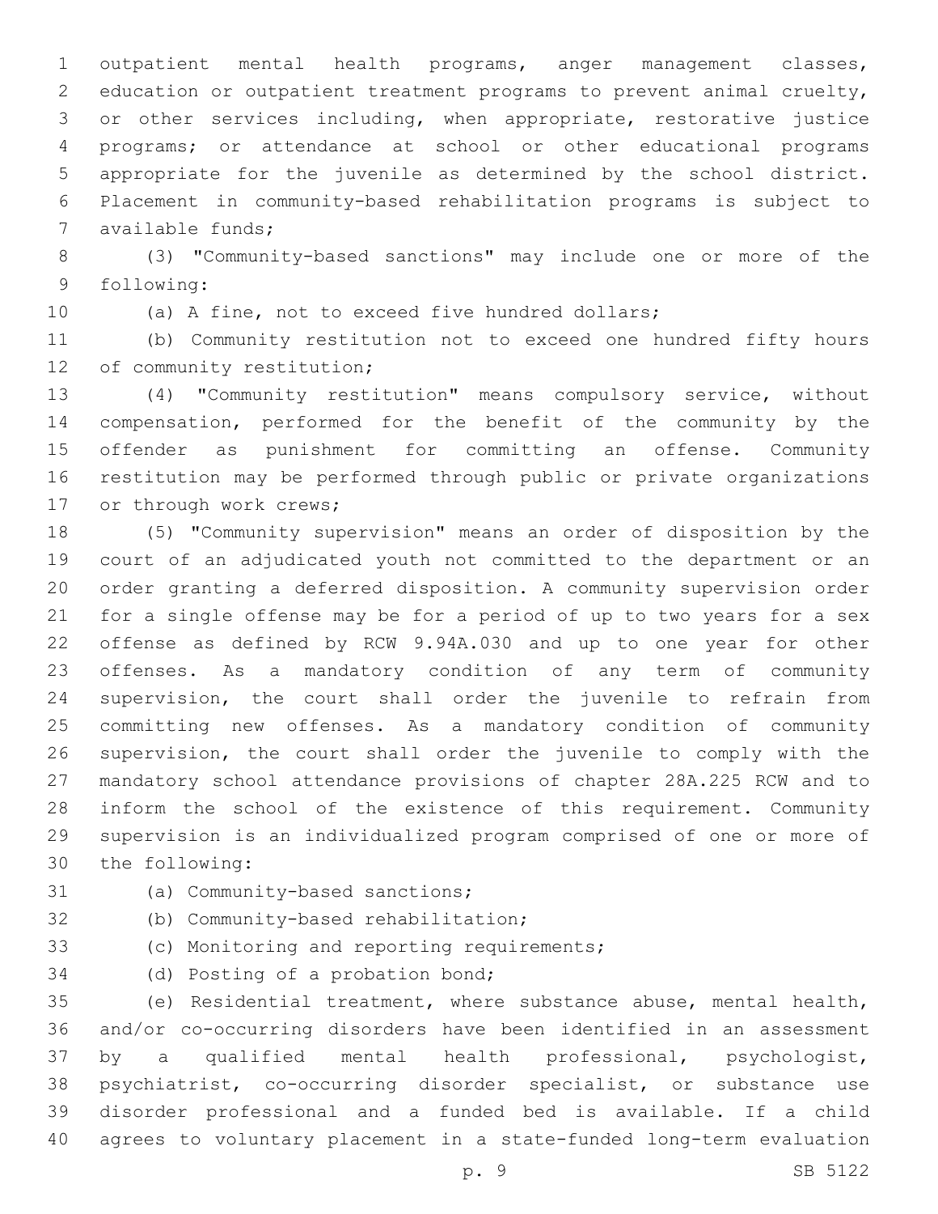outpatient mental health programs, anger management classes, education or outpatient treatment programs to prevent animal cruelty, or other services including, when appropriate, restorative justice programs; or attendance at school or other educational programs appropriate for the juvenile as determined by the school district. Placement in community-based rehabilitation programs is subject to available funds;

(3) "Community-based sanctions" may include one or more of the following:

(a) A fine, not to exceed five hundred dollars;

(b) Community restitution not to exceed one hundred fifty hours of community restitution;

(4) "Community restitution" means compulsory service, without compensation, performed for the benefit of the community by the offender as punishment for committing an offense. Community restitution may be performed through public or private organizations or through work crews;

(5) "Community supervision" means an order of disposition by the court of an adjudicated youth not committed to the department or an order granting a deferred disposition. A community supervision order for a single offense may be for a period of up to two years for a sex offense as defined by RCW 9.94A.030 and up to one year for other offenses. As a mandatory condition of any term of community supervision, the court shall order the juvenile to refrain from committing new offenses. As a mandatory condition of community supervision, the court shall order the juvenile to comply with the mandatory school attendance provisions of chapter 28A.225 RCW and to inform the school of the existence of this requirement. Community supervision is an individualized program comprised of one or more of the following:

(a) Community-based sanctions;

(b) Community-based rehabilitation;

(c) Monitoring and reporting requirements;

(d) Posting of a probation bond;

(e) Residential treatment, where substance abuse, mental health, and/or co-occurring disorders have been identified in an assessment by a qualified mental health professional, psychologist, psychiatrist, co-occurring disorder specialist, or substance use disorder professional and a funded bed is available. If a child agrees to voluntary placement in a state-funded long-term evaluation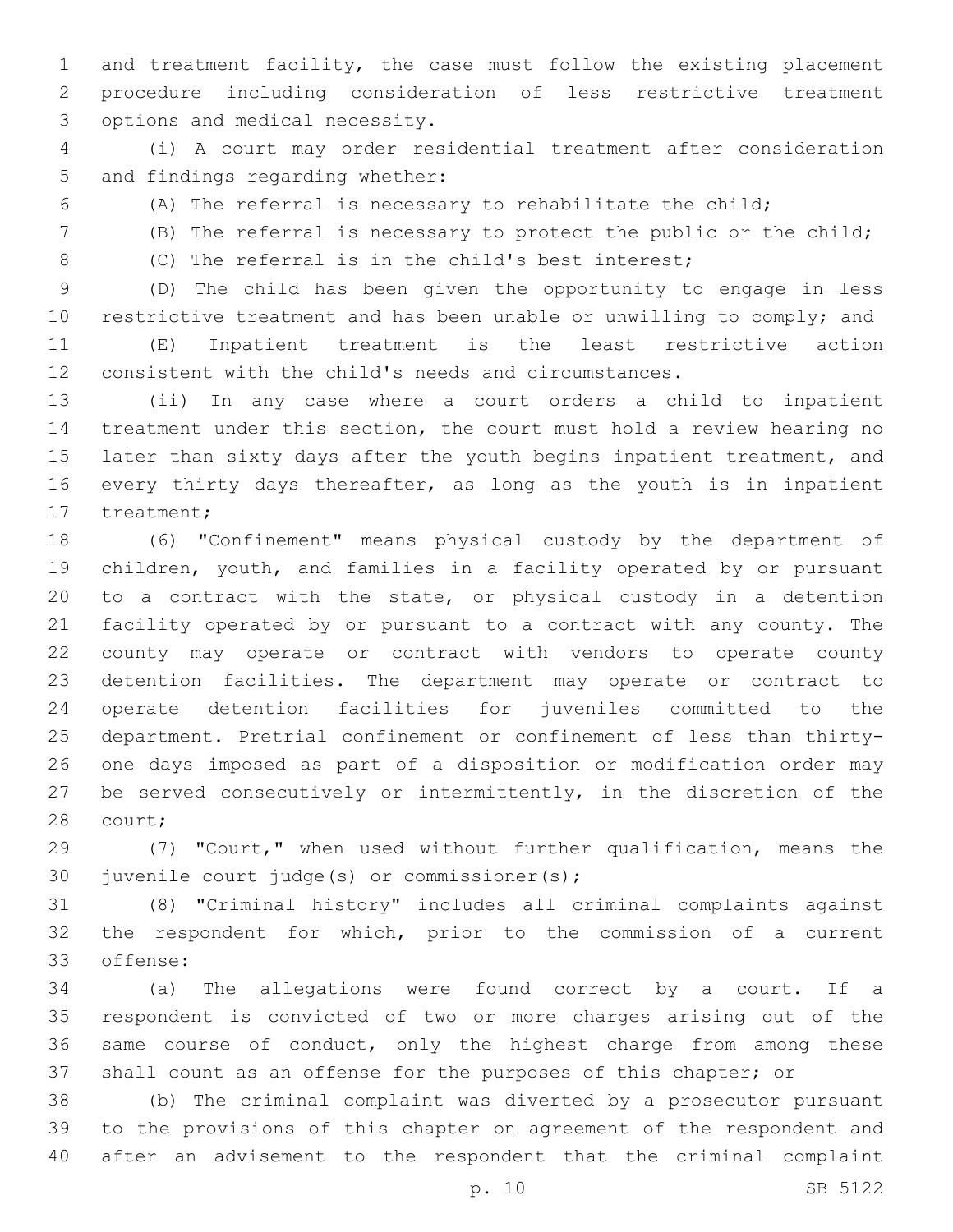and treatment facility, the case must follow the existing placement procedure including consideration of less restrictive treatment options and medical necessity.

(i) A court may order residential treatment after consideration and findings regarding whether:

(A) The referral is necessary to rehabilitate the child;

(B) The referral is necessary to protect the public or the child;

(C) The referral is in the child's best interest;

(D) The child has been given the opportunity to engage in less restrictive treatment and has been unable or unwilling to comply; and

(E) Inpatient treatment is the least restrictive action consistent with the child's needs and circumstances.

(ii) In any case where a court orders a child to inpatient treatment under this section, the court must hold a review hearing no later than sixty days after the youth begins inpatient treatment, and every thirty days thereafter, as long as the youth is in inpatient treatment;

(6) "Confinement" means physical custody by the department of children, youth, and families in a facility operated by or pursuant to a contract with the state, or physical custody in a detention facility operated by or pursuant to a contract with any county. The county may operate or contract with vendors to operate county detention facilities. The department may operate or contract to operate detention facilities for juveniles committed to the department. Pretrial confinement or confinement of less than thirty-one days imposed as part of a disposition or modification order may be served consecutively or intermittently, in the discretion of the court;

(7) "Court," when used without further qualification, means the juvenile court judge(s) or commissioner(s);

(8) "Criminal history" includes all criminal complaints against the respondent for which, prior to the commission of a current offense:

(a) The allegations were found correct by a court. If a respondent is convicted of two or more charges arising out of the same course of conduct, only the highest charge from among these shall count as an offense for the purposes of this chapter; or

(b) The criminal complaint was diverted by a prosecutor pursuant to the provisions of this chapter on agreement of the respondent and after an advisement to the respondent that the criminal complaint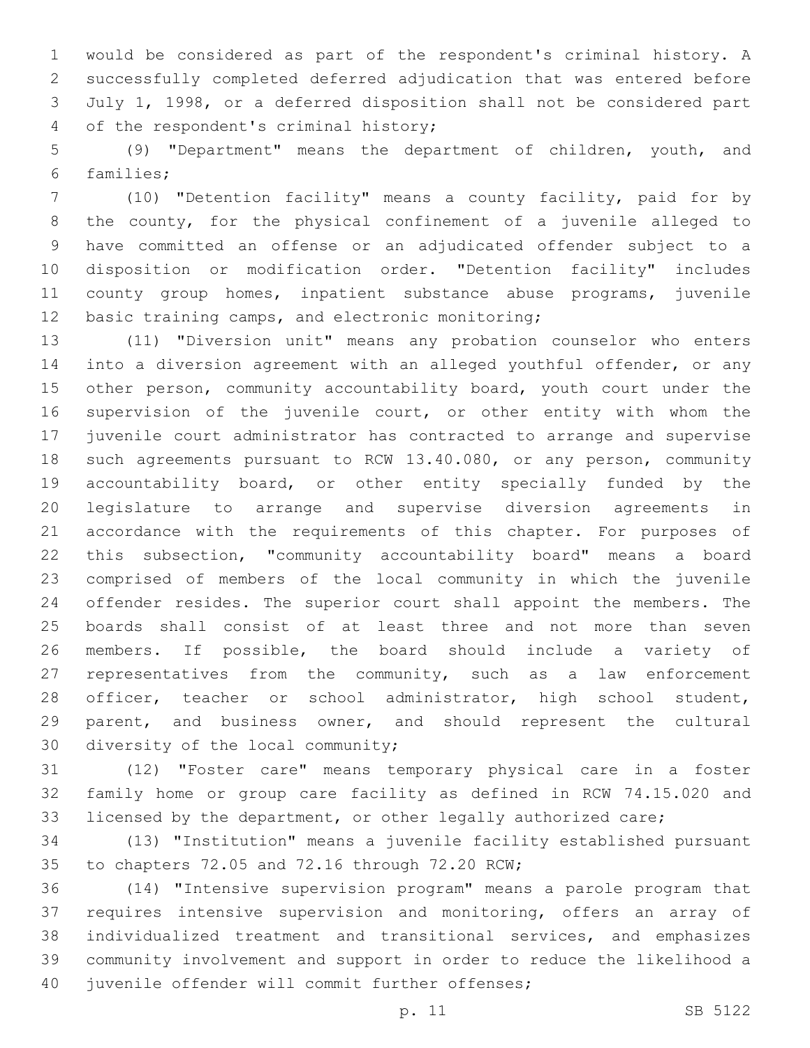would be considered as part of the respondent's criminal history. A successfully completed deferred adjudication that was entered before July 1, 1998, or a deferred disposition shall not be considered part of the respondent's criminal history;

(9) "Department" means the department of children, youth, and families;

(10) "Detention facility" means a county facility, paid for by the county, for the physical confinement of a juvenile alleged to have committed an offense or an adjudicated offender subject to a disposition or modification order. "Detention facility" includes county group homes, inpatient substance abuse programs, juvenile basic training camps, and electronic monitoring;

(11) "Diversion unit" means any probation counselor who enters into a diversion agreement with an alleged youthful offender, or any other person, community accountability board, youth court under the supervision of the juvenile court, or other entity with whom the juvenile court administrator has contracted to arrange and supervise such agreements pursuant to RCW 13.40.080, or any person, community accountability board, or other entity specially funded by the legislature to arrange and supervise diversion agreements in accordance with the requirements of this chapter. For purposes of this subsection, "community accountability board" means a board comprised of members of the local community in which the juvenile offender resides. The superior court shall appoint the members. The boards shall consist of at least three and not more than seven members. If possible, the board should include a variety of representatives from the community, such as a law enforcement officer, teacher or school administrator, high school student, parent, and business owner, and should represent the cultural diversity of the local community;

(12) "Foster care" means temporary physical care in a foster family home or group care facility as defined in RCW 74.15.020 and licensed by the department, or other legally authorized care;

(13) "Institution" means a juvenile facility established pursuant to chapters 72.05 and 72.16 through 72.20 RCW;

(14) "Intensive supervision program" means a parole program that requires intensive supervision and monitoring, offers an array of individualized treatment and transitional services, and emphasizes community involvement and support in order to reduce the likelihood a juvenile offender will commit further offenses;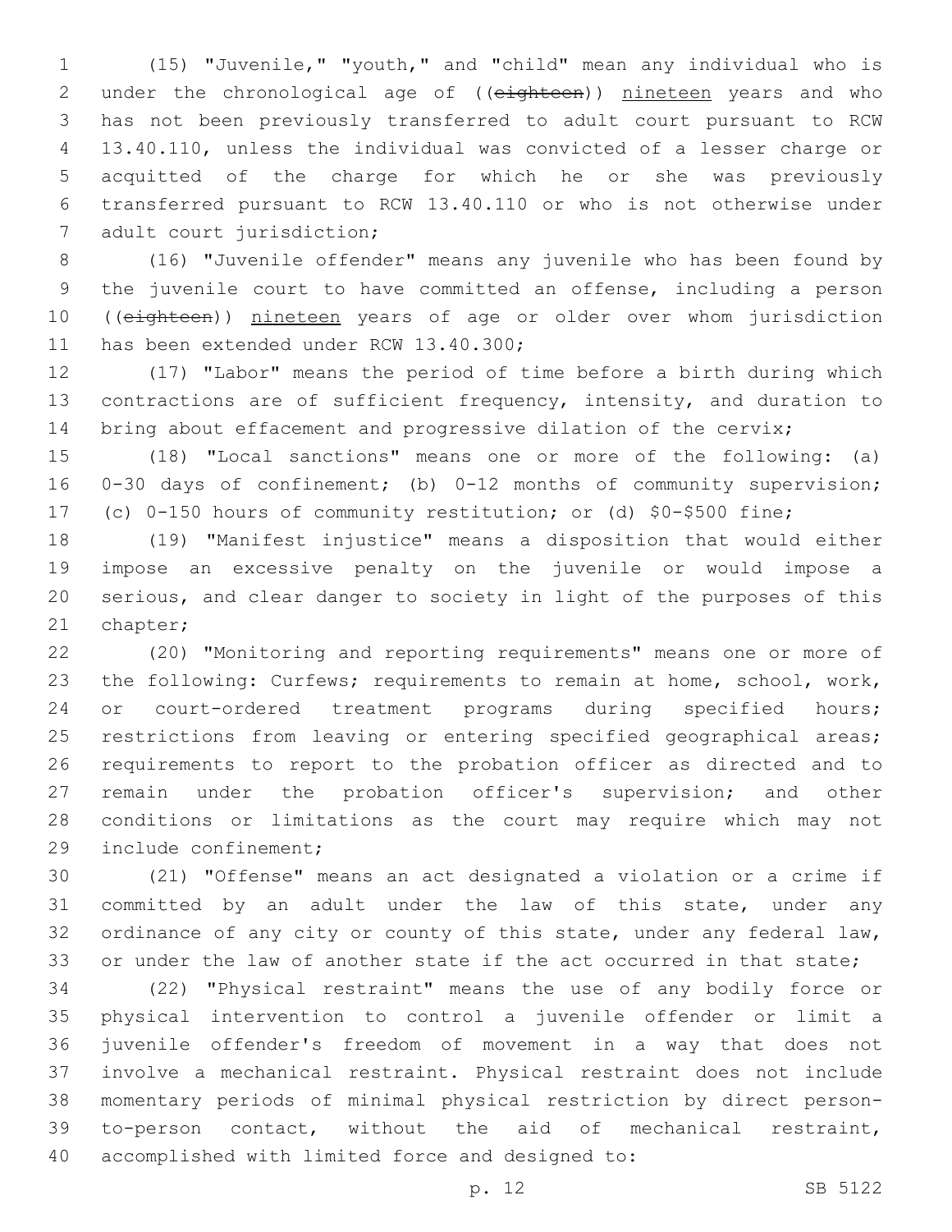(15) "Juvenile," "youth," and "child" mean any individual who is under the chronological age of ((~~eighteen~~)) <u>nineteen</u> years and who has not been previously transferred to adult court pursuant to RCW 13.40.110, unless the individual was convicted of a lesser charge or acquitted of the charge for which he or she was previously transferred pursuant to RCW 13.40.110 or who is not otherwise under adult court jurisdiction;

(16) "Juvenile offender" means any juvenile who has been found by the juvenile court to have committed an offense, including a person ((~~eighteen~~)) <u>nineteen</u> years of age or older over whom jurisdiction has been extended under RCW 13.40.300;

(17) "Labor" means the period of time before a birth during which contractions are of sufficient frequency, intensity, and duration to bring about effacement and progressive dilation of the cervix;

(18) "Local sanctions" means one or more of the following: (a) 0-30 days of confinement; (b) 0-12 months of community supervision; (c) 0-150 hours of community restitution; or (d) $0-$500 fine;

(19) "Manifest injustice" means a disposition that would either impose an excessive penalty on the juvenile or would impose a serious, and clear danger to society in light of the purposes of this chapter;

(20) "Monitoring and reporting requirements" means one or more of the following: Curfews; requirements to remain at home, school, work, or court-ordered treatment programs during specified hours; restrictions from leaving or entering specified geographical areas; requirements to report to the probation officer as directed and to remain under the probation officer's supervision; and other conditions or limitations as the court may require which may not include confinement;

(21) "Offense" means an act designated a violation or a crime if committed by an adult under the law of this state, under any ordinance of any city or county of this state, under any federal law, or under the law of another state if the act occurred in that state;

(22) "Physical restraint" means the use of any bodily force or physical intervention to control a juvenile offender or limit a juvenile offender's freedom of movement in a way that does not involve a mechanical restraint. Physical restraint does not include momentary periods of minimal physical restriction by direct person-to-person contact, without the aid of mechanical restraint, accomplished with limited force and designed to: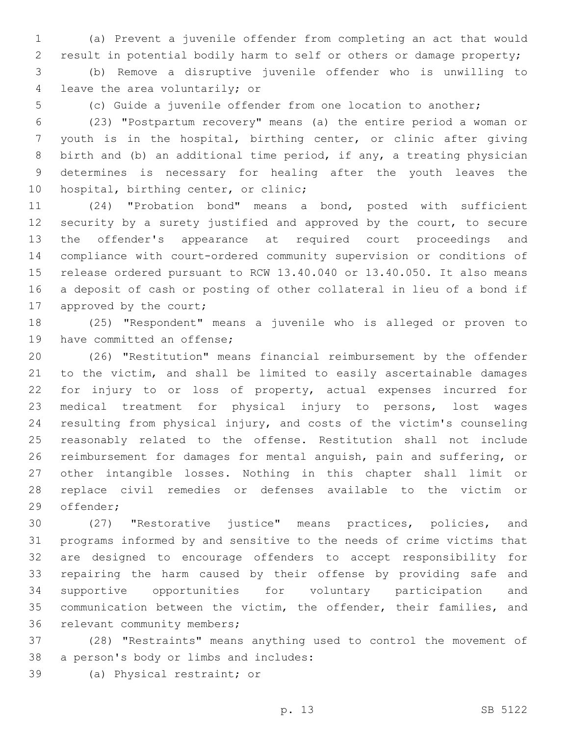(a) Prevent a juvenile offender from completing an act that would result in potential bodily harm to self or others or damage property;

(b) Remove a disruptive juvenile offender who is unwilling to leave the area voluntarily; or

(c) Guide a juvenile offender from one location to another;

(23) "Postpartum recovery" means (a) the entire period a woman or youth is in the hospital, birthing center, or clinic after giving birth and (b) an additional time period, if any, a treating physician determines is necessary for healing after the youth leaves the hospital, birthing center, or clinic;

(24) "Probation bond" means a bond, posted with sufficient security by a surety justified and approved by the court, to secure the offender's appearance at required court proceedings and compliance with court-ordered community supervision or conditions of release ordered pursuant to RCW 13.40.040 or 13.40.050. It also means a deposit of cash or posting of other collateral in lieu of a bond if approved by the court;

(25) "Respondent" means a juvenile who is alleged or proven to have committed an offense;

(26) "Restitution" means financial reimbursement by the offender to the victim, and shall be limited to easily ascertainable damages for injury to or loss of property, actual expenses incurred for medical treatment for physical injury to persons, lost wages resulting from physical injury, and costs of the victim's counseling reasonably related to the offense. Restitution shall not include reimbursement for damages for mental anguish, pain and suffering, or other intangible losses. Nothing in this chapter shall limit or replace civil remedies or defenses available to the victim or offender;

(27) "Restorative justice" means practices, policies, and programs informed by and sensitive to the needs of crime victims that are designed to encourage offenders to accept responsibility for repairing the harm caused by their offense by providing safe and supportive opportunities for voluntary participation and communication between the victim, the offender, their families, and relevant community members;

(28) "Restraints" means anything used to control the movement of a person's body or limbs and includes:

(a) Physical restraint; or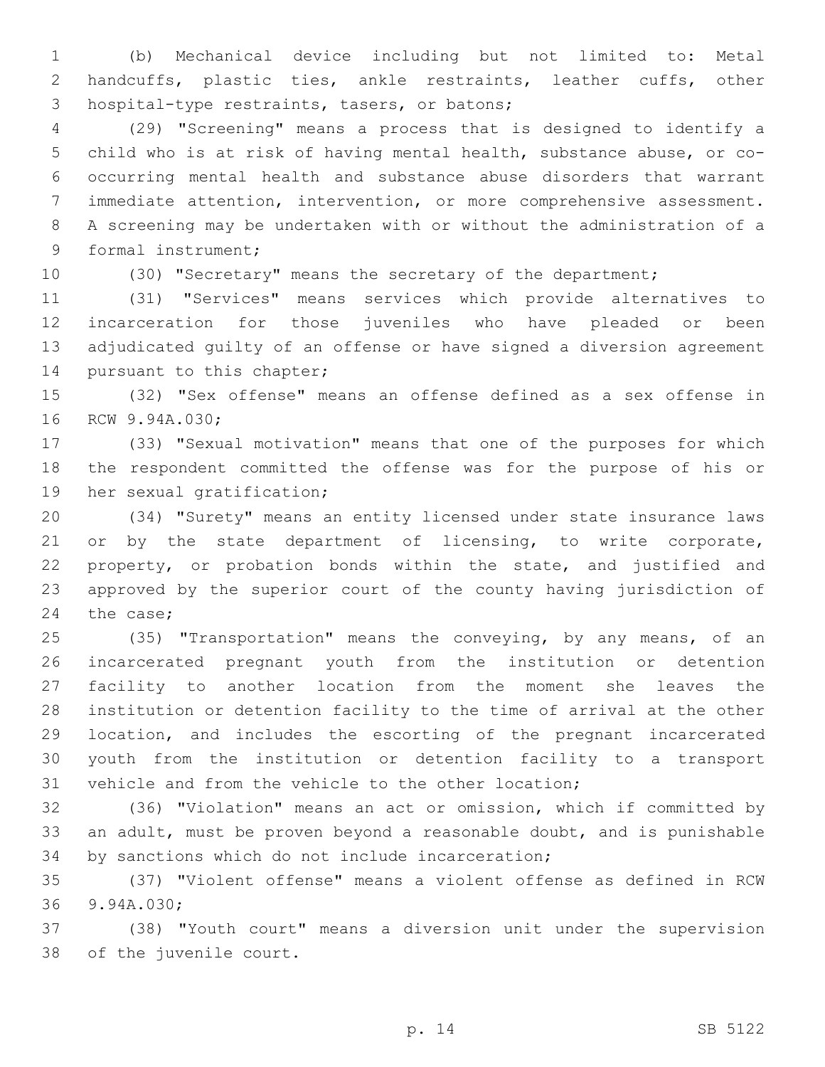(b) Mechanical device including but not limited to: Metal handcuffs, plastic ties, ankle restraints, leather cuffs, other hospital-type restraints, tasers, or batons;

(29) "Screening" means a process that is designed to identify a child who is at risk of having mental health, substance abuse, or co-occurring mental health and substance abuse disorders that warrant immediate attention, intervention, or more comprehensive assessment. A screening may be undertaken with or without the administration of a formal instrument;

(30) "Secretary" means the secretary of the department;

(31) "Services" means services which provide alternatives to incarceration for those juveniles who have pleaded or been adjudicated guilty of an offense or have signed a diversion agreement pursuant to this chapter;

(32) "Sex offense" means an offense defined as a sex offense in RCW 9.94A.030;

(33) "Sexual motivation" means that one of the purposes for which the respondent committed the offense was for the purpose of his or her sexual gratification;

(34) "Surety" means an entity licensed under state insurance laws or by the state department of licensing, to write corporate, property, or probation bonds within the state, and justified and approved by the superior court of the county having jurisdiction of the case;

(35) "Transportation" means the conveying, by any means, of an incarcerated pregnant youth from the institution or detention facility to another location from the moment she leaves the institution or detention facility to the time of arrival at the other location, and includes the escorting of the pregnant incarcerated youth from the institution or detention facility to a transport vehicle and from the vehicle to the other location;

(36) "Violation" means an act or omission, which if committed by an adult, must be proven beyond a reasonable doubt, and is punishable by sanctions which do not include incarceration;

(37) "Violent offense" means a violent offense as defined in RCW 9.94A.030;

(38) "Youth court" means a diversion unit under the supervision of the juvenile court.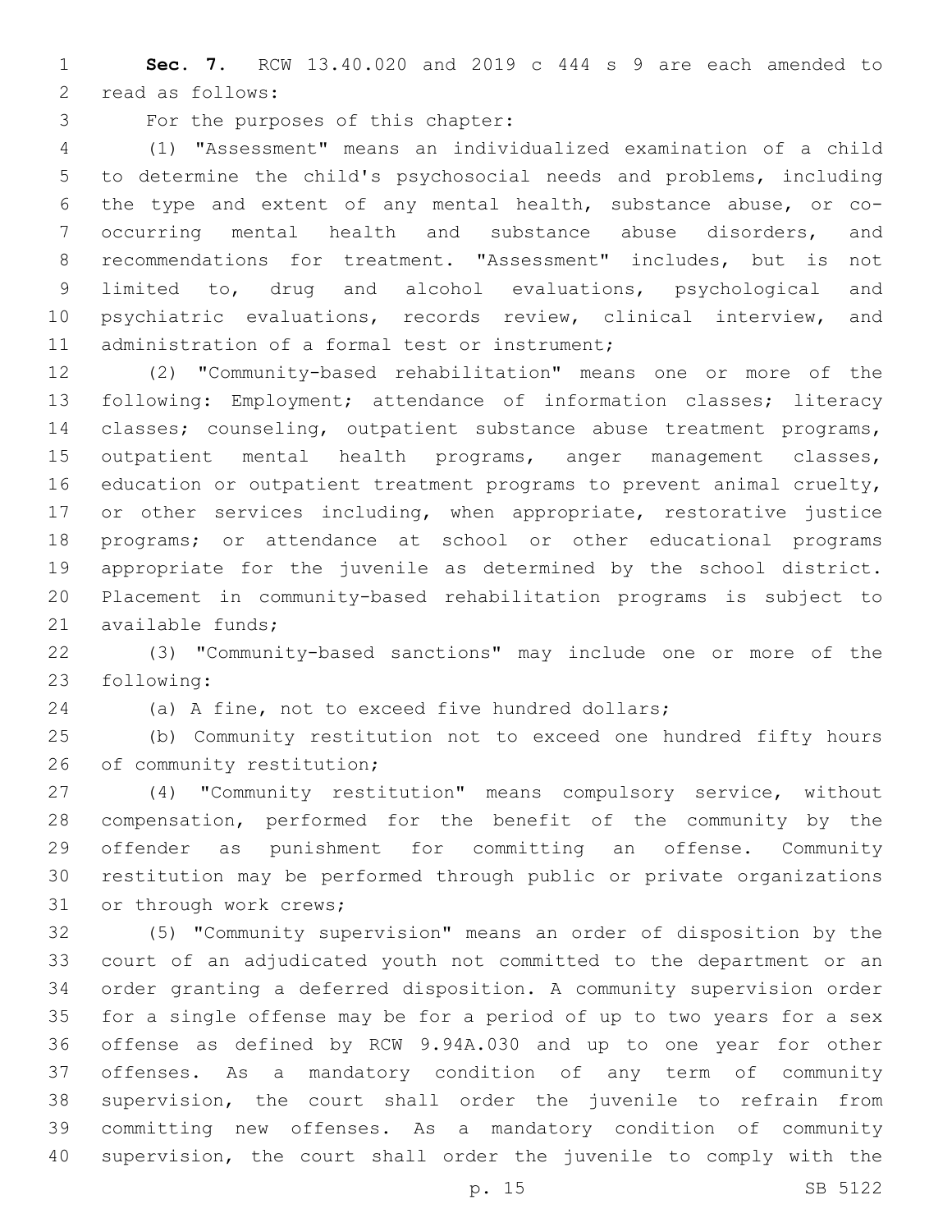**Sec. 7.** RCW 13.40.020 and 2019 c 444 s 9 are each amended to read as follows:

For the purposes of this chapter:

(1) "Assessment" means an individualized examination of a child to determine the child's psychosocial needs and problems, including the type and extent of any mental health, substance abuse, or co-occurring mental health and substance abuse disorders, and recommendations for treatment. "Assessment" includes, but is not limited to, drug and alcohol evaluations, psychological and psychiatric evaluations, records review, clinical interview, and administration of a formal test or instrument;

(2) "Community-based rehabilitation" means one or more of the following: Employment; attendance of information classes; literacy classes; counseling, outpatient substance abuse treatment programs, outpatient mental health programs, anger management classes, education or outpatient treatment programs to prevent animal cruelty, or other services including, when appropriate, restorative justice programs; or attendance at school or other educational programs appropriate for the juvenile as determined by the school district. Placement in community-based rehabilitation programs is subject to available funds;

(3) "Community-based sanctions" may include one or more of the following:

(a) A fine, not to exceed five hundred dollars;

(b) Community restitution not to exceed one hundred fifty hours of community restitution;

(4) "Community restitution" means compulsory service, without compensation, performed for the benefit of the community by the offender as punishment for committing an offense. Community restitution may be performed through public or private organizations or through work crews;

(5) "Community supervision" means an order of disposition by the court of an adjudicated youth not committed to the department or an order granting a deferred disposition. A community supervision order for a single offense may be for a period of up to two years for a sex offense as defined by RCW 9.94A.030 and up to one year for other offenses. As a mandatory condition of any term of community supervision, the court shall order the juvenile to refrain from committing new offenses. As a mandatory condition of community supervision, the court shall order the juvenile to comply with the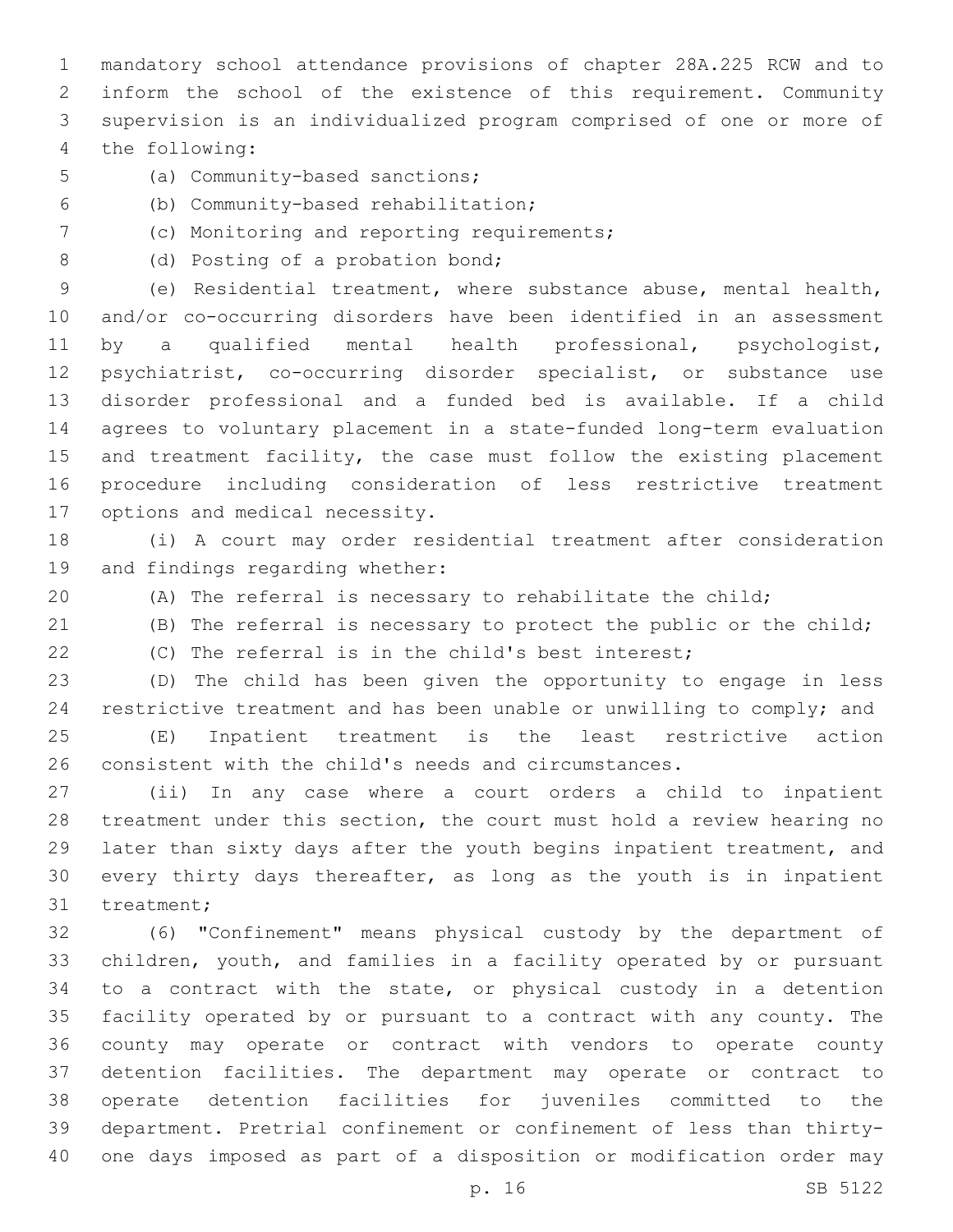mandatory school attendance provisions of chapter 28A.225 RCW and to inform the school of the existence of this requirement. Community supervision is an individualized program comprised of one or more of the following:

(a) Community-based sanctions;

(b) Community-based rehabilitation;

(c) Monitoring and reporting requirements;

(d) Posting of a probation bond;

(e) Residential treatment, where substance abuse, mental health, and/or co-occurring disorders have been identified in an assessment by a qualified mental health professional, psychologist, psychiatrist, co-occurring disorder specialist, or substance use disorder professional and a funded bed is available. If a child agrees to voluntary placement in a state-funded long-term evaluation and treatment facility, the case must follow the existing placement procedure including consideration of less restrictive treatment options and medical necessity.

(i) A court may order residential treatment after consideration and findings regarding whether:

(A) The referral is necessary to rehabilitate the child;

(B) The referral is necessary to protect the public or the child;

(C) The referral is in the child's best interest;

(D) The child has been given the opportunity to engage in less restrictive treatment and has been unable or unwilling to comply; and

(E) Inpatient treatment is the least restrictive action consistent with the child's needs and circumstances.

(ii) In any case where a court orders a child to inpatient treatment under this section, the court must hold a review hearing no later than sixty days after the youth begins inpatient treatment, and every thirty days thereafter, as long as the youth is in inpatient treatment;

(6) "Confinement" means physical custody by the department of children, youth, and families in a facility operated by or pursuant to a contract with the state, or physical custody in a detention facility operated by or pursuant to a contract with any county. The county may operate or contract with vendors to operate county detention facilities. The department may operate or contract to operate detention facilities for juveniles committed to the department. Pretrial confinement or confinement of less than thirty-one days imposed as part of a disposition or modification order may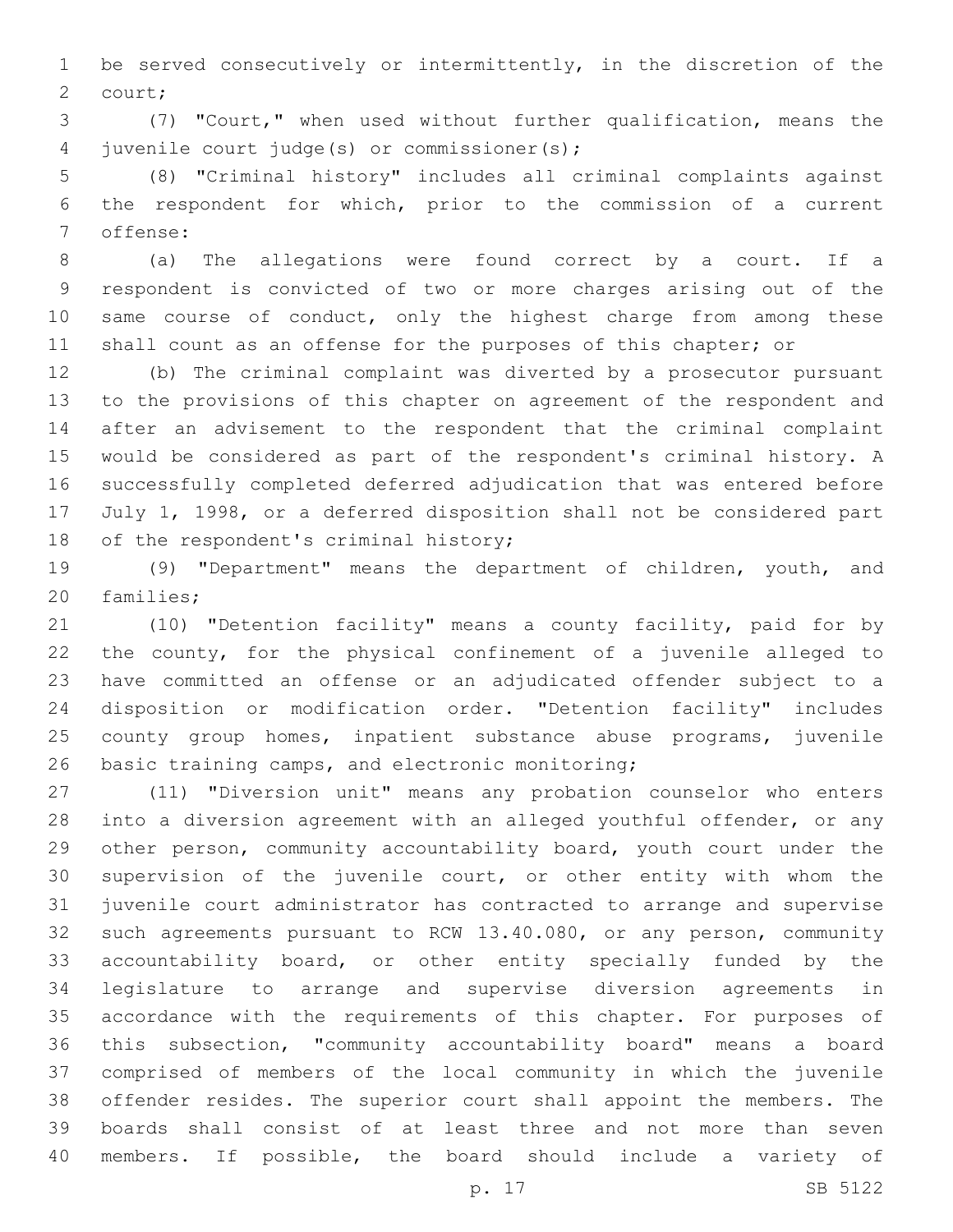be served consecutively or intermittently, in the discretion of the court;

(7) "Court," when used without further qualification, means the juvenile court judge(s) or commissioner(s);

(8) "Criminal history" includes all criminal complaints against the respondent for which, prior to the commission of a current offense:

(a) The allegations were found correct by a court. If a respondent is convicted of two or more charges arising out of the same course of conduct, only the highest charge from among these shall count as an offense for the purposes of this chapter; or

(b) The criminal complaint was diverted by a prosecutor pursuant to the provisions of this chapter on agreement of the respondent and after an advisement to the respondent that the criminal complaint would be considered as part of the respondent's criminal history. A successfully completed deferred adjudication that was entered before July 1, 1998, or a deferred disposition shall not be considered part of the respondent's criminal history;

(9) "Department" means the department of children, youth, and families;

(10) "Detention facility" means a county facility, paid for by the county, for the physical confinement of a juvenile alleged to have committed an offense or an adjudicated offender subject to a disposition or modification order. "Detention facility" includes county group homes, inpatient substance abuse programs, juvenile basic training camps, and electronic monitoring;

(11) "Diversion unit" means any probation counselor who enters into a diversion agreement with an alleged youthful offender, or any other person, community accountability board, youth court under the supervision of the juvenile court, or other entity with whom the juvenile court administrator has contracted to arrange and supervise such agreements pursuant to RCW 13.40.080, or any person, community accountability board, or other entity specially funded by the legislature to arrange and supervise diversion agreements in accordance with the requirements of this chapter. For purposes of this subsection, "community accountability board" means a board comprised of members of the local community in which the juvenile offender resides. The superior court shall appoint the members. The boards shall consist of at least three and not more than seven members. If possible, the board should include a variety of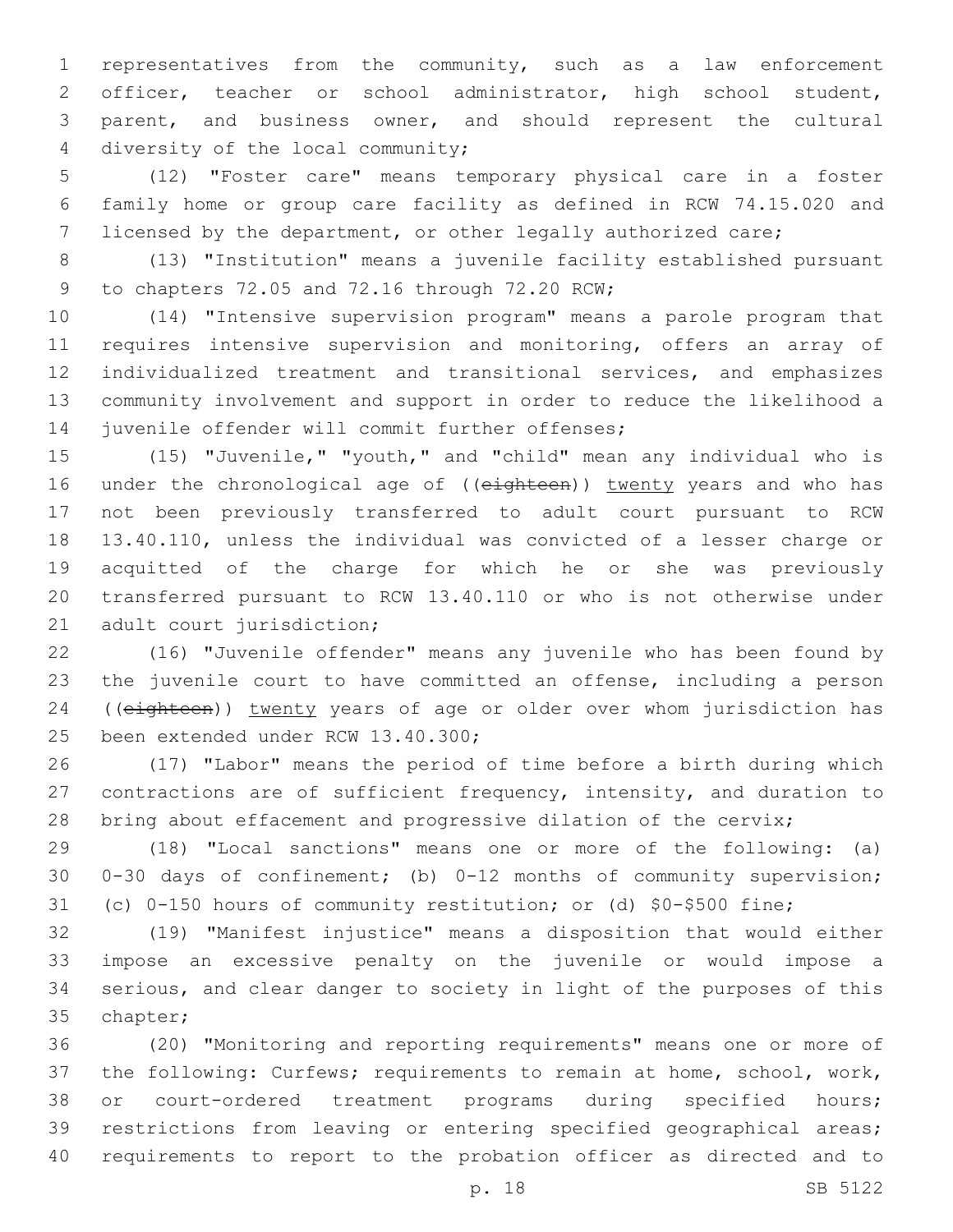representatives from the community, such as a law enforcement officer, teacher or school administrator, high school student, parent, and business owner, and should represent the cultural diversity of the local community;

(12) "Foster care" means temporary physical care in a foster family home or group care facility as defined in RCW 74.15.020 and licensed by the department, or other legally authorized care;

(13) "Institution" means a juvenile facility established pursuant to chapters 72.05 and 72.16 through 72.20 RCW;

(14) "Intensive supervision program" means a parole program that requires intensive supervision and monitoring, offers an array of individualized treatment and transitional services, and emphasizes community involvement and support in order to reduce the likelihood a juvenile offender will commit further offenses;

(15) "Juvenile," "youth," and "child" mean any individual who is under the chronological age of ((~~eighteen~~)) twenty years and who has not been previously transferred to adult court pursuant to RCW 13.40.110, unless the individual was convicted of a lesser charge or acquitted of the charge for which he or she was previously transferred pursuant to RCW 13.40.110 or who is not otherwise under adult court jurisdiction;

(16) "Juvenile offender" means any juvenile who has been found by the juvenile court to have committed an offense, including a person ((~~eighteen~~)) twenty years of age or older over whom jurisdiction has been extended under RCW 13.40.300;

(17) "Labor" means the period of time before a birth during which contractions are of sufficient frequency, intensity, and duration to bring about effacement and progressive dilation of the cervix;

(18) "Local sanctions" means one or more of the following: (a) 0-30 days of confinement; (b) 0-12 months of community supervision; (c) 0-150 hours of community restitution; or (d) $0-$500 fine;

(19) "Manifest injustice" means a disposition that would either impose an excessive penalty on the juvenile or would impose a serious, and clear danger to society in light of the purposes of this chapter;

(20) "Monitoring and reporting requirements" means one or more of the following: Curfews; requirements to remain at home, school, work, or court-ordered treatment programs during specified hours; restrictions from leaving or entering specified geographical areas; requirements to report to the probation officer as directed and to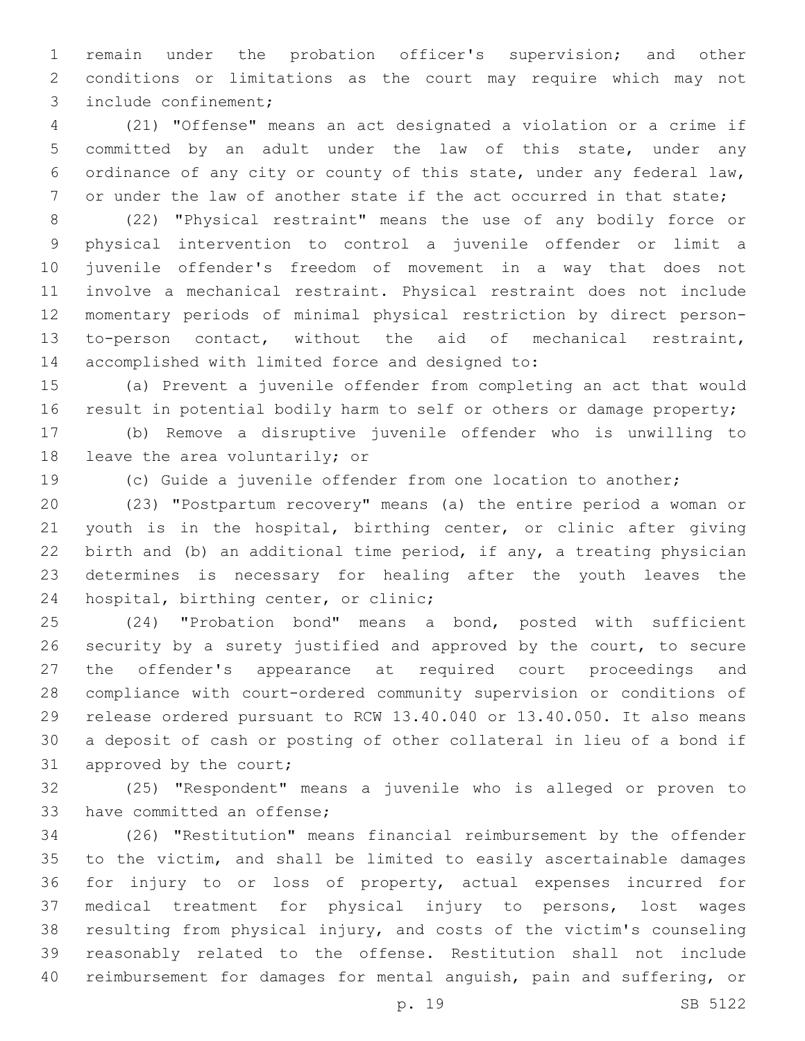remain under the probation officer's supervision; and other conditions or limitations as the court may require which may not include confinement;

(21) "Offense" means an act designated a violation or a crime if committed by an adult under the law of this state, under any ordinance of any city or county of this state, under any federal law, or under the law of another state if the act occurred in that state;

(22) "Physical restraint" means the use of any bodily force or physical intervention to control a juvenile offender or limit a juvenile offender's freedom of movement in a way that does not involve a mechanical restraint. Physical restraint does not include momentary periods of minimal physical restriction by direct person-to-person contact, without the aid of mechanical restraint, accomplished with limited force and designed to:

(a) Prevent a juvenile offender from completing an act that would result in potential bodily harm to self or others or damage property;

(b) Remove a disruptive juvenile offender who is unwilling to leave the area voluntarily; or

(c) Guide a juvenile offender from one location to another;

(23) "Postpartum recovery" means (a) the entire period a woman or youth is in the hospital, birthing center, or clinic after giving birth and (b) an additional time period, if any, a treating physician determines is necessary for healing after the youth leaves the hospital, birthing center, or clinic;

(24) "Probation bond" means a bond, posted with sufficient security by a surety justified and approved by the court, to secure the offender's appearance at required court proceedings and compliance with court-ordered community supervision or conditions of release ordered pursuant to RCW 13.40.040 or 13.40.050. It also means a deposit of cash or posting of other collateral in lieu of a bond if approved by the court;

(25) "Respondent" means a juvenile who is alleged or proven to have committed an offense;

(26) "Restitution" means financial reimbursement by the offender to the victim, and shall be limited to easily ascertainable damages for injury to or loss of property, actual expenses incurred for medical treatment for physical injury to persons, lost wages resulting from physical injury, and costs of the victim's counseling reasonably related to the offense. Restitution shall not include reimbursement for damages for mental anguish, pain and suffering, or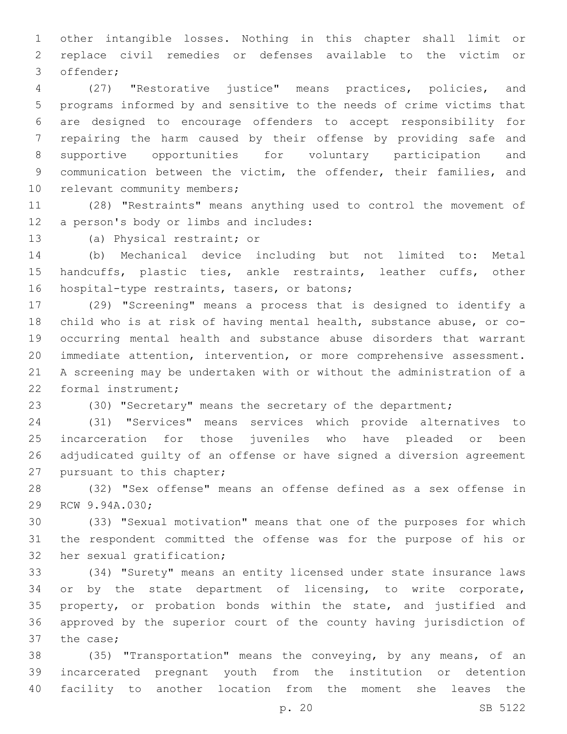other intangible losses. Nothing in this chapter shall limit or replace civil remedies or defenses available to the victim or offender;

(27) "Restorative justice" means practices, policies, and programs informed by and sensitive to the needs of crime victims that are designed to encourage offenders to accept responsibility for repairing the harm caused by their offense by providing safe and supportive opportunities for voluntary participation and communication between the victim, the offender, their families, and relevant community members;

(28) "Restraints" means anything used to control the movement of a person's body or limbs and includes:

(a) Physical restraint; or

(b) Mechanical device including but not limited to: Metal handcuffs, plastic ties, ankle restraints, leather cuffs, other hospital-type restraints, tasers, or batons;

(29) "Screening" means a process that is designed to identify a child who is at risk of having mental health, substance abuse, or co-occurring mental health and substance abuse disorders that warrant immediate attention, intervention, or more comprehensive assessment. A screening may be undertaken with or without the administration of a formal instrument;

(30) "Secretary" means the secretary of the department;

(31) "Services" means services which provide alternatives to incarceration for those juveniles who have pleaded or been adjudicated guilty of an offense or have signed a diversion agreement pursuant to this chapter;

(32) "Sex offense" means an offense defined as a sex offense in RCW 9.94A.030;

(33) "Sexual motivation" means that one of the purposes for which the respondent committed the offense was for the purpose of his or her sexual gratification;

(34) "Surety" means an entity licensed under state insurance laws or by the state department of licensing, to write corporate, property, or probation bonds within the state, and justified and approved by the superior court of the county having jurisdiction of the case;

(35) "Transportation" means the conveying, by any means, of an incarcerated pregnant youth from the institution or detention facility to another location from the moment she leaves the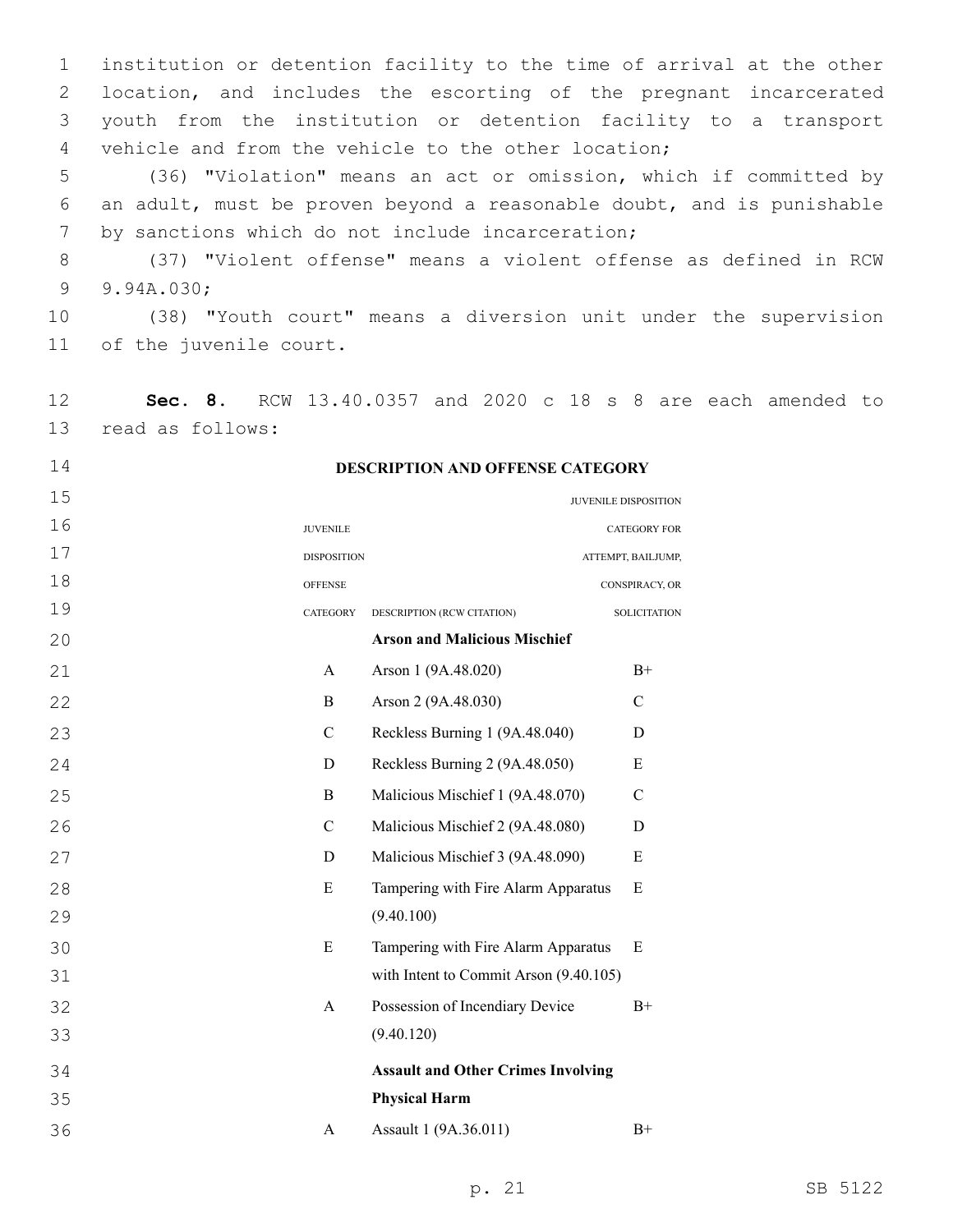institution or detention facility to the time of arrival at the other location, and includes the escorting of the pregnant incarcerated youth from the institution or detention facility to a transport vehicle and from the vehicle to the other location;

(36) "Violation" means an act or omission, which if committed by an adult, must be proven beyond a reasonable doubt, and is punishable by sanctions which do not include incarceration;

(37) "Violent offense" means a violent offense as defined in RCW 9.94A.030;

(38) "Youth court" means a diversion unit under the supervision of the juvenile court.

**Sec. 8.** RCW 13.40.0357 and 2020 c 18 s 8 are each amended to read as follows:

**DESCRIPTION AND OFFENSE CATEGORY**

| JUVENILE DISPOSITION OFFENSE CATEGORY | DESCRIPTION (RCW CITATION) | JUVENILE DISPOSITION CATEGORY FOR ATTEMPT, BAILJUMP, CONSPIRACY, OR SOLICITATION |
|---|---|---|
| | **Arson and Malicious Mischief** | |
| A | Arson 1 (9A.48.020) | B+ |
| B | Arson 2 (9A.48.030) | C |
| C | Reckless Burning 1 (9A.48.040) | D |
| D | Reckless Burning 2 (9A.48.050) | E |
| B | Malicious Mischief 1 (9A.48.070) | C |
| C | Malicious Mischief 2 (9A.48.080) | D |
| D | Malicious Mischief 3 (9A.48.090) | E |
| E | Tampering with Fire Alarm Apparatus (9.40.100) | E |
| E | Tampering with Fire Alarm Apparatus with Intent to Commit Arson (9.40.105) | E |
| A | Possession of Incendiary Device (9.40.120) | B+ |
| | **Assault and Other Crimes Involving Physical Harm** | |
| A | Assault 1 (9A.36.011) | B+ |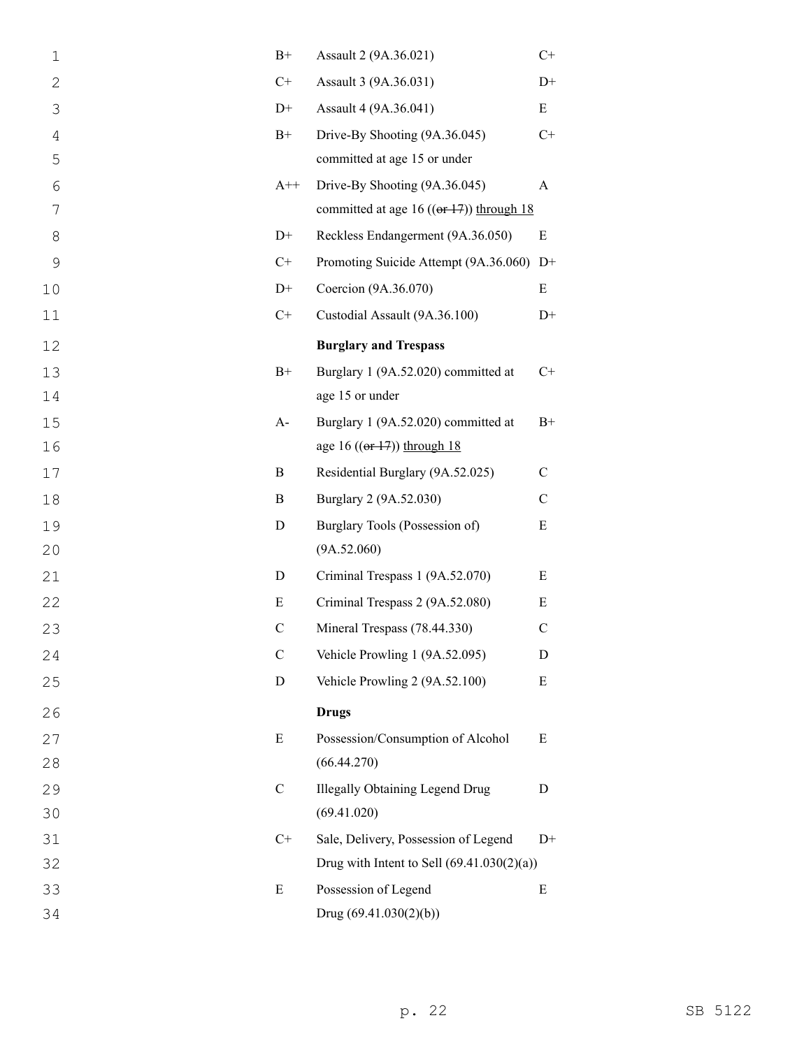| | | |
|---|---|---|
| B+ | Assault 2 (9A.36.021) | C+ |
| C+ | Assault 3 (9A.36.031) | D+ |
| D+ | Assault 4 (9A.36.041) | E |
| B+ | Drive-By Shooting (9A.36.045) committed at age 15 or under | C+ |
| A++ | Drive-By Shooting (9A.36.045) committed at age 16 ((~~or 17~~)) <u>through 18</u> | A |
| D+ | Reckless Endangerment (9A.36.050) | E |
| C+ | Promoting Suicide Attempt (9A.36.060) | D+ |
| D+ | Coercion (9A.36.070) | E |
| C+ | Custodial Assault (9A.36.100) | D+ |
| | **Burglary and Trespass** | |
| B+ | Burglary 1 (9A.52.020) committed at age 15 or under | C+ |
| A- | Burglary 1 (9A.52.020) committed at age 16 ((~~or 17~~)) <u>through 18</u> | B+ |
| B | Residential Burglary (9A.52.025) | C |
| B | Burglary 2 (9A.52.030) | C |
| D | Burglary Tools (Possession of) (9A.52.060) | E |
| D | Criminal Trespass 1 (9A.52.070) | E |
| E | Criminal Trespass 2 (9A.52.080) | E |
| C | Mineral Trespass (78.44.330) | C |
| C | Vehicle Prowling 1 (9A.52.095) | D |
| D | Vehicle Prowling 2 (9A.52.100) | E |
| | **Drugs** | |
| E | Possession/Consumption of Alcohol (66.44.270) | E |
| C | Illegally Obtaining Legend Drug (69.41.020) | D |
| C+ | Sale, Delivery, Possession of Legend Drug with Intent to Sell (69.41.030(2)(a)) | D+ |
| E | Possession of Legend Drug (69.41.030(2)(b)) | E |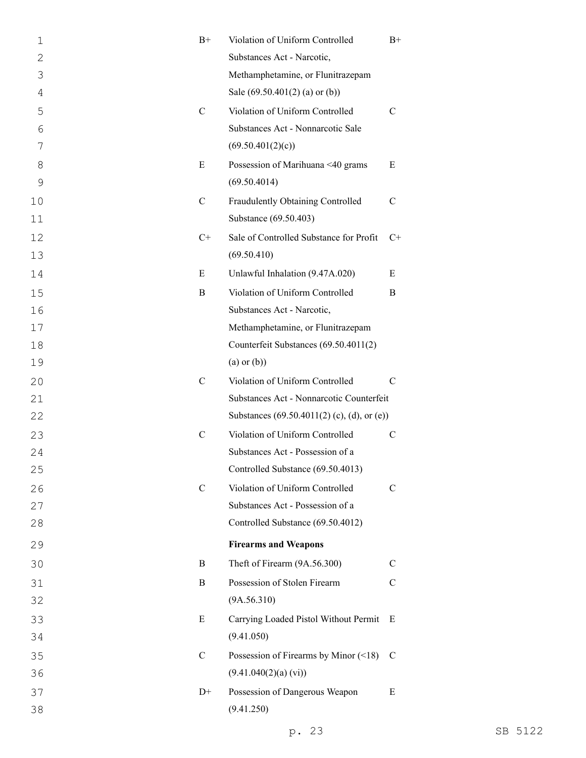| | | |
|---|---|---|
| B+ | Violation of Uniform Controlled Substances Act - Narcotic, Methamphetamine, or Flunitrazepam Sale (69.50.401(2) (a) or (b)) | B+ |
| C | Violation of Uniform Controlled Substances Act - Nonnarcotic Sale (69.50.401(2)(c)) | C |
| E | Possession of Marihuana <40 grams (69.50.4014) | E |
| C | Fraudulently Obtaining Controlled Substance (69.50.403) | C |
| C+ | Sale of Controlled Substance for Profit (69.50.410) | C+ |
| E | Unlawful Inhalation (9.47A.020) | E |
| B | Violation of Uniform Controlled Substances Act - Narcotic, Methamphetamine, or Flunitrazepam Counterfeit Substances (69.50.4011(2) (a) or (b)) | B |
| C | Violation of Uniform Controlled Substances Act - Nonnarcotic Counterfeit Substances (69.50.4011(2) (c), (d), or (e)) | C |
| C | Violation of Uniform Controlled Substances Act - Possession of a Controlled Substance (69.50.4013) | C |
| C | Violation of Uniform Controlled Substances Act - Possession of a Controlled Substance (69.50.4012) | C |
| | **Firearms and Weapons** | |
| B | Theft of Firearm (9A.56.300) | C |
| B | Possession of Stolen Firearm (9A.56.310) | C |
| E | Carrying Loaded Pistol Without Permit (9.41.050) | E |
| C | Possession of Firearms by Minor (<18) (9.41.040(2)(a) (vi)) | C |
| D+ | Possession of Dangerous Weapon (9.41.250) | E |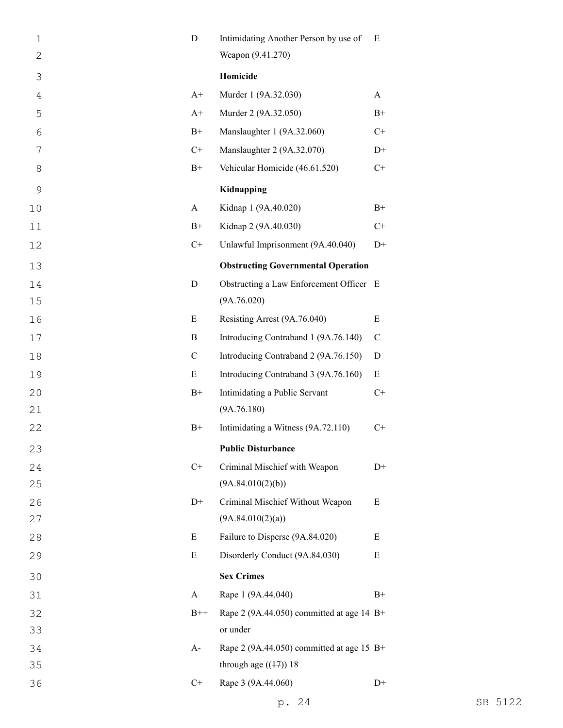| | | |
|---|---|---|
| D | Intimidating Another Person by use of Weapon (9.41.270) | E |
| | **Homicide** | |
| A+ | Murder 1 (9A.32.030) | A |
| A+ | Murder 2 (9A.32.050) | B+ |
| B+ | Manslaughter 1 (9A.32.060) | C+ |
| C+ | Manslaughter 2 (9A.32.070) | D+ |
| B+ | Vehicular Homicide (46.61.520) | C+ |
| | **Kidnapping** | |
| A | Kidnap 1 (9A.40.020) | B+ |
| B+ | Kidnap 2 (9A.40.030) | C+ |
| C+ | Unlawful Imprisonment (9A.40.040) | D+ |
| | **Obstructing Governmental Operation** | |
| D | Obstructing a Law Enforcement Officer (9A.76.020) | E |
| E | Resisting Arrest (9A.76.040) | E |
| B | Introducing Contraband 1 (9A.76.140) | C |
| C | Introducing Contraband 2 (9A.76.150) | D |
| E | Introducing Contraband 3 (9A.76.160) | E |
| B+ | Intimidating a Public Servant (9A.76.180) | C+ |
| B+ | Intimidating a Witness (9A.72.110) | C+ |
| | **Public Disturbance** | |
| C+ | Criminal Mischief with Weapon (9A.84.010(2)(b)) | D+ |
| D+ | Criminal Mischief Without Weapon (9A.84.010(2)(a)) | E |
| E | Failure to Disperse (9A.84.020) | E |
| E | Disorderly Conduct (9A.84.030) | E |
| | **Sex Crimes** | |
| A | Rape 1 (9A.44.040) | B+ |
| B++ | Rape 2 (9A.44.050) committed at age 14 or under | B+ |
| A- | Rape 2 (9A.44.050) committed at age 15 through age ((17)) 18 | B+ |
| C+ | Rape 3 (9A.44.060) | D+ |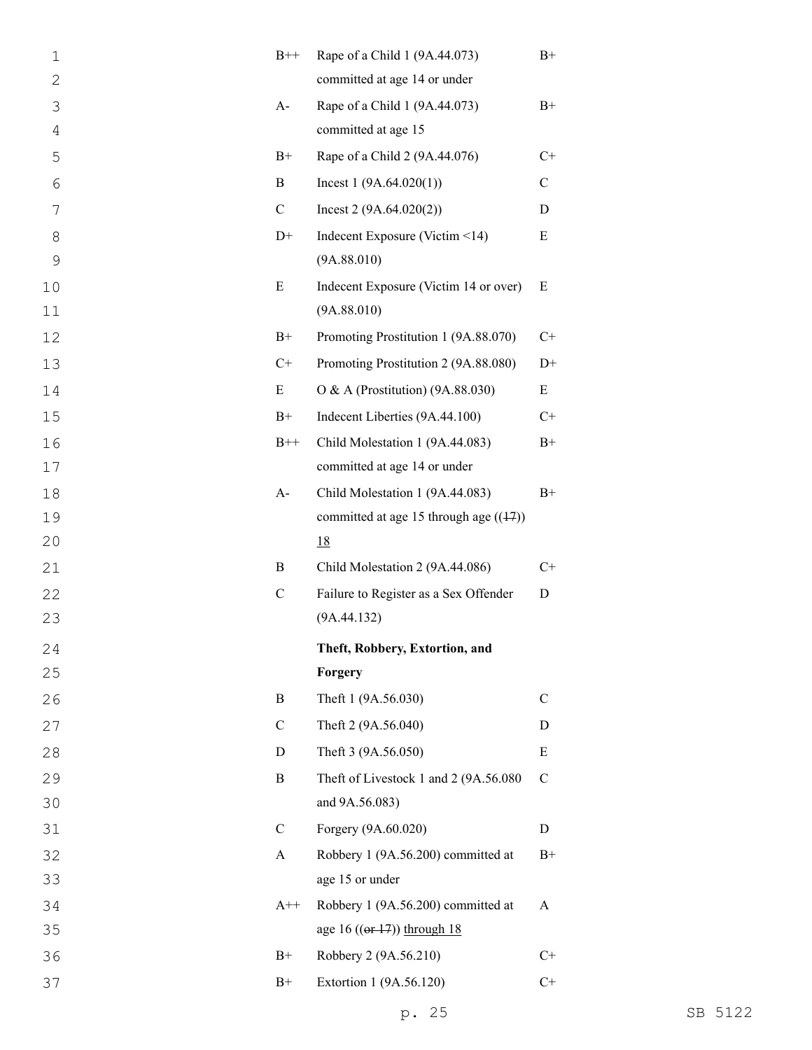| | | |
|---|---|---|
| B++ | Rape of a Child 1 (9A.44.073) committed at age 14 or under | B+ |
| A- | Rape of a Child 1 (9A.44.073) committed at age 15 | B+ |
| B+ | Rape of a Child 2 (9A.44.076) | C+ |
| B | Incest 1 (9A.64.020(1)) | C |
| C | Incest 2 (9A.64.020(2)) | D |
| D+ | Indecent Exposure (Victim <14) (9A.88.010) | E |
| E | Indecent Exposure (Victim 14 or over) (9A.88.010) | E |
| B+ | Promoting Prostitution 1 (9A.88.070) | C+ |
| C+ | Promoting Prostitution 2 (9A.88.080) | D+ |
| E | O & A (Prostitution) (9A.88.030) | E |
| B+ | Indecent Liberties (9A.44.100) | C+ |
| B++ | Child Molestation 1 (9A.44.083) committed at age 14 or under | B+ |
| A- | Child Molestation 1 (9A.44.083) committed at age 15 through age ((~~17~~)) <u>18</u> | B+ |
| B | Child Molestation 2 (9A.44.086) | C+ |
| C | Failure to Register as a Sex Offender (9A.44.132) | D |
| | **Theft, Robbery, Extortion, and Forgery** | |
| B | Theft 1 (9A.56.030) | C |
| C | Theft 2 (9A.56.040) | D |
| D | Theft 3 (9A.56.050) | E |
| B | Theft of Livestock 1 and 2 (9A.56.080 and 9A.56.083) | C |
| C | Forgery (9A.60.020) | D |
| A | Robbery 1 (9A.56.200) committed at age 15 or under | B+ |
| A++ | Robbery 1 (9A.56.200) committed at age 16 ((~~or 17~~)) <u>through 18</u> | A |
| B+ | Robbery 2 (9A.56.210) | C+ |
| B+ | Extortion 1 (9A.56.120) | C+ |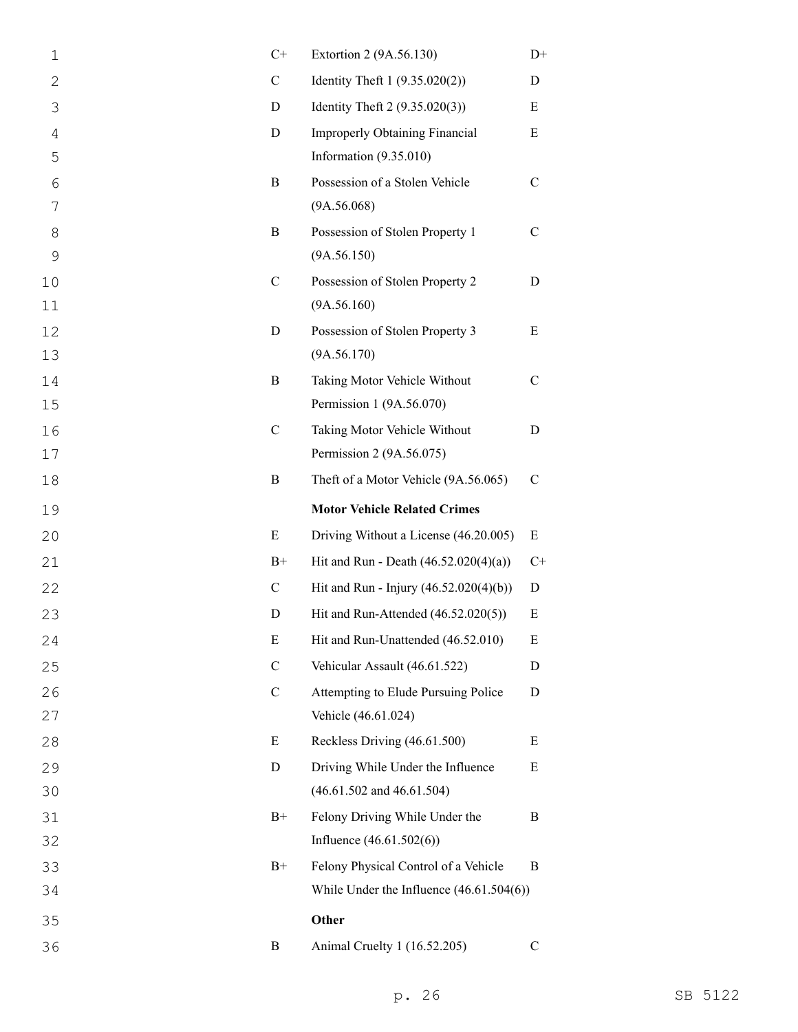| | | |
|---|---|---|
| C+ | Extortion 2 (9A.56.130) | D+ |
| C | Identity Theft 1 (9.35.020(2)) | D |
| D | Identity Theft 2 (9.35.020(3)) | E |
| D | Improperly Obtaining Financial Information (9.35.010) | E |
| B | Possession of a Stolen Vehicle (9A.56.068) | C |
| B | Possession of Stolen Property 1 (9A.56.150) | C |
| C | Possession of Stolen Property 2 (9A.56.160) | D |
| D | Possession of Stolen Property 3 (9A.56.170) | E |
| B | Taking Motor Vehicle Without Permission 1 (9A.56.070) | C |
| C | Taking Motor Vehicle Without Permission 2 (9A.56.075) | D |
| B | Theft of a Motor Vehicle (9A.56.065) | C |
| | **Motor Vehicle Related Crimes** | |
| E | Driving Without a License (46.20.005) | E |
| B+ | Hit and Run - Death (46.52.020(4)(a)) | C+ |
| C | Hit and Run - Injury (46.52.020(4)(b)) | D |
| D | Hit and Run-Attended (46.52.020(5)) | E |
| E | Hit and Run-Unattended (46.52.010) | E |
| C | Vehicular Assault (46.61.522) | D |
| C | Attempting to Elude Pursuing Police Vehicle (46.61.024) | D |
| E | Reckless Driving (46.61.500) | E |
| D | Driving While Under the Influence (46.61.502 and 46.61.504) | E |
| B+ | Felony Driving While Under the Influence (46.61.502(6)) | B |
| B+ | Felony Physical Control of a Vehicle While Under the Influence (46.61.504(6)) | B |
| | **Other** | |
| B | Animal Cruelty 1 (16.52.205) | C |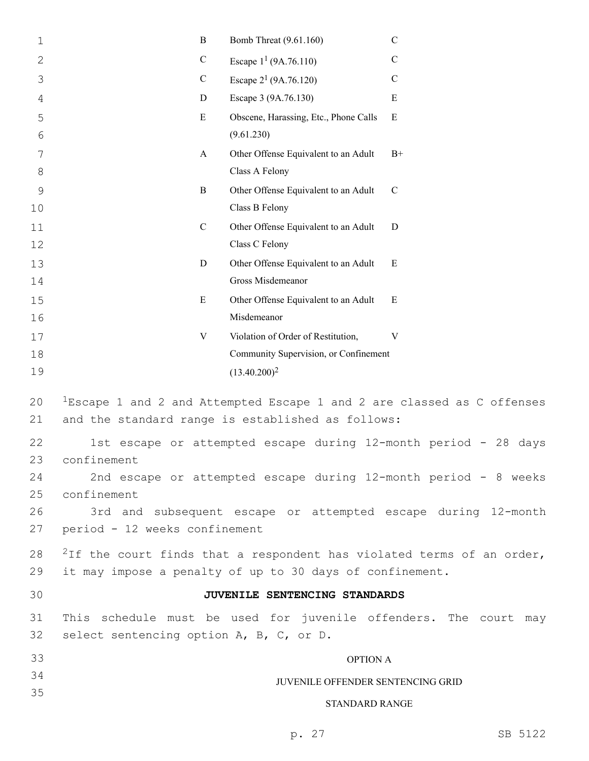| | | |
|---|---|---|
| B | Bomb Threat (9.61.160) | C |
| C | Escape 1[1] (9A.76.110) | C |
| C | Escape 2[1] (9A.76.120) | C |
| D | Escape 3 (9A.76.130) | E |
| E | Obscene, Harassing, Etc., Phone Calls (9.61.230) | E |
| A | Other Offense Equivalent to an Adult Class A Felony | B+ |
| B | Other Offense Equivalent to an Adult Class B Felony | C |
| C | Other Offense Equivalent to an Adult Class C Felony | D |
| D | Other Offense Equivalent to an Adult Gross Misdemeanor | E |
| E | Other Offense Equivalent to an Adult Misdemeanor | E |
| V | Violation of Order of Restitution, Community Supervision, or Confinement (13.40.200)[2] | V |

[1]Escape 1 and 2 and Attempted Escape 1 and 2 are classed as C offenses and the standard range is established as follows:

1st escape or attempted escape during 12-month period - 28 days confinement

2nd escape or attempted escape during 12-month period - 8 weeks confinement

3rd and subsequent escape or attempted escape during 12-month period - 12 weeks confinement

[2]If the court finds that a respondent has violated terms of an order, it may impose a penalty of up to 30 days of confinement.

**JUVENILE SENTENCING STANDARDS**

This schedule must be used for juvenile offenders. The court may select sentencing option A, B, C, or D.

OPTION A

JUVENILE OFFENDER SENTENCING GRID

STANDARD RANGE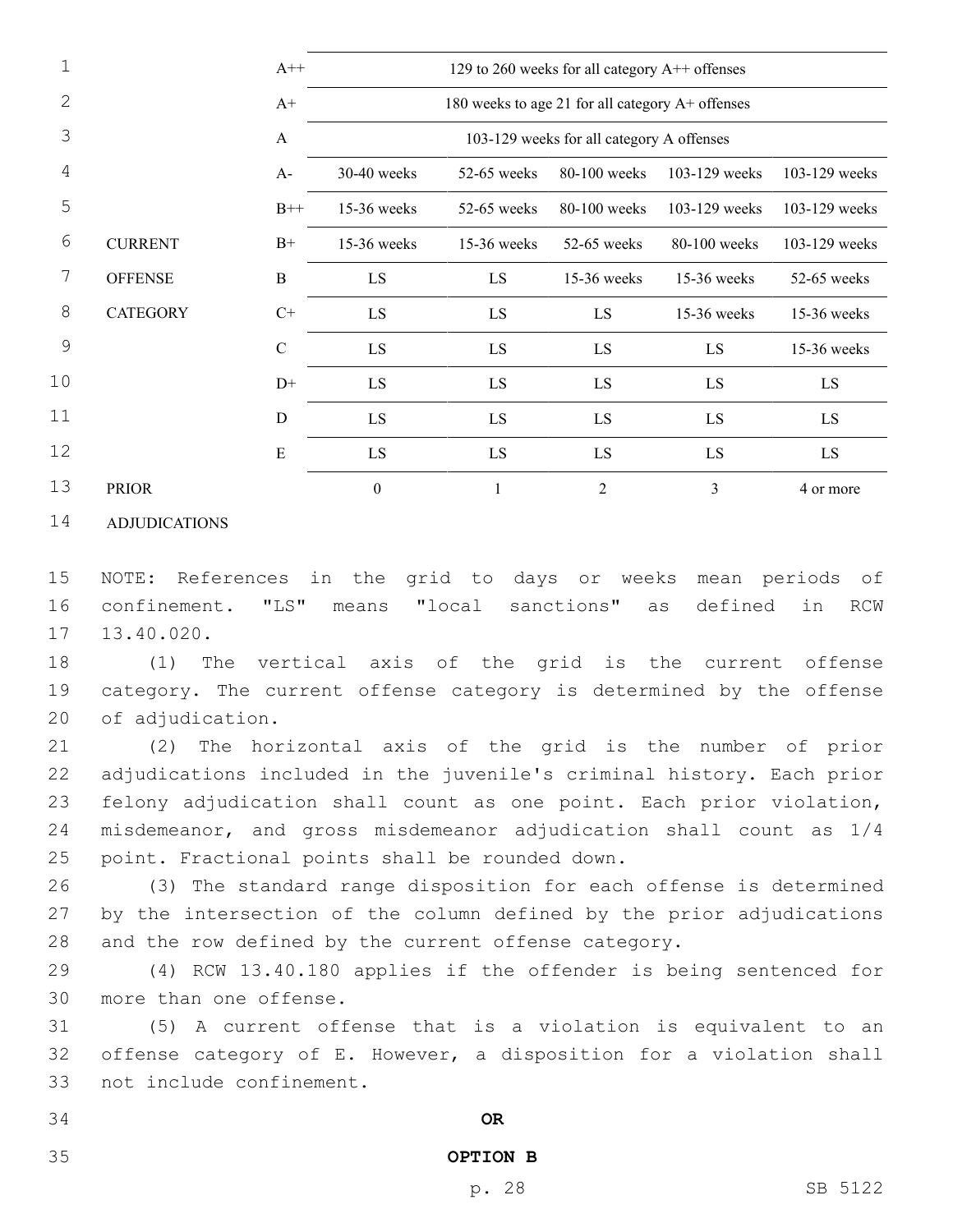| CURRENT OFFENSE CATEGORY | | | | | | |
|---|---|---|---|---|---|---|
| | A++ | 129 to 260 weeks for all category A++ offenses | | | | |
| | A+ | 180 weeks to age 21 for all category A+ offenses | | | | |
| | A | 103-129 weeks for all category A offenses | | | | |
| | A- | 30-40 weeks | 52-65 weeks | 80-100 weeks | 103-129 weeks | 103-129 weeks |
| | B++ | 15-36 weeks | 52-65 weeks | 80-100 weeks | 103-129 weeks | 103-129 weeks |
| | B+ | 15-36 weeks | 15-36 weeks | 52-65 weeks | 80-100 weeks | 103-129 weeks |
| | B | LS | LS | 15-36 weeks | 15-36 weeks | 52-65 weeks |
| | C+ | LS | LS | LS | 15-36 weeks | 15-36 weeks |
| | C | LS | LS | LS | LS | 15-36 weeks |
| | D+ | LS | LS | LS | LS | LS |
| | D | LS | LS | LS | LS | LS |
| | E | LS | LS | LS | LS | LS |
| PRIOR ADJUDICATIONS | | 0 | 1 | 2 | 3 | 4 or more |

NOTE: References in the grid to days or weeks mean periods of confinement. "LS" means "local sanctions" as defined in RCW 13.40.020.

(1) The vertical axis of the grid is the current offense category. The current offense category is determined by the offense of adjudication.

(2) The horizontal axis of the grid is the number of prior adjudications included in the juvenile's criminal history. Each prior felony adjudication shall count as one point. Each prior violation, misdemeanor, and gross misdemeanor adjudication shall count as 1/4 point. Fractional points shall be rounded down.

(3) The standard range disposition for each offense is determined by the intersection of the column defined by the prior adjudications and the row defined by the current offense category.

(4) RCW 13.40.180 applies if the offender is being sentenced for more than one offense.

(5) A current offense that is a violation is equivalent to an offense category of E. However, a disposition for a violation shall not include confinement.

**OR**

**OPTION B**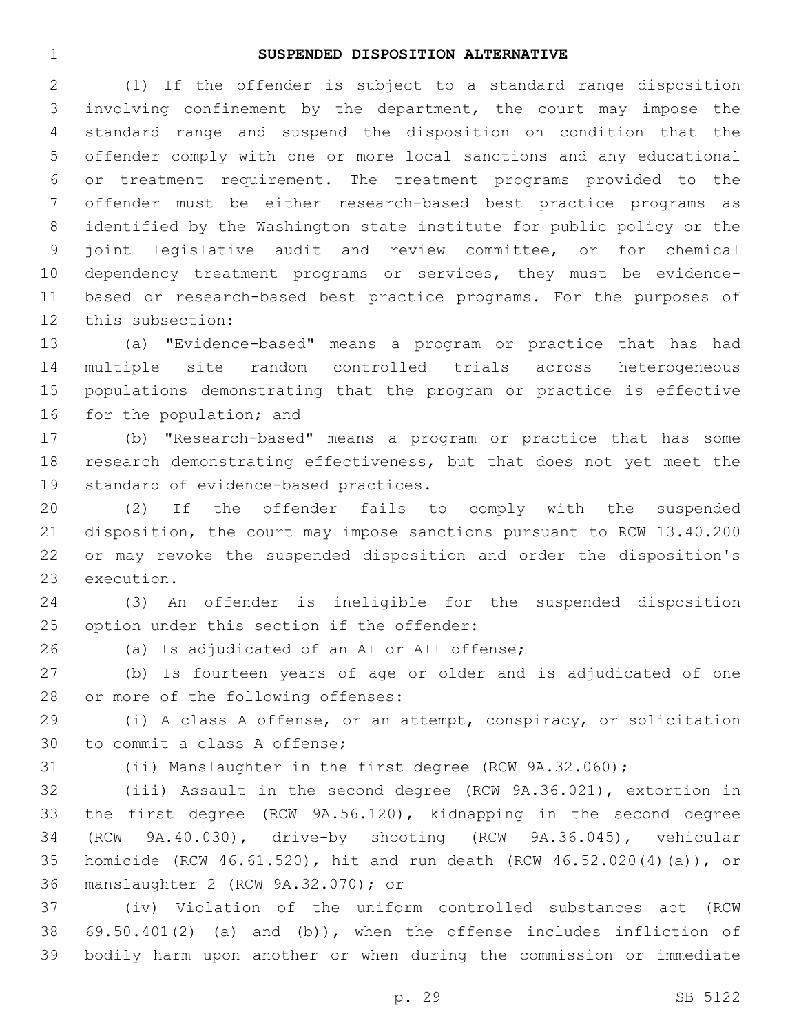**SUSPENDED DISPOSITION ALTERNATIVE**

(1) If the offender is subject to a standard range disposition involving confinement by the department, the court may impose the standard range and suspend the disposition on condition that the offender comply with one or more local sanctions and any educational or treatment requirement. The treatment programs provided to the offender must be either research-based best practice programs as identified by the Washington state institute for public policy or the joint legislative audit and review committee, or for chemical dependency treatment programs or services, they must be evidence-based or research-based best practice programs. For the purposes of this subsection:

(a) "Evidence-based" means a program or practice that has had multiple site random controlled trials across heterogeneous populations demonstrating that the program or practice is effective for the population; and

(b) "Research-based" means a program or practice that has some research demonstrating effectiveness, but that does not yet meet the standard of evidence-based practices.

(2) If the offender fails to comply with the suspended disposition, the court may impose sanctions pursuant to RCW 13.40.200 or may revoke the suspended disposition and order the disposition's execution.

(3) An offender is ineligible for the suspended disposition option under this section if the offender:

(a) Is adjudicated of an A+ or A++ offense;

(b) Is fourteen years of age or older and is adjudicated of one or more of the following offenses:

(i) A class A offense, or an attempt, conspiracy, or solicitation to commit a class A offense;

(ii) Manslaughter in the first degree (RCW 9A.32.060);

(iii) Assault in the second degree (RCW 9A.36.021), extortion in the first degree (RCW 9A.56.120), kidnapping in the second degree (RCW 9A.40.030), drive-by shooting (RCW 9A.36.045), vehicular homicide (RCW 46.61.520), hit and run death (RCW 46.52.020(4)(a)), or manslaughter 2 (RCW 9A.32.070); or

(iv) Violation of the uniform controlled substances act (RCW 69.50.401(2) (a) and (b)), when the offense includes infliction of bodily harm upon another or when during the commission or immediate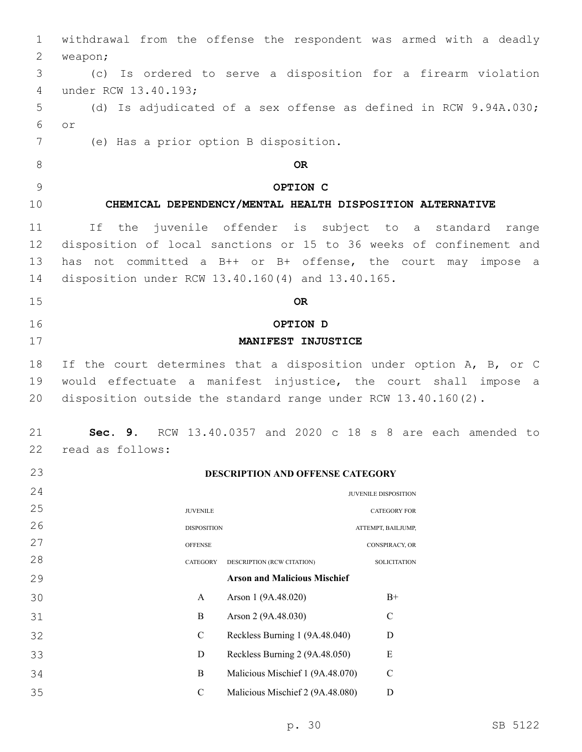withdrawal from the offense the respondent was armed with a deadly weapon;

(c) Is ordered to serve a disposition for a firearm violation under RCW 13.40.193;

(d) Is adjudicated of a sex offense as defined in RCW 9.94A.030; or

(e) Has a prior option B disposition.

**OR**

**OPTION C**

**CHEMICAL DEPENDENCY/MENTAL HEALTH DISPOSITION ALTERNATIVE**

If the juvenile offender is subject to a standard range disposition of local sanctions or 15 to 36 weeks of confinement and has not committed a B++ or B+ offense, the court may impose a disposition under RCW 13.40.160(4) and 13.40.165.

**OR**

**OPTION D**

**MANIFEST INJUSTICE**

If the court determines that a disposition under option A, B, or C would effectuate a manifest injustice, the court shall impose a disposition outside the standard range under RCW 13.40.160(2).

**Sec. 9.** RCW 13.40.0357 and 2020 c 18 s 8 are each amended to read as follows:

**DESCRIPTION AND OFFENSE CATEGORY**

| JUVENILE DISPOSITION OFFENSE CATEGORY | DESCRIPTION (RCW CITATION) | JUVENILE DISPOSITION CATEGORY FOR ATTEMPT, BAILJUMP, CONSPIRACY, OR SOLICITATION |
|---|---|---|
| | **Arson and Malicious Mischief** | |
| A | Arson 1 (9A.48.020) | B+ |
| B | Arson 2 (9A.48.030) | C |
| C | Reckless Burning 1 (9A.48.040) | D |
| D | Reckless Burning 2 (9A.48.050) | E |
| B | Malicious Mischief 1 (9A.48.070) | C |
| C | Malicious Mischief 2 (9A.48.080) | D |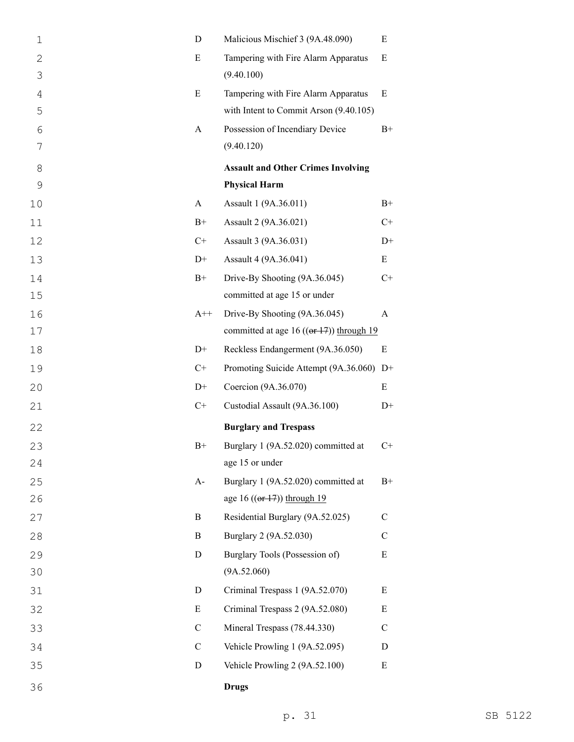| | | |
|---|---|---|
| D | Malicious Mischief 3 (9A.48.090) | E |
| E | Tampering with Fire Alarm Apparatus (9.40.100) | E |
| E | Tampering with Fire Alarm Apparatus with Intent to Commit Arson (9.40.105) | E |
| A | Possession of Incendiary Device (9.40.120) | B+ |
| | **Assault and Other Crimes Involving Physical Harm** | |
| A | Assault 1 (9A.36.011) | B+ |
| B+ | Assault 2 (9A.36.021) | C+ |
| C+ | Assault 3 (9A.36.031) | D+ |
| D+ | Assault 4 (9A.36.041) | E |
| B+ | Drive-By Shooting (9A.36.045) committed at age 15 or under | C+ |
| A++ | Drive-By Shooting (9A.36.045) committed at age 16 ((~~or 17~~)) <u>through 19</u> | A |
| D+ | Reckless Endangerment (9A.36.050) | E |
| C+ | Promoting Suicide Attempt (9A.36.060) | D+ |
| D+ | Coercion (9A.36.070) | E |
| C+ | Custodial Assault (9A.36.100) | D+ |
| | **Burglary and Trespass** | |
| B+ | Burglary 1 (9A.52.020) committed at age 15 or under | C+ |
| A- | Burglary 1 (9A.52.020) committed at age 16 ((~~or 17~~)) <u>through 19</u> | B+ |
| B | Residential Burglary (9A.52.025) | C |
| B | Burglary 2 (9A.52.030) | C |
| D | Burglary Tools (Possession of) (9A.52.060) | E |
| D | Criminal Trespass 1 (9A.52.070) | E |
| E | Criminal Trespass 2 (9A.52.080) | E |
| C | Mineral Trespass (78.44.330) | C |
| C | Vehicle Prowling 1 (9A.52.095) | D |
| D | Vehicle Prowling 2 (9A.52.100) | E |
| | **Drugs** | |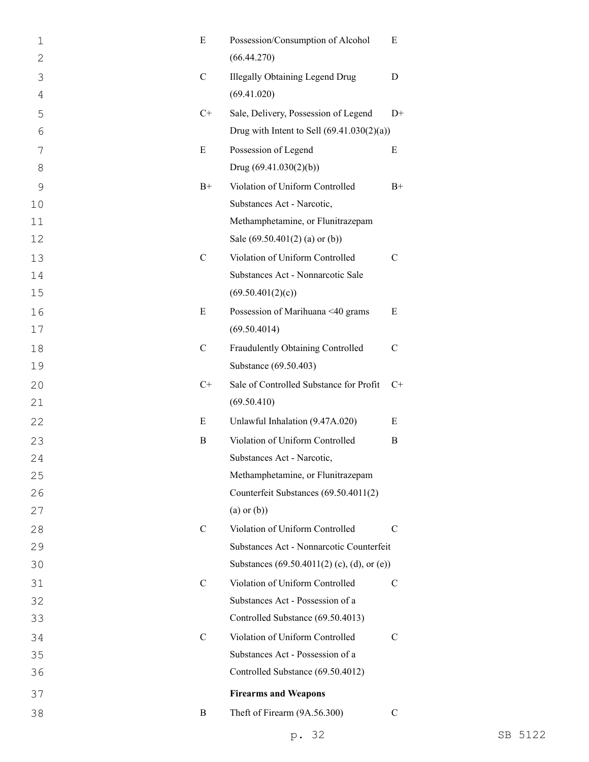| | | |
|---|---|---|
| E | Possession/Consumption of Alcohol (66.44.270) | E |
| C | Illegally Obtaining Legend Drug (69.41.020) | D |
| C+ | Sale, Delivery, Possession of Legend Drug with Intent to Sell (69.41.030(2)(a)) | D+ |
| E | Possession of Legend Drug (69.41.030(2)(b)) | E |
| B+ | Violation of Uniform Controlled Substances Act - Narcotic, Methamphetamine, or Flunitrazepam Sale (69.50.401(2) (a) or (b)) | B+ |
| C | Violation of Uniform Controlled Substances Act - Nonnarcotic Sale (69.50.401(2)(c)) | C |
| E | Possession of Marihuana <40 grams (69.50.4014) | E |
| C | Fraudulently Obtaining Controlled Substance (69.50.403) | C |
| C+ | Sale of Controlled Substance for Profit (69.50.410) | C+ |
| E | Unlawful Inhalation (9.47A.020) | E |
| B | Violation of Uniform Controlled Substances Act - Narcotic, Methamphetamine, or Flunitrazepam Counterfeit Substances (69.50.4011(2) (a) or (b)) | B |
| C | Violation of Uniform Controlled Substances Act - Nonnarcotic Counterfeit Substances (69.50.4011(2) (c), (d), or (e)) | C |
| C | Violation of Uniform Controlled Substances Act - Possession of a Controlled Substance (69.50.4013) | C |
| C | Violation of Uniform Controlled Substances Act - Possession of a Controlled Substance (69.50.4012) | C |
| | **Firearms and Weapons** | |
| B | Theft of Firearm (9A.56.300) | C |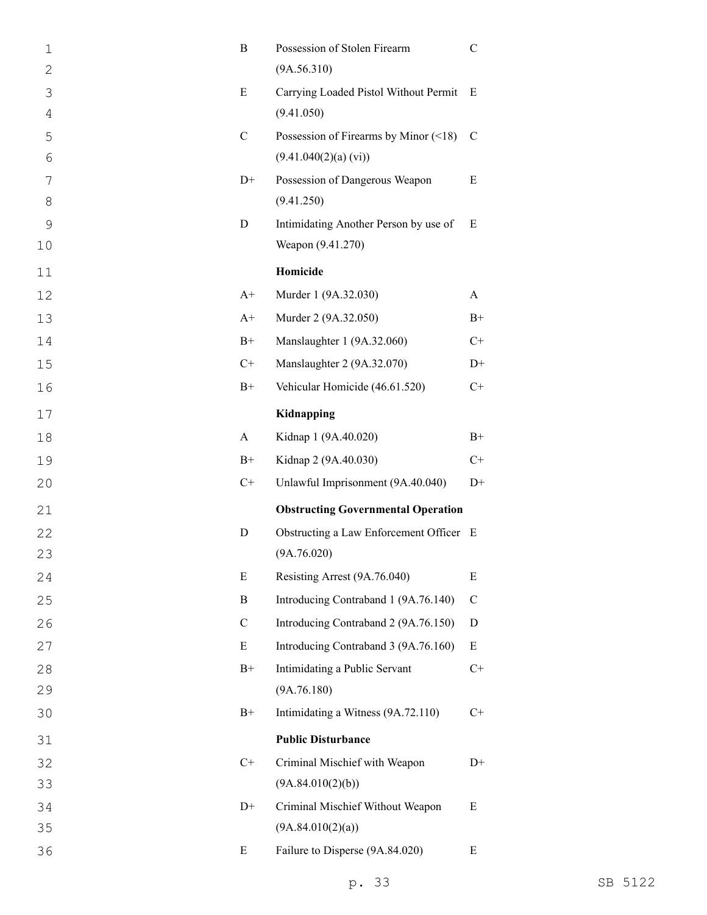| | | |
|---|---|---|
| B | Possession of Stolen Firearm (9A.56.310) | C |
| E | Carrying Loaded Pistol Without Permit (9.41.050) | E |
| C | Possession of Firearms by Minor (<18) (9.41.040(2)(a) (vi)) | C |
| D+ | Possession of Dangerous Weapon (9.41.250) | E |
| D | Intimidating Another Person by use of Weapon (9.41.270) | E |
| | **Homicide** | |
| A+ | Murder 1 (9A.32.030) | A |
| A+ | Murder 2 (9A.32.050) | B+ |
| B+ | Manslaughter 1 (9A.32.060) | C+ |
| C+ | Manslaughter 2 (9A.32.070) | D+ |
| B+ | Vehicular Homicide (46.61.520) | C+ |
| | **Kidnapping** | |
| A | Kidnap 1 (9A.40.020) | B+ |
| B+ | Kidnap 2 (9A.40.030) | C+ |
| C+ | Unlawful Imprisonment (9A.40.040) | D+ |
| | **Obstructing Governmental Operation** | |
| D | Obstructing a Law Enforcement Officer (9A.76.020) | E |
| E | Resisting Arrest (9A.76.040) | E |
| B | Introducing Contraband 1 (9A.76.140) | C |
| C | Introducing Contraband 2 (9A.76.150) | D |
| E | Introducing Contraband 3 (9A.76.160) | E |
| B+ | Intimidating a Public Servant (9A.76.180) | C+ |
| B+ | Intimidating a Witness (9A.72.110) | C+ |
| | **Public Disturbance** | |
| C+ | Criminal Mischief with Weapon (9A.84.010(2)(b)) | D+ |
| D+ | Criminal Mischief Without Weapon (9A.84.010(2)(a)) | E |
| E | Failure to Disperse (9A.84.020) | E |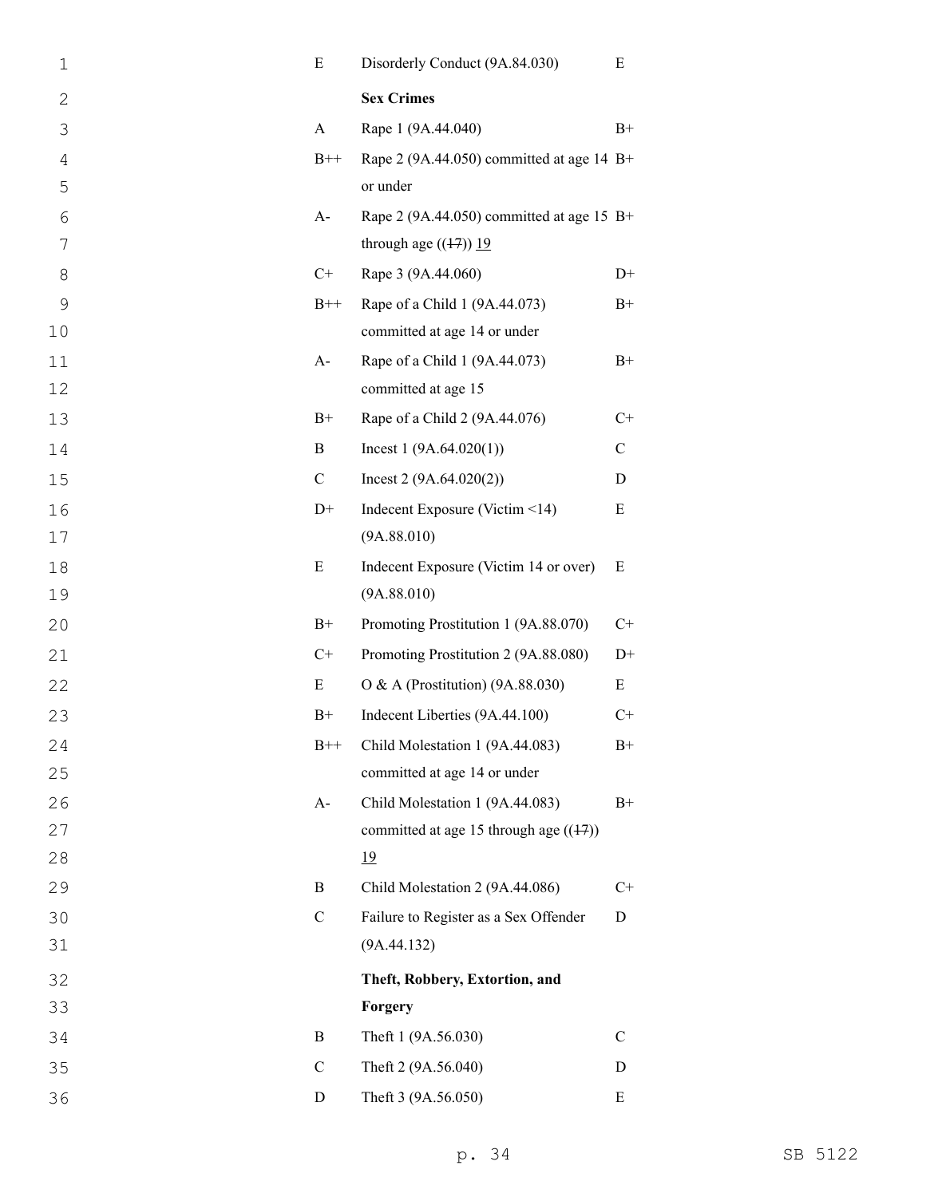| | | |
|---|---|---|
| E | Disorderly Conduct (9A.84.030) | E |
| | **Sex Crimes** | |
| A | Rape 1 (9A.44.040) | B+ |
| B++ | Rape 2 (9A.44.050) committed at age 14 or under | B+ |
| A- | Rape 2 (9A.44.050) committed at age 15 through age ((~~17~~)) <u>19</u> | B+ |
| C+ | Rape 3 (9A.44.060) | D+ |
| B++ | Rape of a Child 1 (9A.44.073) committed at age 14 or under | B+ |
| A- | Rape of a Child 1 (9A.44.073) committed at age 15 | B+ |
| B+ | Rape of a Child 2 (9A.44.076) | C+ |
| B | Incest 1 (9A.64.020(1)) | C |
| C | Incest 2 (9A.64.020(2)) | D |
| D+ | Indecent Exposure (Victim <14) (9A.88.010) | E |
| E | Indecent Exposure (Victim 14 or over) (9A.88.010) | E |
| B+ | Promoting Prostitution 1 (9A.88.070) | C+ |
| C+ | Promoting Prostitution 2 (9A.88.080) | D+ |
| E | O & A (Prostitution) (9A.88.030) | E |
| B+ | Indecent Liberties (9A.44.100) | C+ |
| B++ | Child Molestation 1 (9A.44.083) committed at age 14 or under | B+ |
| A- | Child Molestation 1 (9A.44.083) committed at age 15 through age ((~~17~~)) <u>19</u> | B+ |
| B | Child Molestation 2 (9A.44.086) | C+ |
| C | Failure to Register as a Sex Offender (9A.44.132) | D |
| | **Theft, Robbery, Extortion, and Forgery** | |
| B | Theft 1 (9A.56.030) | C |
| C | Theft 2 (9A.56.040) | D |
| D | Theft 3 (9A.56.050) | E |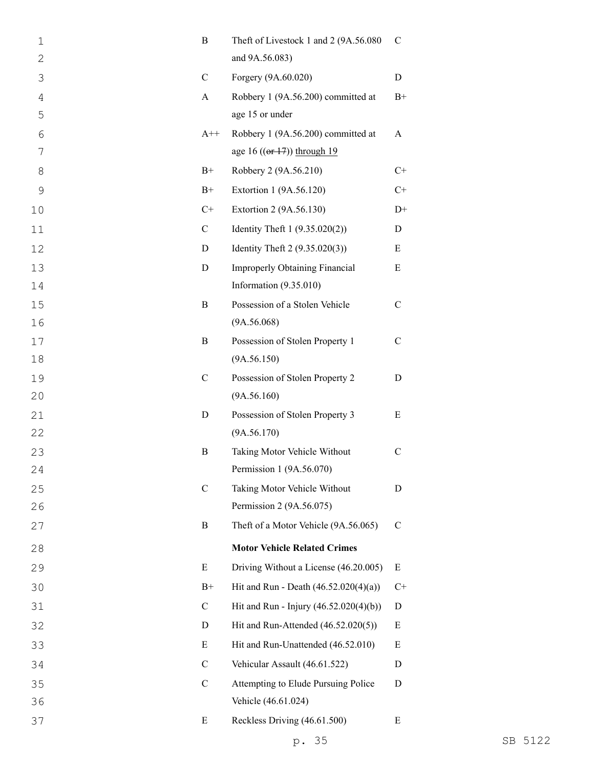| | | |
|---|---|---|
| B | Theft of Livestock 1 and 2 (9A.56.080 and 9A.56.083) | C |
| C | Forgery (9A.60.020) | D |
| A | Robbery 1 (9A.56.200) committed at age 15 or under | B+ |
| A++ | Robbery 1 (9A.56.200) committed at age 16 ((~~or 17~~)) <u>through 19</u> | A |
| B+ | Robbery 2 (9A.56.210) | C+ |
| B+ | Extortion 1 (9A.56.120) | C+ |
| C+ | Extortion 2 (9A.56.130) | D+ |
| C | Identity Theft 1 (9.35.020(2)) | D |
| D | Identity Theft 2 (9.35.020(3)) | E |
| D | Improperly Obtaining Financial Information (9.35.010) | E |
| B | Possession of a Stolen Vehicle (9A.56.068) | C |
| B | Possession of Stolen Property 1 (9A.56.150) | C |
| C | Possession of Stolen Property 2 (9A.56.160) | D |
| D | Possession of Stolen Property 3 (9A.56.170) | E |
| B | Taking Motor Vehicle Without Permission 1 (9A.56.070) | C |
| C | Taking Motor Vehicle Without Permission 2 (9A.56.075) | D |
| B | Theft of a Motor Vehicle (9A.56.065) | C |
| | **Motor Vehicle Related Crimes** | |
| E | Driving Without a License (46.20.005) | E |
| B+ | Hit and Run - Death (46.52.020(4)(a)) | C+ |
| C | Hit and Run - Injury (46.52.020(4)(b)) | D |
| D | Hit and Run-Attended (46.52.020(5)) | E |
| E | Hit and Run-Unattended (46.52.010) | E |
| C | Vehicular Assault (46.61.522) | D |
| C | Attempting to Elude Pursuing Police Vehicle (46.61.024) | D |
| E | Reckless Driving (46.61.500) | E |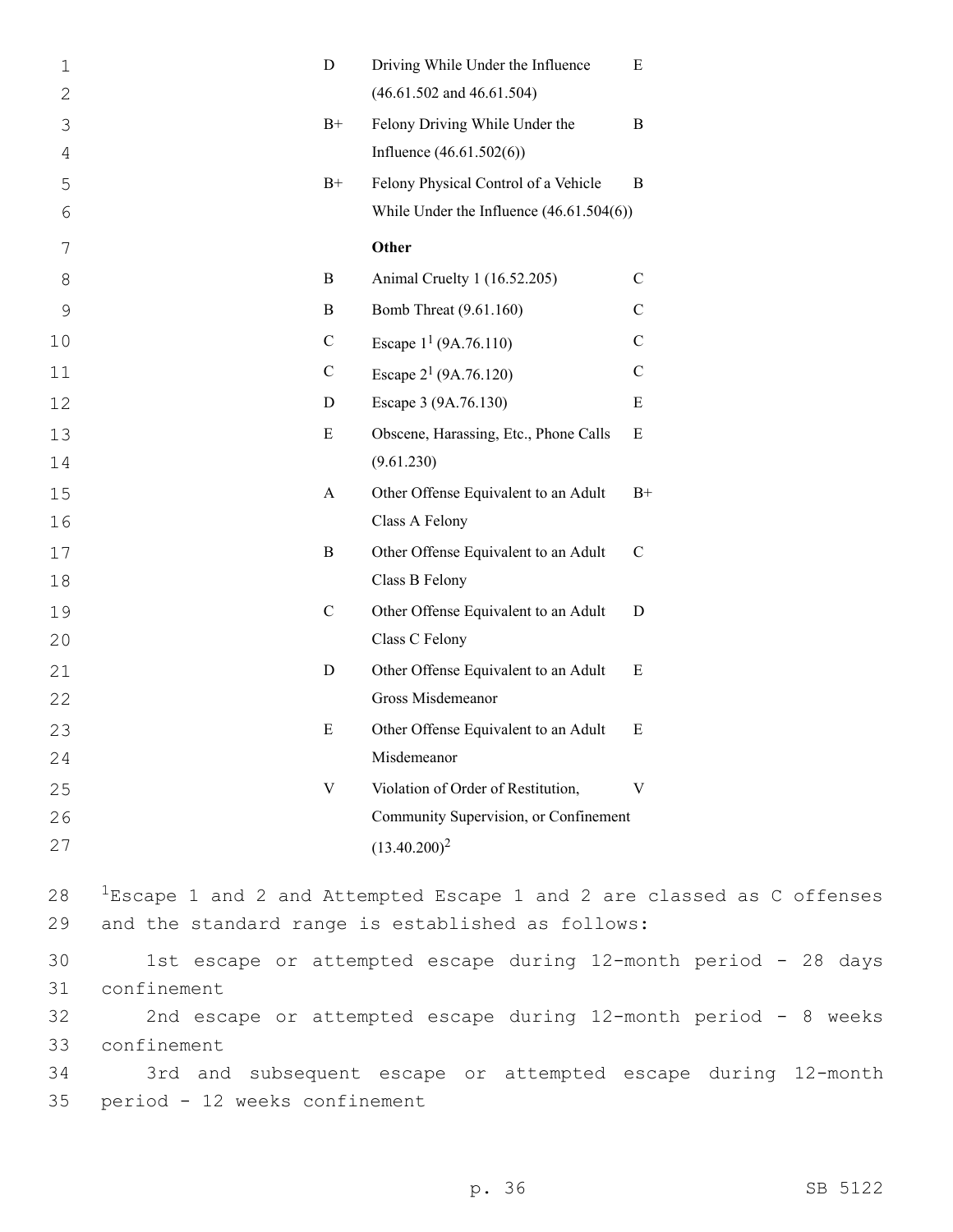| | | |
|---|---|---|
| D | Driving While Under the Influence (46.61.502 and 46.61.504) | E |
| B+ | Felony Driving While Under the Influence (46.61.502(6)) | B |
| B+ | Felony Physical Control of a Vehicle While Under the Influence (46.61.504(6)) | B |
| | **Other** | |
| B | Animal Cruelty 1 (16.52.205) | C |
| B | Bomb Threat (9.61.160) | C |
| C | Escape 1[1] (9A.76.110) | C |
| C | Escape 2[1] (9A.76.120) | C |
| D | Escape 3 (9A.76.130) | E |
| E | Obscene, Harassing, Etc., Phone Calls (9.61.230) | E |
| A | Other Offense Equivalent to an Adult Class A Felony | B+ |
| B | Other Offense Equivalent to an Adult Class B Felony | C |
| C | Other Offense Equivalent to an Adult Class C Felony | D |
| D | Other Offense Equivalent to an Adult Gross Misdemeanor | E |
| E | Other Offense Equivalent to an Adult Misdemeanor | E |
| V | Violation of Order of Restitution, Community Supervision, or Confinement (13.40.200)[2] | V |

[1]Escape 1 and 2 and Attempted Escape 1 and 2 are classed as C offenses and the standard range is established as follows:

1st escape or attempted escape during 12-month period - 28 days confinement

2nd escape or attempted escape during 12-month period - 8 weeks confinement

3rd and subsequent escape or attempted escape during 12-month period - 12 weeks confinement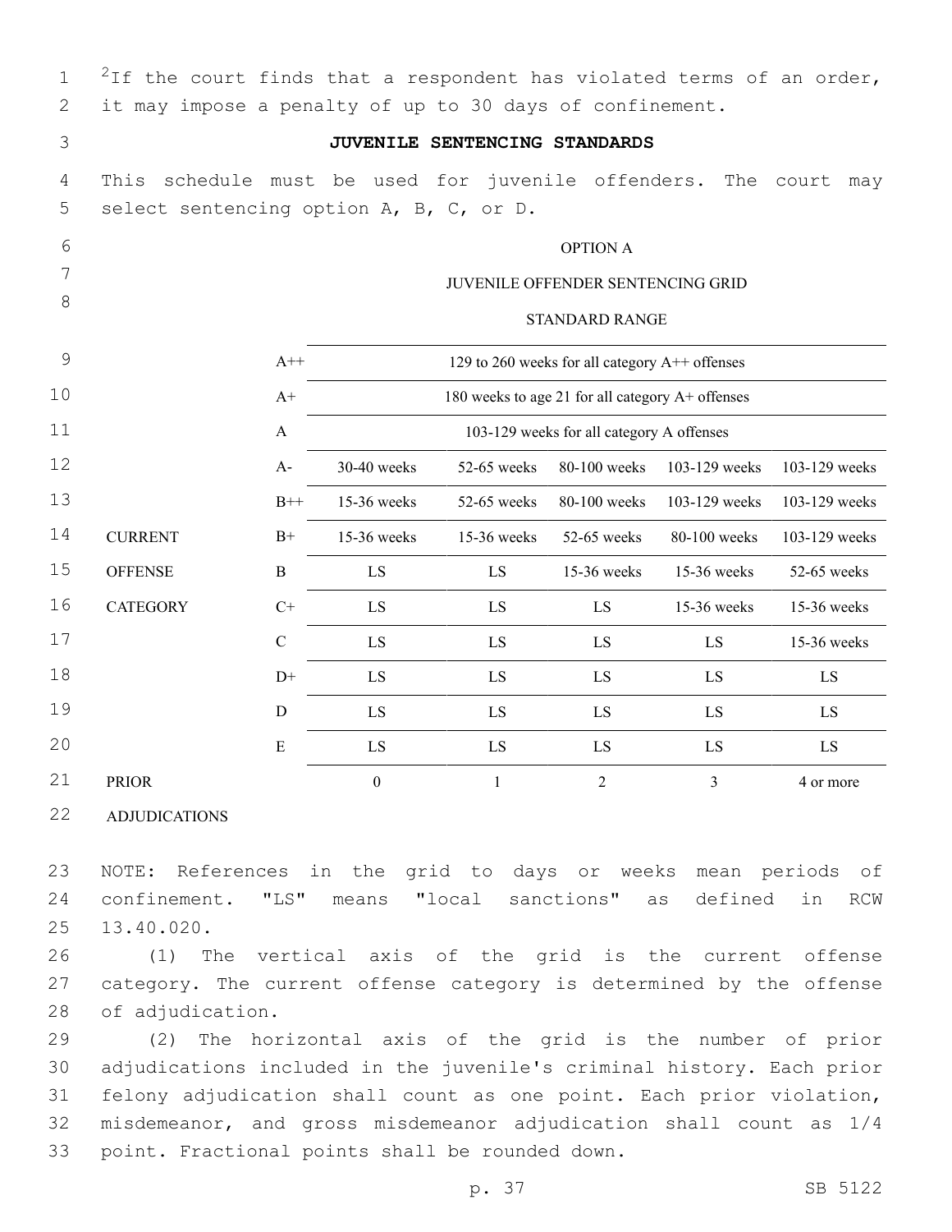[2]If the court finds that a respondent has violated terms of an order, it may impose a penalty of up to 30 days of confinement.

## JUVENILE SENTENCING STANDARDS

This schedule must be used for juvenile offenders. The court may select sentencing option A, B, C, or D.

OPTION A

JUVENILE OFFENDER SENTENCING GRID

STANDARD RANGE

| | | | | | | |
|---|---|---|---|---|---|---|
| | A++ | 129 to 260 weeks for all category A++ offenses | | | | |
| | A+ | 180 weeks to age 21 for all category A+ offenses | | | | |
| | A | 103-129 weeks for all category A offenses | | | | |
| | A- | 30-40 weeks | 52-65 weeks | 80-100 weeks | 103-129 weeks | 103-129 weeks |
| | B++ | 15-36 weeks | 52-65 weeks | 80-100 weeks | 103-129 weeks | 103-129 weeks |
| CURRENT | B+ | 15-36 weeks | 15-36 weeks | 52-65 weeks | 80-100 weeks | 103-129 weeks |
| OFFENSE | B | LS | LS | 15-36 weeks | 15-36 weeks | 52-65 weeks |
| CATEGORY | C+ | LS | LS | LS | 15-36 weeks | 15-36 weeks |
| | C | LS | LS | LS | LS | 15-36 weeks |
| | D+ | LS | LS | LS | LS | LS |
| | D | LS | LS | LS | LS | LS |
| | E | LS | LS | LS | LS | LS |
| PRIOR ADJUDICATIONS | | 0 | 1 | 2 | 3 | 4 or more |

NOTE: References in the grid to days or weeks mean periods of confinement. "LS" means "local sanctions" as defined in RCW 13.40.020.

(1) The vertical axis of the grid is the current offense category. The current offense category is determined by the offense of adjudication.

(2) The horizontal axis of the grid is the number of prior adjudications included in the juvenile's criminal history. Each prior felony adjudication shall count as one point. Each prior violation, misdemeanor, and gross misdemeanor adjudication shall count as 1/4 point. Fractional points shall be rounded down.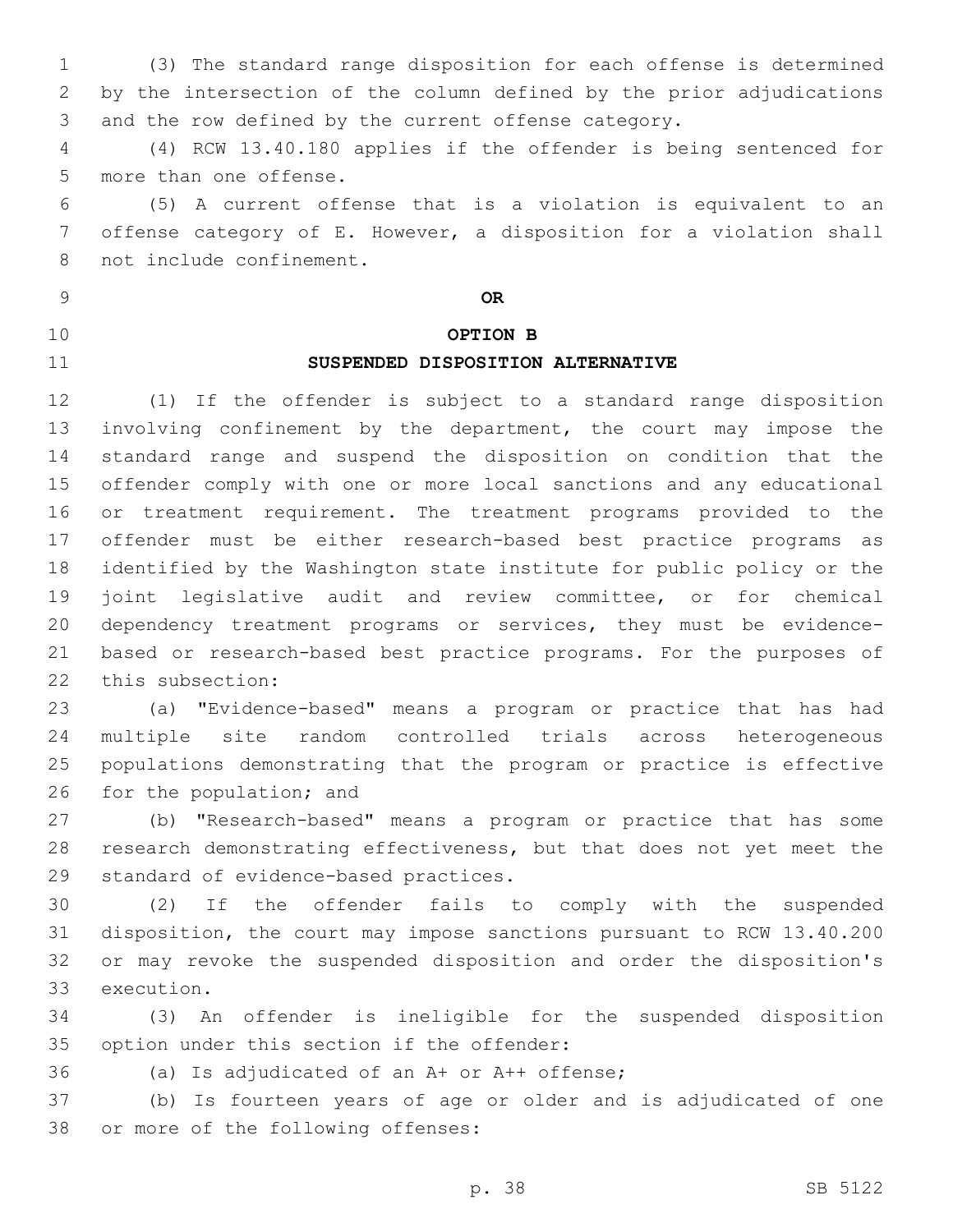(3) The standard range disposition for each offense is determined by the intersection of the column defined by the prior adjudications and the row defined by the current offense category.

(4) RCW 13.40.180 applies if the offender is being sentenced for more than one offense.

(5) A current offense that is a violation is equivalent to an offense category of E. However, a disposition for a violation shall not include confinement.

**OR**

**OPTION B**

**SUSPENDED DISPOSITION ALTERNATIVE**

(1) If the offender is subject to a standard range disposition involving confinement by the department, the court may impose the standard range and suspend the disposition on condition that the offender comply with one or more local sanctions and any educational or treatment requirement. The treatment programs provided to the offender must be either research-based best practice programs as identified by the Washington state institute for public policy or the joint legislative audit and review committee, or for chemical dependency treatment programs or services, they must be evidence-based or research-based best practice programs. For the purposes of this subsection:

(a) "Evidence-based" means a program or practice that has had multiple site random controlled trials across heterogeneous populations demonstrating that the program or practice is effective for the population; and

(b) "Research-based" means a program or practice that has some research demonstrating effectiveness, but that does not yet meet the standard of evidence-based practices.

(2) If the offender fails to comply with the suspended disposition, the court may impose sanctions pursuant to RCW 13.40.200 or may revoke the suspended disposition and order the disposition's execution.

(3) An offender is ineligible for the suspended disposition option under this section if the offender:

(a) Is adjudicated of an A+ or A++ offense;

(b) Is fourteen years of age or older and is adjudicated of one or more of the following offenses: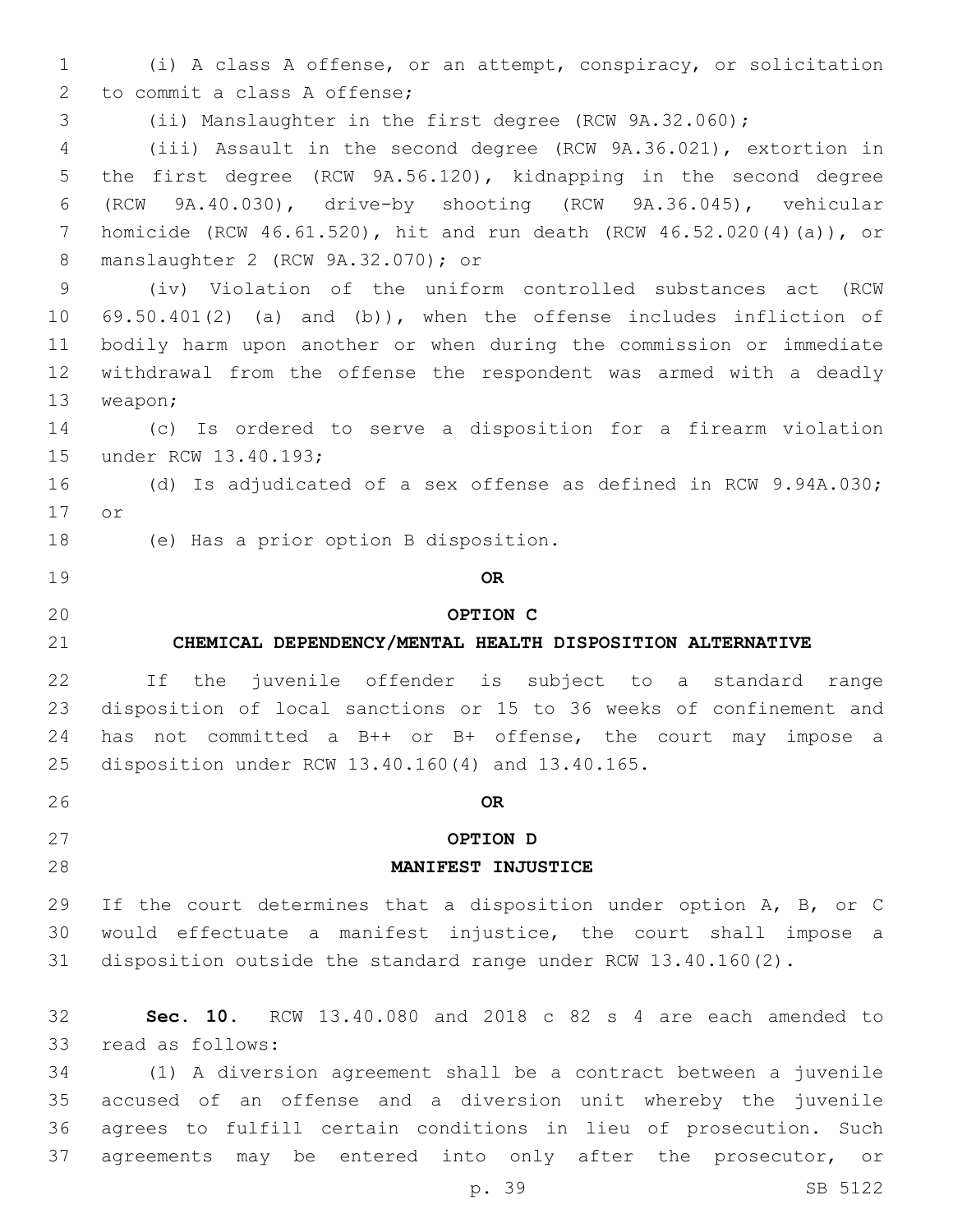(i) A class A offense, or an attempt, conspiracy, or solicitation to commit a class A offense;

(ii) Manslaughter in the first degree (RCW 9A.32.060);

(iii) Assault in the second degree (RCW 9A.36.021), extortion in the first degree (RCW 9A.56.120), kidnapping in the second degree (RCW 9A.40.030), drive-by shooting (RCW 9A.36.045), vehicular homicide (RCW 46.61.520), hit and run death (RCW 46.52.020(4)(a)), or manslaughter 2 (RCW 9A.32.070); or

(iv) Violation of the uniform controlled substances act (RCW 69.50.401(2) (a) and (b)), when the offense includes infliction of bodily harm upon another or when during the commission or immediate withdrawal from the offense the respondent was armed with a deadly weapon;

(c) Is ordered to serve a disposition for a firearm violation under RCW 13.40.193;

(d) Is adjudicated of a sex offense as defined in RCW 9.94A.030; or

(e) Has a prior option B disposition.

**OR**

**OPTION C**

**CHEMICAL DEPENDENCY/MENTAL HEALTH DISPOSITION ALTERNATIVE**

If the juvenile offender is subject to a standard range disposition of local sanctions or 15 to 36 weeks of confinement and has not committed a B++ or B+ offense, the court may impose a disposition under RCW 13.40.160(4) and 13.40.165.

**OR**

**OPTION D**

**MANIFEST INJUSTICE**

If the court determines that a disposition under option A, B, or C would effectuate a manifest injustice, the court shall impose a disposition outside the standard range under RCW 13.40.160(2).

**Sec. 10.** RCW 13.40.080 and 2018 c 82 s 4 are each amended to read as follows:

(1) A diversion agreement shall be a contract between a juvenile accused of an offense and a diversion unit whereby the juvenile agrees to fulfill certain conditions in lieu of prosecution. Such agreements may be entered into only after the prosecutor, or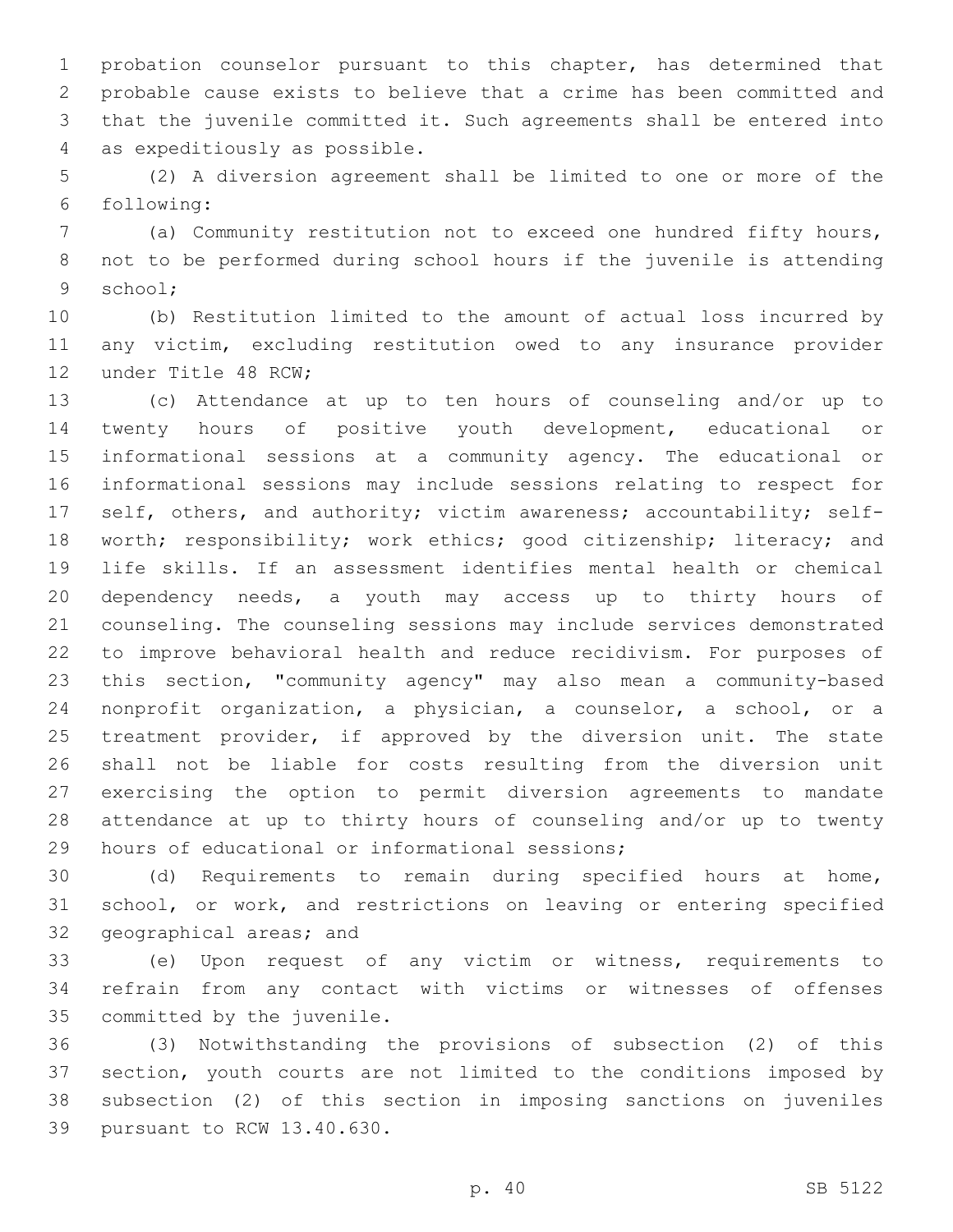probation counselor pursuant to this chapter, has determined that probable cause exists to believe that a crime has been committed and that the juvenile committed it. Such agreements shall be entered into as expeditiously as possible.

(2) A diversion agreement shall be limited to one or more of the following:

(a) Community restitution not to exceed one hundred fifty hours, not to be performed during school hours if the juvenile is attending school;

(b) Restitution limited to the amount of actual loss incurred by any victim, excluding restitution owed to any insurance provider under Title 48 RCW;

(c) Attendance at up to ten hours of counseling and/or up to twenty hours of positive youth development, educational or informational sessions at a community agency. The educational or informational sessions may include sessions relating to respect for self, others, and authority; victim awareness; accountability; self-worth; responsibility; work ethics; good citizenship; literacy; and life skills. If an assessment identifies mental health or chemical dependency needs, a youth may access up to thirty hours of counseling. The counseling sessions may include services demonstrated to improve behavioral health and reduce recidivism. For purposes of this section, "community agency" may also mean a community-based nonprofit organization, a physician, a counselor, a school, or a treatment provider, if approved by the diversion unit. The state shall not be liable for costs resulting from the diversion unit exercising the option to permit diversion agreements to mandate attendance at up to thirty hours of counseling and/or up to twenty hours of educational or informational sessions;

(d) Requirements to remain during specified hours at home, school, or work, and restrictions on leaving or entering specified geographical areas; and

(e) Upon request of any victim or witness, requirements to refrain from any contact with victims or witnesses of offenses committed by the juvenile.

(3) Notwithstanding the provisions of subsection (2) of this section, youth courts are not limited to the conditions imposed by subsection (2) of this section in imposing sanctions on juveniles pursuant to RCW 13.40.630.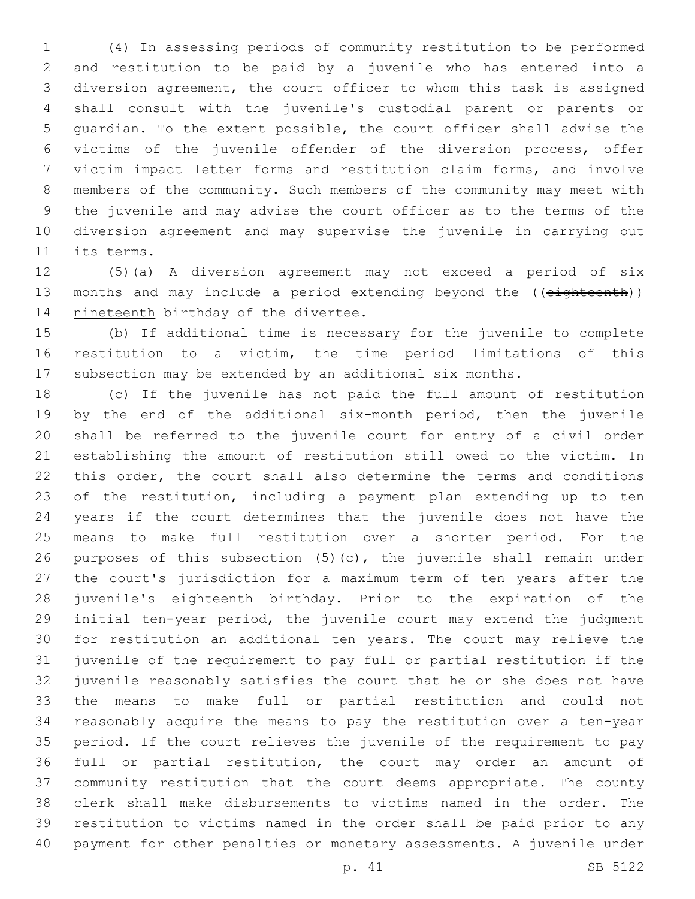(4) In assessing periods of community restitution to be performed and restitution to be paid by a juvenile who has entered into a diversion agreement, the court officer to whom this task is assigned shall consult with the juvenile's custodial parent or parents or guardian. To the extent possible, the court officer shall advise the victims of the juvenile offender of the diversion process, offer victim impact letter forms and restitution claim forms, and involve members of the community. Such members of the community may meet with the juvenile and may advise the court officer as to the terms of the diversion agreement and may supervise the juvenile in carrying out its terms.

(5)(a) A diversion agreement may not exceed a period of six months and may include a period extending beyond the ((~~eighteenth~~)) nineteenth birthday of the divertee.

(b) If additional time is necessary for the juvenile to complete restitution to a victim, the time period limitations of this subsection may be extended by an additional six months.

(c) If the juvenile has not paid the full amount of restitution by the end of the additional six-month period, then the juvenile shall be referred to the juvenile court for entry of a civil order establishing the amount of restitution still owed to the victim. In this order, the court shall also determine the terms and conditions of the restitution, including a payment plan extending up to ten years if the court determines that the juvenile does not have the means to make full restitution over a shorter period. For the purposes of this subsection (5)(c), the juvenile shall remain under the court's jurisdiction for a maximum term of ten years after the juvenile's eighteenth birthday. Prior to the expiration of the initial ten-year period, the juvenile court may extend the judgment for restitution an additional ten years. The court may relieve the juvenile of the requirement to pay full or partial restitution if the juvenile reasonably satisfies the court that he or she does not have the means to make full or partial restitution and could not reasonably acquire the means to pay the restitution over a ten-year period. If the court relieves the juvenile of the requirement to pay full or partial restitution, the court may order an amount of community restitution that the court deems appropriate. The county clerk shall make disbursements to victims named in the order. The restitution to victims named in the order shall be paid prior to any payment for other penalties or monetary assessments. A juvenile under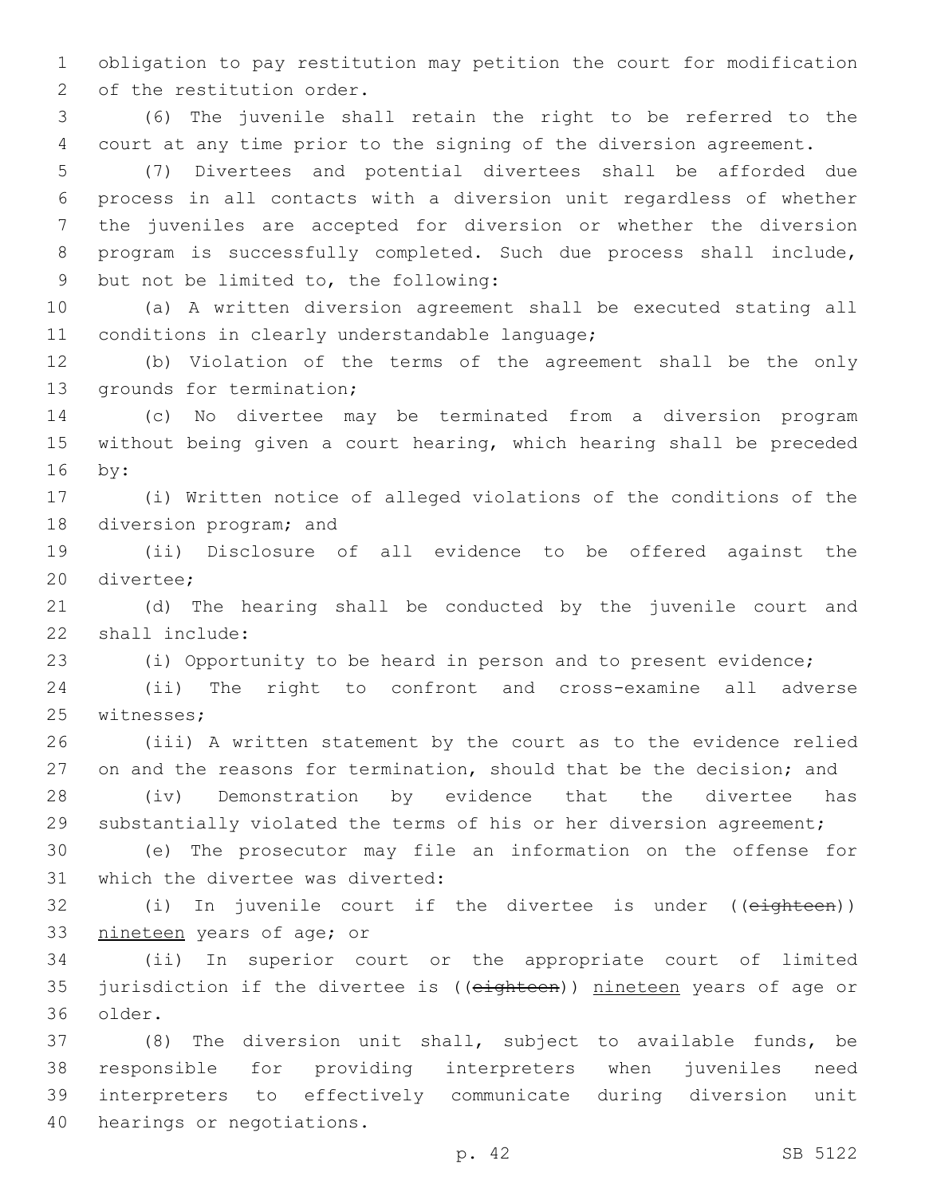obligation to pay restitution may petition the court for modification of the restitution order.

(6) The juvenile shall retain the right to be referred to the court at any time prior to the signing of the diversion agreement.

(7) Divertees and potential divertees shall be afforded due process in all contacts with a diversion unit regardless of whether the juveniles are accepted for diversion or whether the diversion program is successfully completed. Such due process shall include, but not be limited to, the following:

(a) A written diversion agreement shall be executed stating all conditions in clearly understandable language;

(b) Violation of the terms of the agreement shall be the only grounds for termination;

(c) No divertee may be terminated from a diversion program without being given a court hearing, which hearing shall be preceded by:

(i) Written notice of alleged violations of the conditions of the diversion program; and

(ii) Disclosure of all evidence to be offered against the divertee;

(d) The hearing shall be conducted by the juvenile court and shall include:

(i) Opportunity to be heard in person and to present evidence;

(ii) The right to confront and cross-examine all adverse witnesses;

(iii) A written statement by the court as to the evidence relied on and the reasons for termination, should that be the decision; and

(iv) Demonstration by evidence that the divertee has substantially violated the terms of his or her diversion agreement;

(e) The prosecutor may file an information on the offense for which the divertee was diverted:

(i) In juvenile court if the divertee is under ((~~eighteen~~)) <u>nineteen</u> years of age; or

(ii) In superior court or the appropriate court of limited jurisdiction if the divertee is ((~~eighteen~~)) <u>nineteen</u> years of age or older.

(8) The diversion unit shall, subject to available funds, be responsible for providing interpreters when juveniles need interpreters to effectively communicate during diversion unit hearings or negotiations.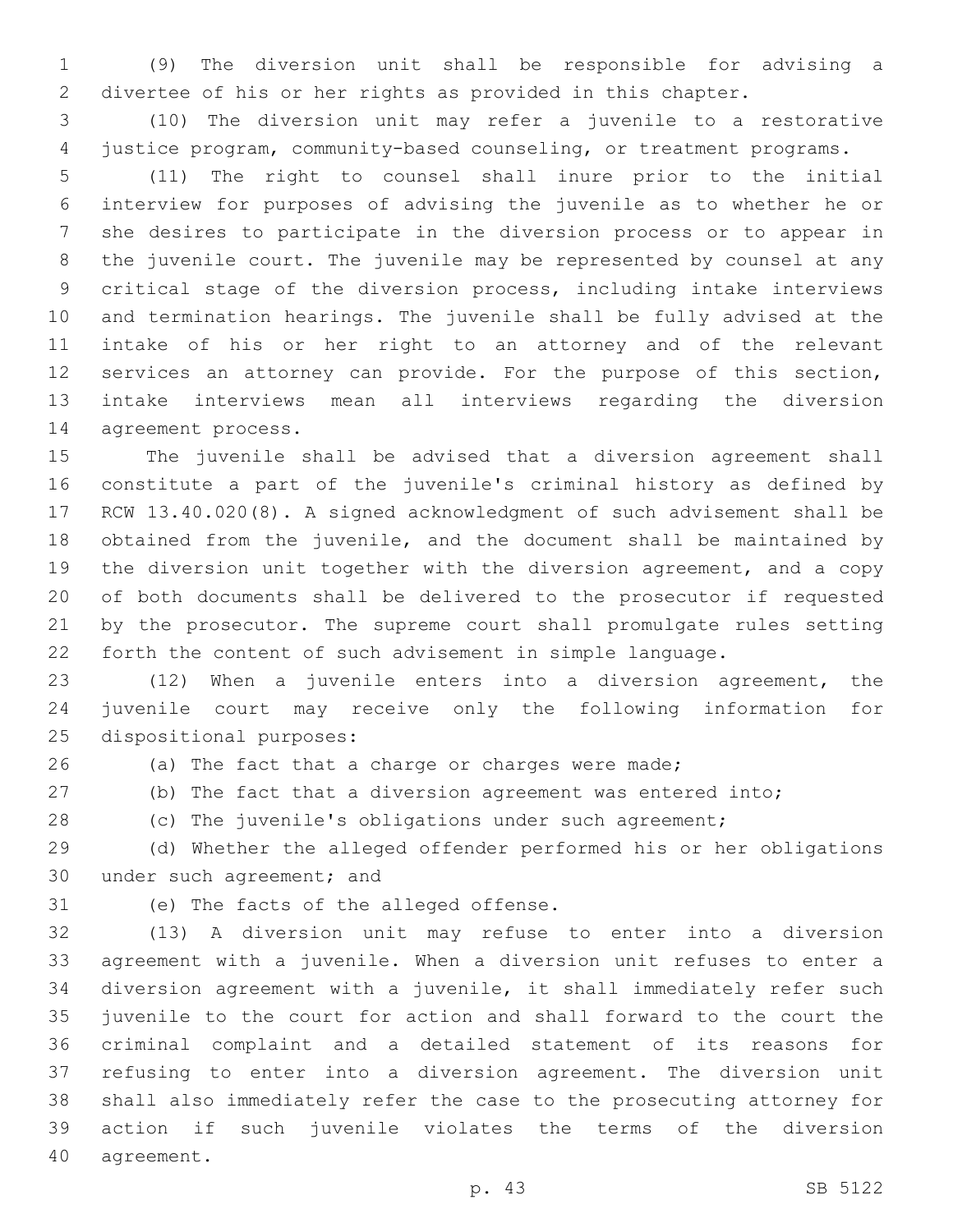(9) The diversion unit shall be responsible for advising a divertee of his or her rights as provided in this chapter.

(10) The diversion unit may refer a juvenile to a restorative justice program, community-based counseling, or treatment programs.

(11) The right to counsel shall inure prior to the initial interview for purposes of advising the juvenile as to whether he or she desires to participate in the diversion process or to appear in the juvenile court. The juvenile may be represented by counsel at any critical stage of the diversion process, including intake interviews and termination hearings. The juvenile shall be fully advised at the intake of his or her right to an attorney and of the relevant services an attorney can provide. For the purpose of this section, intake interviews mean all interviews regarding the diversion agreement process.

The juvenile shall be advised that a diversion agreement shall constitute a part of the juvenile's criminal history as defined by RCW 13.40.020(8). A signed acknowledgment of such advisement shall be obtained from the juvenile, and the document shall be maintained by the diversion unit together with the diversion agreement, and a copy of both documents shall be delivered to the prosecutor if requested by the prosecutor. The supreme court shall promulgate rules setting forth the content of such advisement in simple language.

(12) When a juvenile enters into a diversion agreement, the juvenile court may receive only the following information for dispositional purposes:

(a) The fact that a charge or charges were made;

(b) The fact that a diversion agreement was entered into;

(c) The juvenile's obligations under such agreement;

(d) Whether the alleged offender performed his or her obligations under such agreement; and

(e) The facts of the alleged offense.

(13) A diversion unit may refuse to enter into a diversion agreement with a juvenile. When a diversion unit refuses to enter a diversion agreement with a juvenile, it shall immediately refer such juvenile to the court for action and shall forward to the court the criminal complaint and a detailed statement of its reasons for refusing to enter into a diversion agreement. The diversion unit shall also immediately refer the case to the prosecuting attorney for action if such juvenile violates the terms of the diversion agreement.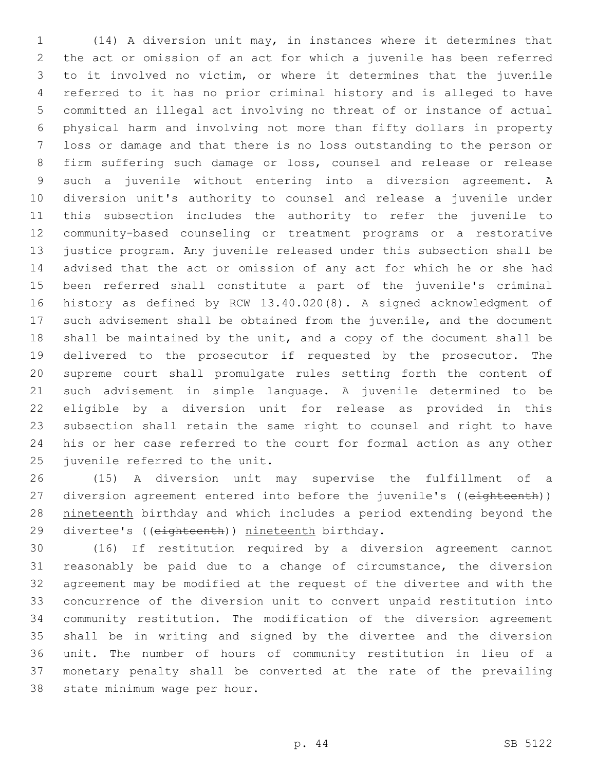(14) A diversion unit may, in instances where it determines that the act or omission of an act for which a juvenile has been referred to it involved no victim, or where it determines that the juvenile referred to it has no prior criminal history and is alleged to have committed an illegal act involving no threat of or instance of actual physical harm and involving not more than fifty dollars in property loss or damage and that there is no loss outstanding to the person or firm suffering such damage or loss, counsel and release or release such a juvenile without entering into a diversion agreement. A diversion unit's authority to counsel and release a juvenile under this subsection includes the authority to refer the juvenile to community-based counseling or treatment programs or a restorative justice program. Any juvenile released under this subsection shall be advised that the act or omission of any act for which he or she had been referred shall constitute a part of the juvenile's criminal history as defined by RCW 13.40.020(8). A signed acknowledgment of such advisement shall be obtained from the juvenile, and the document shall be maintained by the unit, and a copy of the document shall be delivered to the prosecutor if requested by the prosecutor. The supreme court shall promulgate rules setting forth the content of such advisement in simple language. A juvenile determined to be eligible by a diversion unit for release as provided in this subsection shall retain the same right to counsel and right to have his or her case referred to the court for formal action as any other juvenile referred to the unit.

(15) A diversion unit may supervise the fulfillment of a diversion agreement entered into before the juvenile's ((~~eighteenth~~)) nineteenth birthday and which includes a period extending beyond the divertee's ((~~eighteenth~~)) nineteenth birthday.

(16) If restitution required by a diversion agreement cannot reasonably be paid due to a change of circumstance, the diversion agreement may be modified at the request of the divertee and with the concurrence of the diversion unit to convert unpaid restitution into community restitution. The modification of the diversion agreement shall be in writing and signed by the divertee and the diversion unit. The number of hours of community restitution in lieu of a monetary penalty shall be converted at the rate of the prevailing state minimum wage per hour.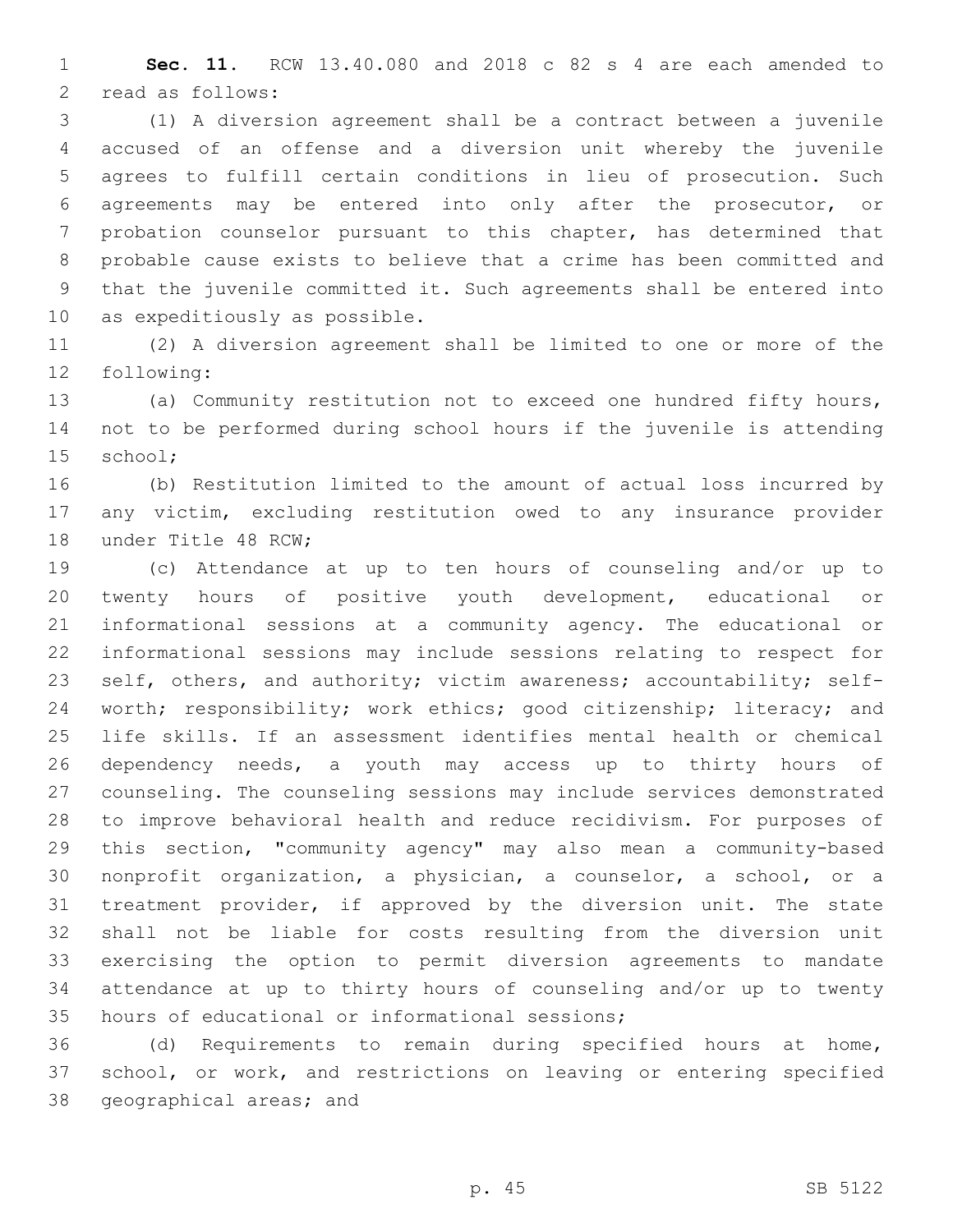**Sec. 11.** RCW 13.40.080 and 2018 c 82 s 4 are each amended to read as follows:

(1) A diversion agreement shall be a contract between a juvenile accused of an offense and a diversion unit whereby the juvenile agrees to fulfill certain conditions in lieu of prosecution. Such agreements may be entered into only after the prosecutor, or probation counselor pursuant to this chapter, has determined that probable cause exists to believe that a crime has been committed and that the juvenile committed it. Such agreements shall be entered into as expeditiously as possible.

(2) A diversion agreement shall be limited to one or more of the following:

(a) Community restitution not to exceed one hundred fifty hours, not to be performed during school hours if the juvenile is attending school;

(b) Restitution limited to the amount of actual loss incurred by any victim, excluding restitution owed to any insurance provider under Title 48 RCW;

(c) Attendance at up to ten hours of counseling and/or up to twenty hours of positive youth development, educational or informational sessions at a community agency. The educational or informational sessions may include sessions relating to respect for self, others, and authority; victim awareness; accountability; self-worth; responsibility; work ethics; good citizenship; literacy; and life skills. If an assessment identifies mental health or chemical dependency needs, a youth may access up to thirty hours of counseling. The counseling sessions may include services demonstrated to improve behavioral health and reduce recidivism. For purposes of this section, "community agency" may also mean a community-based nonprofit organization, a physician, a counselor, a school, or a treatment provider, if approved by the diversion unit. The state shall not be liable for costs resulting from the diversion unit exercising the option to permit diversion agreements to mandate attendance at up to thirty hours of counseling and/or up to twenty hours of educational or informational sessions;

(d) Requirements to remain during specified hours at home, school, or work, and restrictions on leaving or entering specified geographical areas; and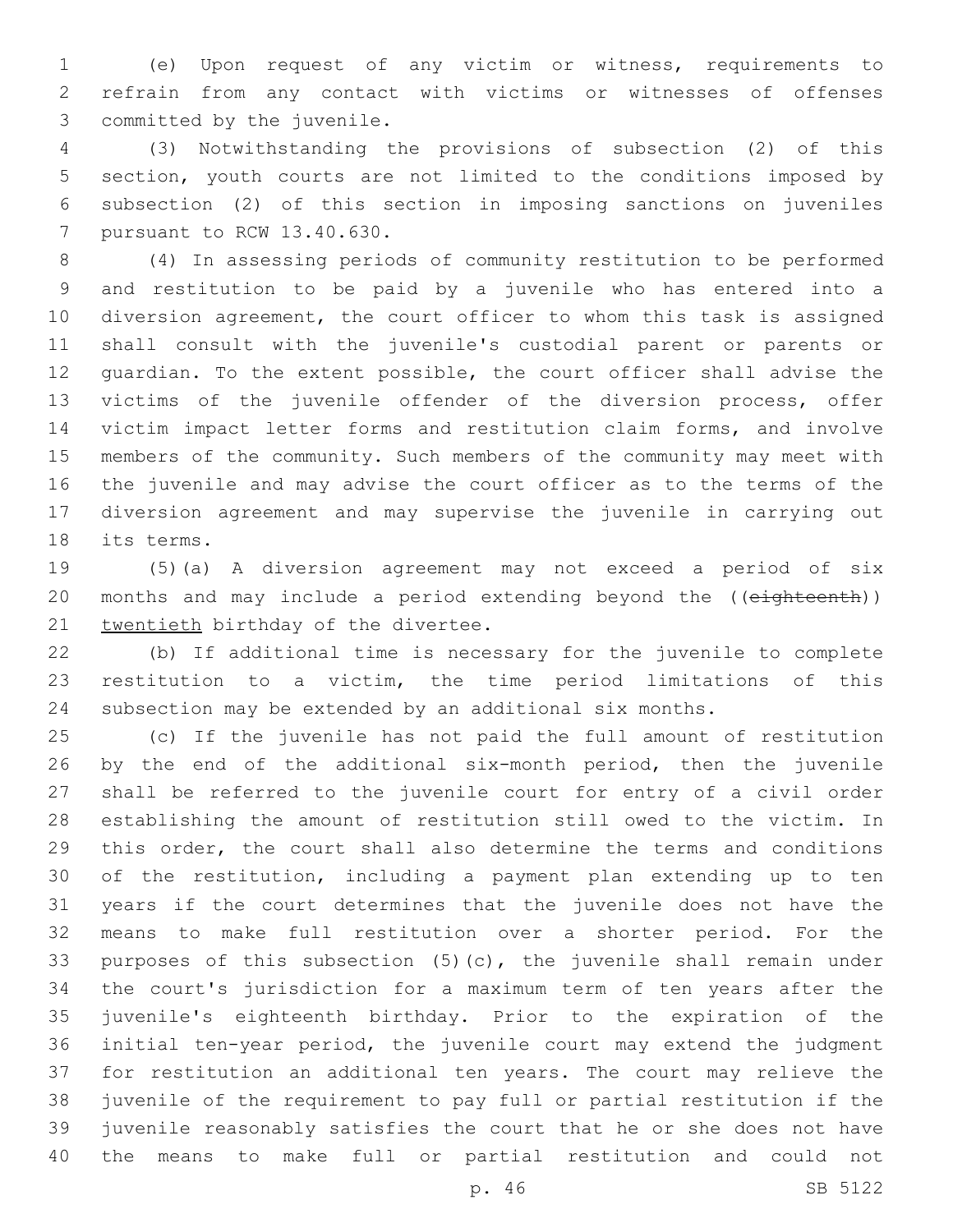(e) Upon request of any victim or witness, requirements to refrain from any contact with victims or witnesses of offenses committed by the juvenile.

(3) Notwithstanding the provisions of subsection (2) of this section, youth courts are not limited to the conditions imposed by subsection (2) of this section in imposing sanctions on juveniles pursuant to RCW 13.40.630.

(4) In assessing periods of community restitution to be performed and restitution to be paid by a juvenile who has entered into a diversion agreement, the court officer to whom this task is assigned shall consult with the juvenile's custodial parent or parents or guardian. To the extent possible, the court officer shall advise the victims of the juvenile offender of the diversion process, offer victim impact letter forms and restitution claim forms, and involve members of the community. Such members of the community may meet with the juvenile and may advise the court officer as to the terms of the diversion agreement and may supervise the juvenile in carrying out its terms.

(5)(a) A diversion agreement may not exceed a period of six months and may include a period extending beyond the ((~~eighteenth~~)) <u>twentieth</u> birthday of the divertee.

(b) If additional time is necessary for the juvenile to complete restitution to a victim, the time period limitations of this subsection may be extended by an additional six months.

(c) If the juvenile has not paid the full amount of restitution by the end of the additional six-month period, then the juvenile shall be referred to the juvenile court for entry of a civil order establishing the amount of restitution still owed to the victim. In this order, the court shall also determine the terms and conditions of the restitution, including a payment plan extending up to ten years if the court determines that the juvenile does not have the means to make full restitution over a shorter period. For the purposes of this subsection (5)(c), the juvenile shall remain under the court's jurisdiction for a maximum term of ten years after the juvenile's eighteenth birthday. Prior to the expiration of the initial ten-year period, the juvenile court may extend the judgment for restitution an additional ten years. The court may relieve the juvenile of the requirement to pay full or partial restitution if the juvenile reasonably satisfies the court that he or she does not have the means to make full or partial restitution and could not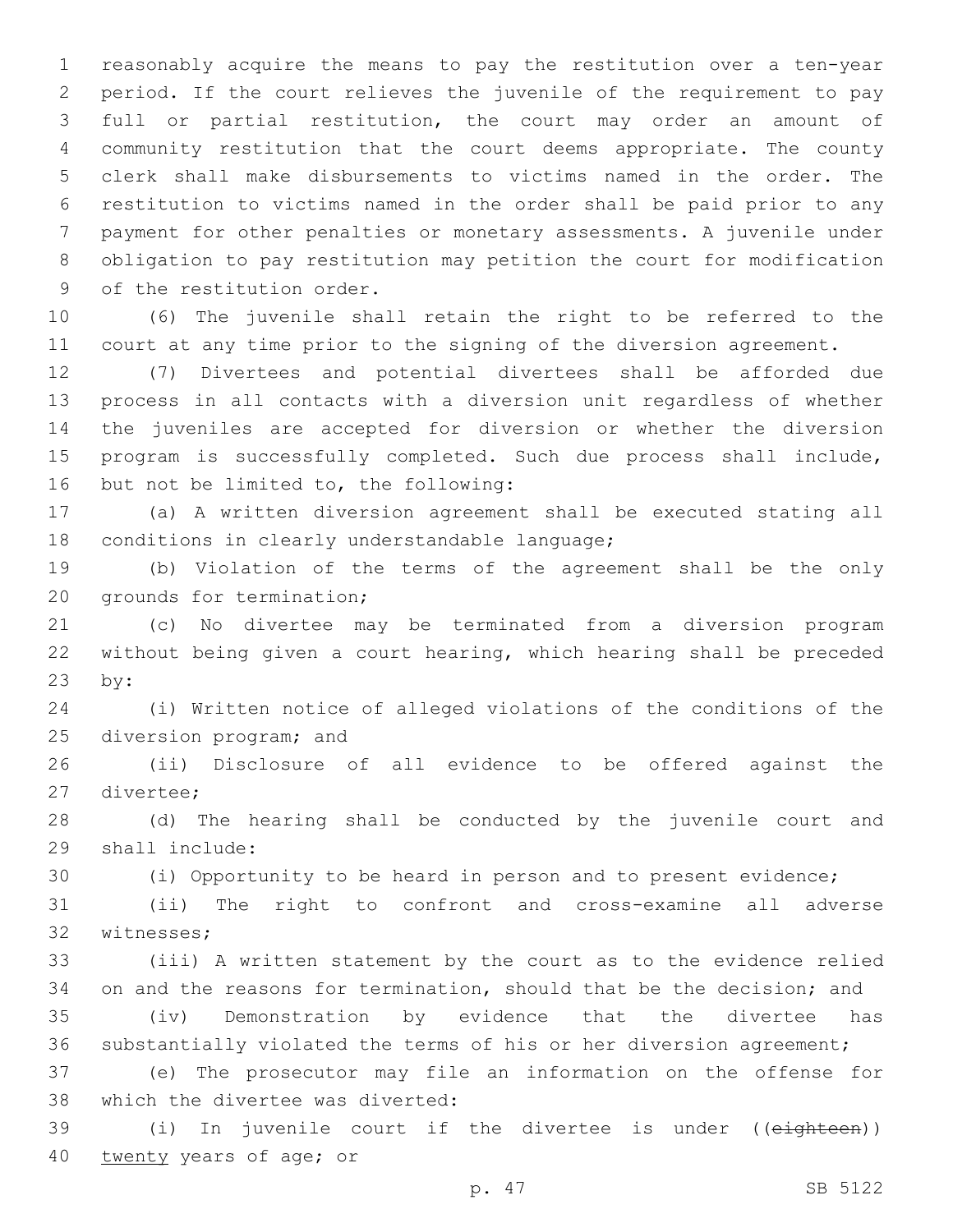reasonably acquire the means to pay the restitution over a ten-year period. If the court relieves the juvenile of the requirement to pay full or partial restitution, the court may order an amount of community restitution that the court deems appropriate. The county clerk shall make disbursements to victims named in the order. The restitution to victims named in the order shall be paid prior to any payment for other penalties or monetary assessments. A juvenile under obligation to pay restitution may petition the court for modification of the restitution order.

(6) The juvenile shall retain the right to be referred to the court at any time prior to the signing of the diversion agreement.

(7) Divertees and potential divertees shall be afforded due process in all contacts with a diversion unit regardless of whether the juveniles are accepted for diversion or whether the diversion program is successfully completed. Such due process shall include, but not be limited to, the following:

(a) A written diversion agreement shall be executed stating all conditions in clearly understandable language;

(b) Violation of the terms of the agreement shall be the only grounds for termination;

(c) No divertee may be terminated from a diversion program without being given a court hearing, which hearing shall be preceded by:

(i) Written notice of alleged violations of the conditions of the diversion program; and

(ii) Disclosure of all evidence to be offered against the divertee;

(d) The hearing shall be conducted by the juvenile court and shall include:

(i) Opportunity to be heard in person and to present evidence;

(ii) The right to confront and cross-examine all adverse witnesses;

(iii) A written statement by the court as to the evidence relied on and the reasons for termination, should that be the decision; and

(iv) Demonstration by evidence that the divertee has substantially violated the terms of his or her diversion agreement;

(e) The prosecutor may file an information on the offense for which the divertee was diverted:

(i) In juvenile court if the divertee is under ((~~eighteen~~)) <u>twenty</u> years of age; or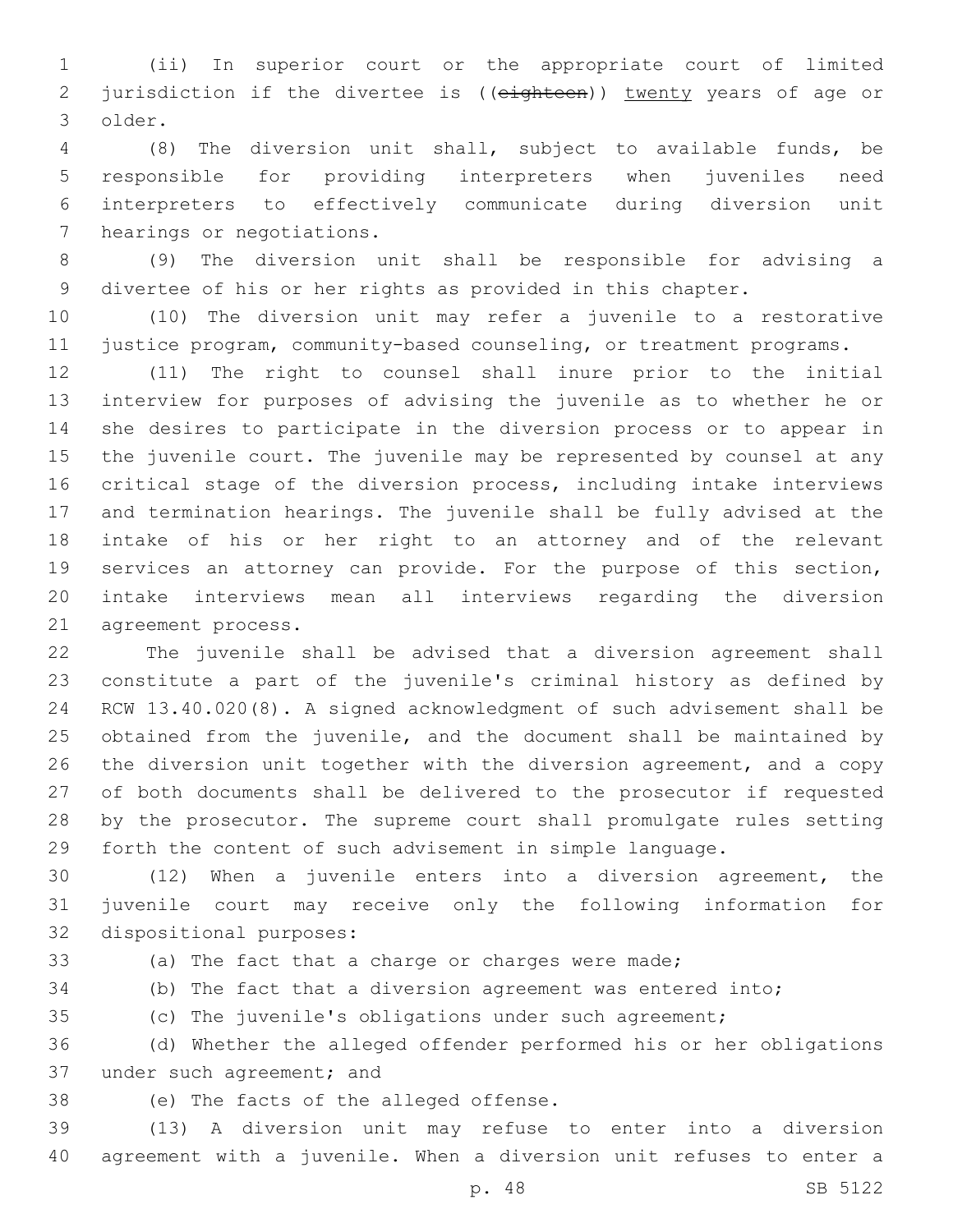(ii) In superior court or the appropriate court of limited jurisdiction if the divertee is ((~~eighteen~~)) <u>twenty</u> years of age or older.

(8) The diversion unit shall, subject to available funds, be responsible for providing interpreters when juveniles need interpreters to effectively communicate during diversion unit hearings or negotiations.

(9) The diversion unit shall be responsible for advising a divertee of his or her rights as provided in this chapter.

(10) The diversion unit may refer a juvenile to a restorative justice program, community-based counseling, or treatment programs.

(11) The right to counsel shall inure prior to the initial interview for purposes of advising the juvenile as to whether he or she desires to participate in the diversion process or to appear in the juvenile court. The juvenile may be represented by counsel at any critical stage of the diversion process, including intake interviews and termination hearings. The juvenile shall be fully advised at the intake of his or her right to an attorney and of the relevant services an attorney can provide. For the purpose of this section, intake interviews mean all interviews regarding the diversion agreement process.

The juvenile shall be advised that a diversion agreement shall constitute a part of the juvenile's criminal history as defined by RCW 13.40.020(8). A signed acknowledgment of such advisement shall be obtained from the juvenile, and the document shall be maintained by the diversion unit together with the diversion agreement, and a copy of both documents shall be delivered to the prosecutor if requested by the prosecutor. The supreme court shall promulgate rules setting forth the content of such advisement in simple language.

(12) When a juvenile enters into a diversion agreement, the juvenile court may receive only the following information for dispositional purposes:

(a) The fact that a charge or charges were made;

(b) The fact that a diversion agreement was entered into;

(c) The juvenile's obligations under such agreement;

(d) Whether the alleged offender performed his or her obligations under such agreement; and

(e) The facts of the alleged offense.

(13) A diversion unit may refuse to enter into a diversion agreement with a juvenile. When a diversion unit refuses to enter a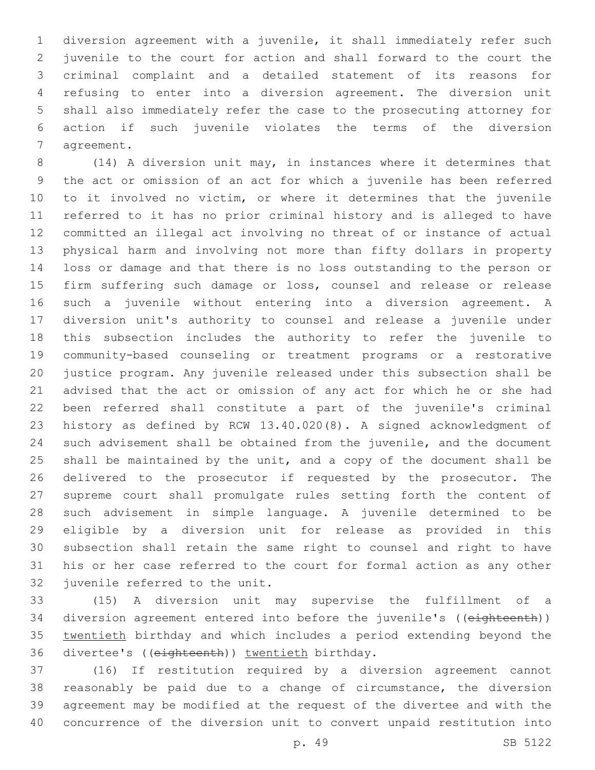diversion agreement with a juvenile, it shall immediately refer such juvenile to the court for action and shall forward to the court the criminal complaint and a detailed statement of its reasons for refusing to enter into a diversion agreement. The diversion unit shall also immediately refer the case to the prosecuting attorney for action if such juvenile violates the terms of the diversion agreement.

(14) A diversion unit may, in instances where it determines that the act or omission of an act for which a juvenile has been referred to it involved no victim, or where it determines that the juvenile referred to it has no prior criminal history and is alleged to have committed an illegal act involving no threat of or instance of actual physical harm and involving not more than fifty dollars in property loss or damage and that there is no loss outstanding to the person or firm suffering such damage or loss, counsel and release or release such a juvenile without entering into a diversion agreement. A diversion unit's authority to counsel and release a juvenile under this subsection includes the authority to refer the juvenile to community-based counseling or treatment programs or a restorative justice program. Any juvenile released under this subsection shall be advised that the act or omission of any act for which he or she had been referred shall constitute a part of the juvenile's criminal history as defined by RCW 13.40.020(8). A signed acknowledgment of such advisement shall be obtained from the juvenile, and the document shall be maintained by the unit, and a copy of the document shall be delivered to the prosecutor if requested by the prosecutor. The supreme court shall promulgate rules setting forth the content of such advisement in simple language. A juvenile determined to be eligible by a diversion unit for release as provided in this subsection shall retain the same right to counsel and right to have his or her case referred to the court for formal action as any other juvenile referred to the unit.

(15) A diversion unit may supervise the fulfillment of a diversion agreement entered into before the juvenile's ((~~eighteenth~~)) <u>twentieth</u> birthday and which includes a period extending beyond the divertee's ((~~eighteenth~~)) <u>twentieth</u> birthday.

(16) If restitution required by a diversion agreement cannot reasonably be paid due to a change of circumstance, the diversion agreement may be modified at the request of the divertee and with the concurrence of the diversion unit to convert unpaid restitution into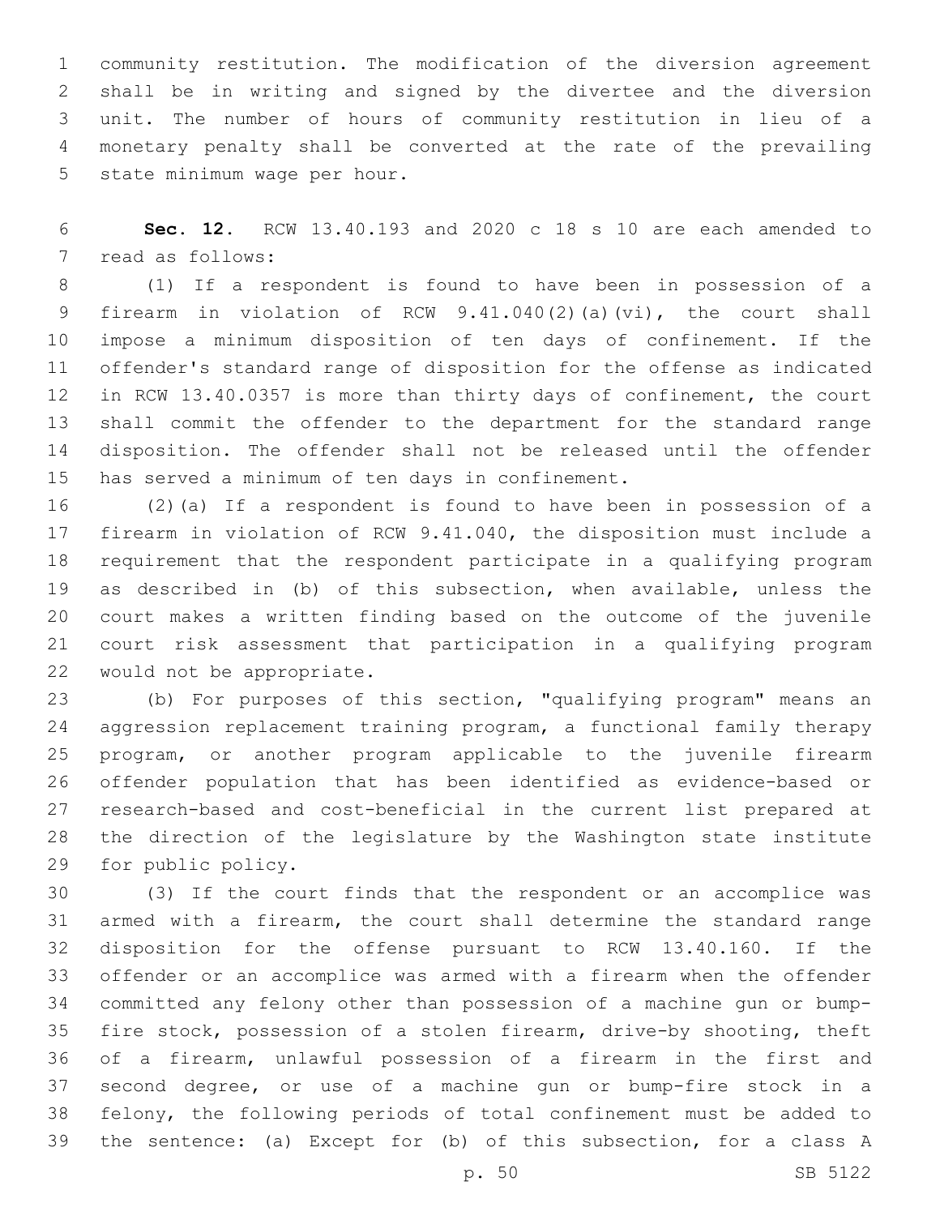community restitution. The modification of the diversion agreement shall be in writing and signed by the divertee and the diversion unit. The number of hours of community restitution in lieu of a monetary penalty shall be converted at the rate of the prevailing state minimum wage per hour.

**Sec. 12.** RCW 13.40.193 and 2020 c 18 s 10 are each amended to read as follows:

(1) If a respondent is found to have been in possession of a firearm in violation of RCW 9.41.040(2)(a)(vi), the court shall impose a minimum disposition of ten days of confinement. If the offender's standard range of disposition for the offense as indicated in RCW 13.40.0357 is more than thirty days of confinement, the court shall commit the offender to the department for the standard range disposition. The offender shall not be released until the offender has served a minimum of ten days in confinement.

(2)(a) If a respondent is found to have been in possession of a firearm in violation of RCW 9.41.040, the disposition must include a requirement that the respondent participate in a qualifying program as described in (b) of this subsection, when available, unless the court makes a written finding based on the outcome of the juvenile court risk assessment that participation in a qualifying program would not be appropriate.

(b) For purposes of this section, "qualifying program" means an aggression replacement training program, a functional family therapy program, or another program applicable to the juvenile firearm offender population that has been identified as evidence-based or research-based and cost-beneficial in the current list prepared at the direction of the legislature by the Washington state institute for public policy.

(3) If the court finds that the respondent or an accomplice was armed with a firearm, the court shall determine the standard range disposition for the offense pursuant to RCW 13.40.160. If the offender or an accomplice was armed with a firearm when the offender committed any felony other than possession of a machine gun or bump-fire stock, possession of a stolen firearm, drive-by shooting, theft of a firearm, unlawful possession of a firearm in the first and second degree, or use of a machine gun or bump-fire stock in a felony, the following periods of total confinement must be added to the sentence: (a) Except for (b) of this subsection, for a class A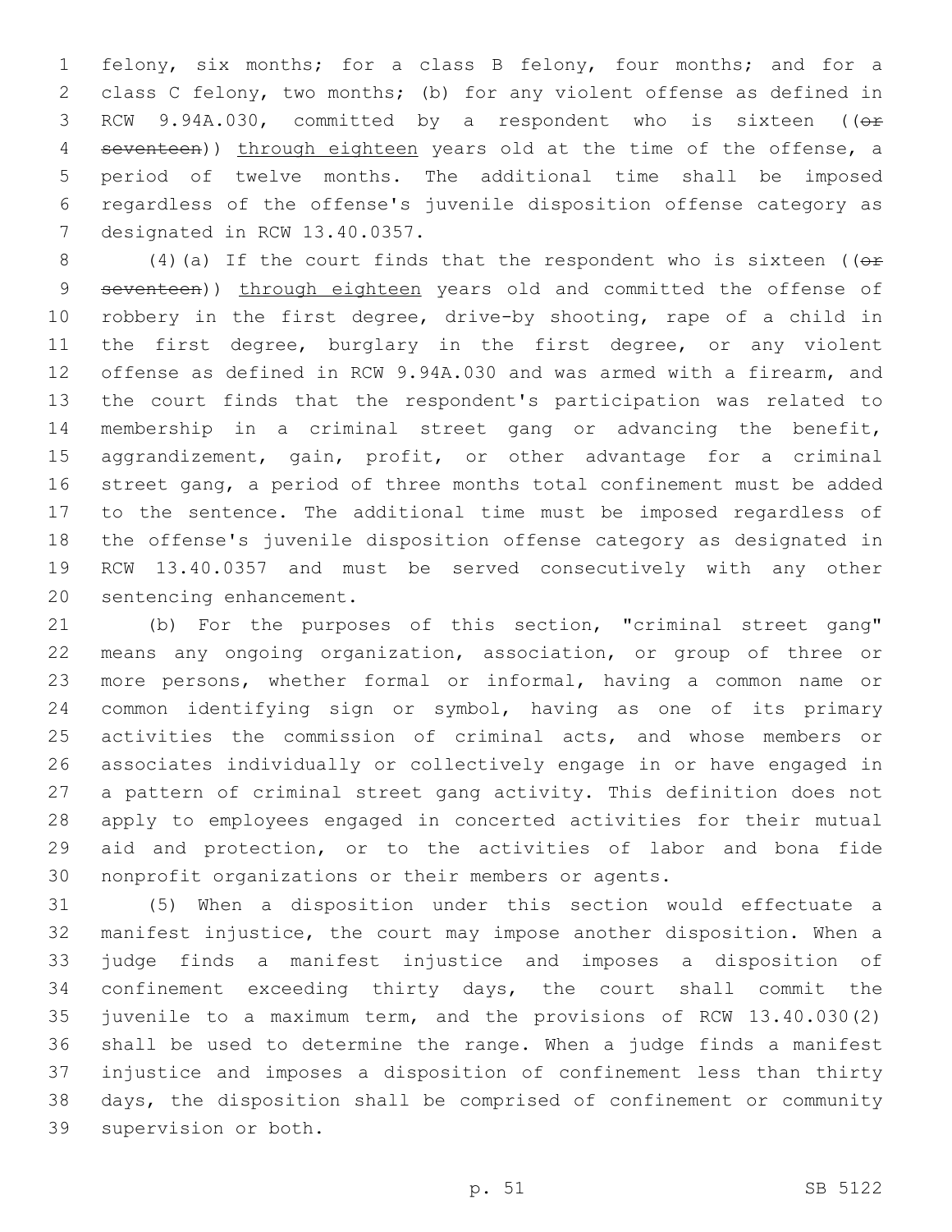felony, six months; for a class B felony, four months; and for a class C felony, two months; (b) for any violent offense as defined in RCW 9.94A.030, committed by a respondent who is sixteen ((~~or seventeen~~)) through eighteen years old at the time of the offense, a period of twelve months. The additional time shall be imposed regardless of the offense's juvenile disposition offense category as designated in RCW 13.40.0357.

(4)(a) If the court finds that the respondent who is sixteen ((~~or seventeen~~)) through eighteen years old and committed the offense of robbery in the first degree, drive-by shooting, rape of a child in the first degree, burglary in the first degree, or any violent offense as defined in RCW 9.94A.030 and was armed with a firearm, and the court finds that the respondent's participation was related to membership in a criminal street gang or advancing the benefit, aggrandizement, gain, profit, or other advantage for a criminal street gang, a period of three months total confinement must be added to the sentence. The additional time must be imposed regardless of the offense's juvenile disposition offense category as designated in RCW 13.40.0357 and must be served consecutively with any other sentencing enhancement.

(b) For the purposes of this section, "criminal street gang" means any ongoing organization, association, or group of three or more persons, whether formal or informal, having a common name or common identifying sign or symbol, having as one of its primary activities the commission of criminal acts, and whose members or associates individually or collectively engage in or have engaged in a pattern of criminal street gang activity. This definition does not apply to employees engaged in concerted activities for their mutual aid and protection, or to the activities of labor and bona fide nonprofit organizations or their members or agents.

(5) When a disposition under this section would effectuate a manifest injustice, the court may impose another disposition. When a judge finds a manifest injustice and imposes a disposition of confinement exceeding thirty days, the court shall commit the juvenile to a maximum term, and the provisions of RCW 13.40.030(2) shall be used to determine the range. When a judge finds a manifest injustice and imposes a disposition of confinement less than thirty days, the disposition shall be comprised of confinement or community supervision or both.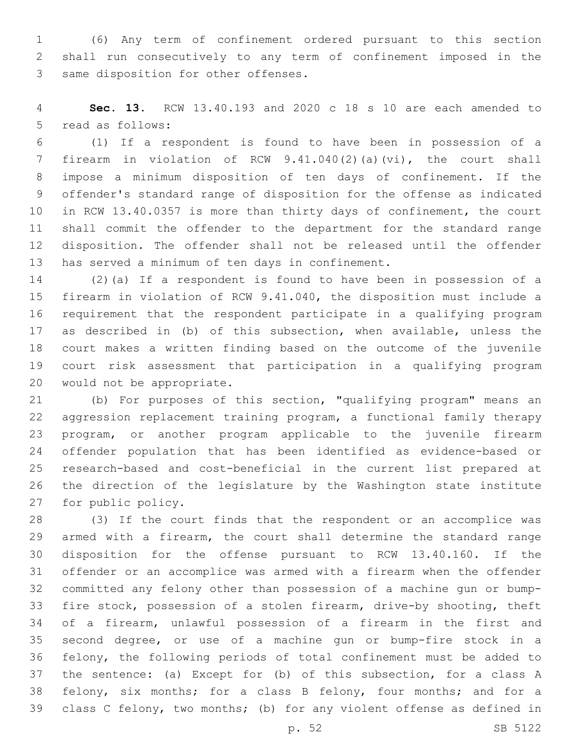(6) Any term of confinement ordered pursuant to this section shall run consecutively to any term of confinement imposed in the same disposition for other offenses.

**Sec. 13.** RCW 13.40.193 and 2020 c 18 s 10 are each amended to read as follows:

(1) If a respondent is found to have been in possession of a firearm in violation of RCW 9.41.040(2)(a)(vi), the court shall impose a minimum disposition of ten days of confinement. If the offender's standard range of disposition for the offense as indicated in RCW 13.40.0357 is more than thirty days of confinement, the court shall commit the offender to the department for the standard range disposition. The offender shall not be released until the offender has served a minimum of ten days in confinement.

(2)(a) If a respondent is found to have been in possession of a firearm in violation of RCW 9.41.040, the disposition must include a requirement that the respondent participate in a qualifying program as described in (b) of this subsection, when available, unless the court makes a written finding based on the outcome of the juvenile court risk assessment that participation in a qualifying program would not be appropriate.

(b) For purposes of this section, "qualifying program" means an aggression replacement training program, a functional family therapy program, or another program applicable to the juvenile firearm offender population that has been identified as evidence-based or research-based and cost-beneficial in the current list prepared at the direction of the legislature by the Washington state institute for public policy.

(3) If the court finds that the respondent or an accomplice was armed with a firearm, the court shall determine the standard range disposition for the offense pursuant to RCW 13.40.160. If the offender or an accomplice was armed with a firearm when the offender committed any felony other than possession of a machine gun or bump-fire stock, possession of a stolen firearm, drive-by shooting, theft of a firearm, unlawful possession of a firearm in the first and second degree, or use of a machine gun or bump-fire stock in a felony, the following periods of total confinement must be added to the sentence: (a) Except for (b) of this subsection, for a class A felony, six months; for a class B felony, four months; and for a class C felony, two months; (b) for any violent offense as defined in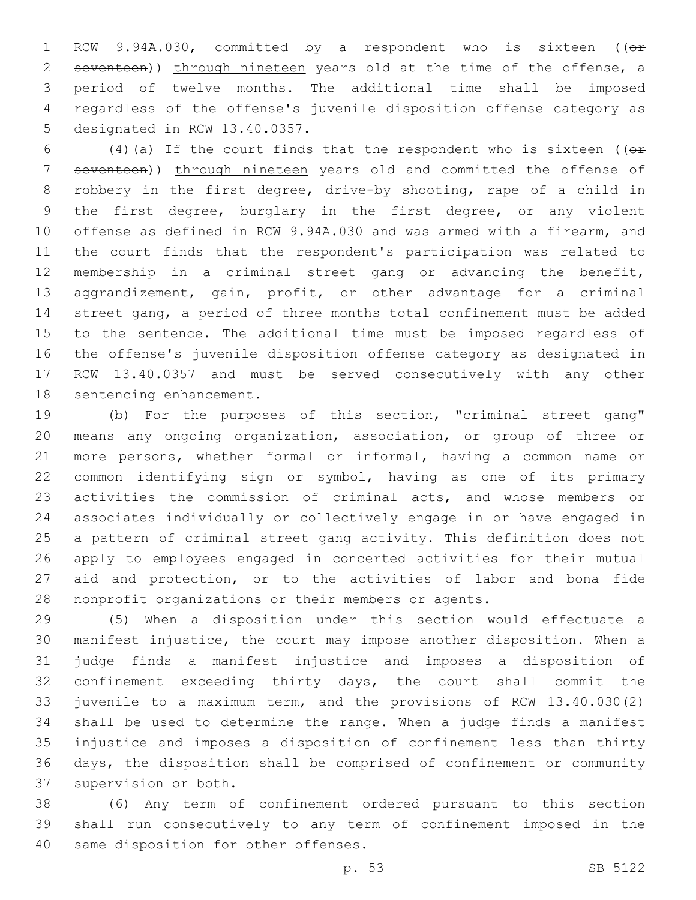RCW 9.94A.030, committed by a respondent who is sixteen ((~~or seventeen~~)) through nineteen years old at the time of the offense, a period of twelve months. The additional time shall be imposed regardless of the offense's juvenile disposition offense category as designated in RCW 13.40.0357.

(4)(a) If the court finds that the respondent who is sixteen ((~~or seventeen~~)) through nineteen years old and committed the offense of robbery in the first degree, drive-by shooting, rape of a child in the first degree, burglary in the first degree, or any violent offense as defined in RCW 9.94A.030 and was armed with a firearm, and the court finds that the respondent's participation was related to membership in a criminal street gang or advancing the benefit, aggrandizement, gain, profit, or other advantage for a criminal street gang, a period of three months total confinement must be added to the sentence. The additional time must be imposed regardless of the offense's juvenile disposition offense category as designated in RCW 13.40.0357 and must be served consecutively with any other sentencing enhancement.

(b) For the purposes of this section, "criminal street gang" means any ongoing organization, association, or group of three or more persons, whether formal or informal, having a common name or common identifying sign or symbol, having as one of its primary activities the commission of criminal acts, and whose members or associates individually or collectively engage in or have engaged in a pattern of criminal street gang activity. This definition does not apply to employees engaged in concerted activities for their mutual aid and protection, or to the activities of labor and bona fide nonprofit organizations or their members or agents.

(5) When a disposition under this section would effectuate a manifest injustice, the court may impose another disposition. When a judge finds a manifest injustice and imposes a disposition of confinement exceeding thirty days, the court shall commit the juvenile to a maximum term, and the provisions of RCW 13.40.030(2) shall be used to determine the range. When a judge finds a manifest injustice and imposes a disposition of confinement less than thirty days, the disposition shall be comprised of confinement or community supervision or both.

(6) Any term of confinement ordered pursuant to this section shall run consecutively to any term of confinement imposed in the same disposition for other offenses.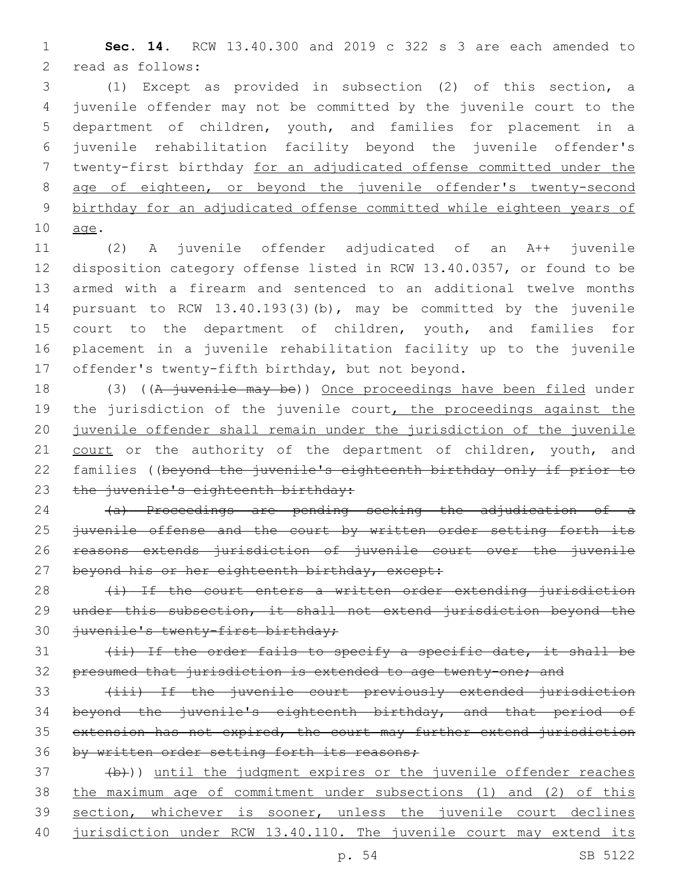**Sec. 14.** RCW 13.40.300 and 2019 c 322 s 3 are each amended to read as follows:

(1) Except as provided in subsection (2) of this section, a juvenile offender may not be committed by the juvenile court to the department of children, youth, and families for placement in a juvenile rehabilitation facility beyond the juvenile offender's twenty-first birthday for an adjudicated offense committed under the age of eighteen, or beyond the juvenile offender's twenty-second birthday for an adjudicated offense committed while eighteen years of age.

(2) A juvenile offender adjudicated of an A++ juvenile disposition category offense listed in RCW 13.40.0357, or found to be armed with a firearm and sentenced to an additional twelve months pursuant to RCW 13.40.193(3)(b), may be committed by the juvenile court to the department of children, youth, and families for placement in a juvenile rehabilitation facility up to the juvenile offender's twenty-fifth birthday, but not beyond.

(3) ((~~A juvenile may be~~)) Once proceedings have been filed under the jurisdiction of the juvenile court, the proceedings against the juvenile offender shall remain under the jurisdiction of the juvenile court or the authority of the department of children, youth, and families ((~~beyond the juvenile's eighteenth birthday only if prior to the juvenile's eighteenth birthday:~~

~~(a) Proceedings are pending seeking the adjudication of a juvenile offense and the court by written order setting forth its reasons extends jurisdiction of juvenile court over the juvenile beyond his or her eighteenth birthday, except:~~

~~(i) If the court enters a written order extending jurisdiction under this subsection, it shall not extend jurisdiction beyond the juvenile's twenty-first birthday;~~

~~(ii) If the order fails to specify a specific date, it shall be presumed that jurisdiction is extended to age twenty-one; and~~

~~(iii) If the juvenile court previously extended jurisdiction beyond the juvenile's eighteenth birthday, and that period of extension has not expired, the court may further extend jurisdiction by written order setting forth its reasons;~~

~~(b)~~)) until the judgment expires or the juvenile offender reaches the maximum age of commitment under subsections (1) and (2) of this section, whichever is sooner, unless the juvenile court declines jurisdiction under RCW 13.40.110. The juvenile court may extend its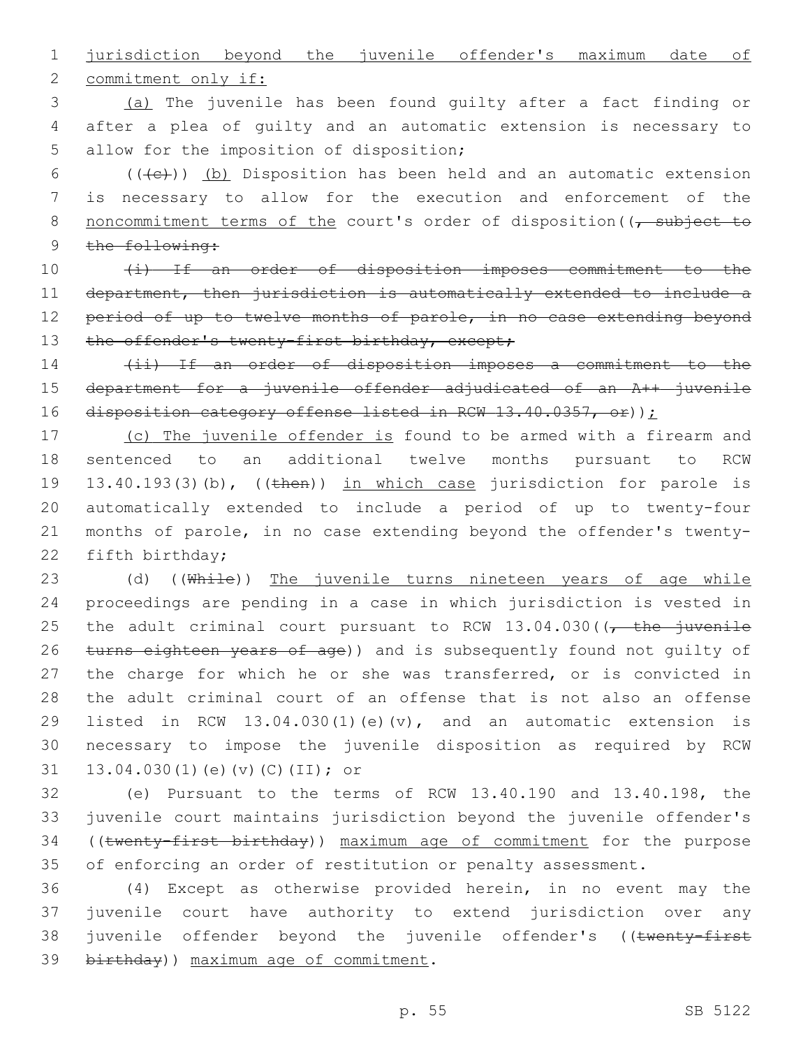jurisdiction beyond the juvenile offender's maximum date of commitment only if:

(a) The juvenile has been found guilty after a fact finding or after a plea of guilty and an automatic extension is necessary to allow for the imposition of disposition;

(((c))) (b) Disposition has been held and an automatic extension is necessary to allow for the execution and enforcement of the noncommitment terms of the court's order of disposition((, subject to the following:

(i) If an order of disposition imposes commitment to the department, then jurisdiction is automatically extended to include a period of up to twelve months of parole, in no case extending beyond the offender's twenty-first birthday, except;

(ii) If an order of disposition imposes a commitment to the department for a juvenile offender adjudicated of an A++ juvenile disposition category offense listed in RCW 13.40.0357, or));

(c) The juvenile offender is found to be armed with a firearm and sentenced to an additional twelve months pursuant to RCW 13.40.193(3)(b), ((then)) in which case jurisdiction for parole is automatically extended to include a period of up to twenty-four months of parole, in no case extending beyond the offender's twenty-fifth birthday;

(d) ((While)) The juvenile turns nineteen years of age while proceedings are pending in a case in which jurisdiction is vested in the adult criminal court pursuant to RCW 13.04.030((, the juvenile turns eighteen years of age)) and is subsequently found not guilty of the charge for which he or she was transferred, or is convicted in the adult criminal court of an offense that is not also an offense listed in RCW 13.04.030(1)(e)(v), and an automatic extension is necessary to impose the juvenile disposition as required by RCW 13.04.030(1)(e)(v)(C)(II); or

(e) Pursuant to the terms of RCW 13.40.190 and 13.40.198, the juvenile court maintains jurisdiction beyond the juvenile offender's ((twenty-first birthday)) maximum age of commitment for the purpose of enforcing an order of restitution or penalty assessment.

(4) Except as otherwise provided herein, in no event may the juvenile court have authority to extend jurisdiction over any juvenile offender beyond the juvenile offender's ((twenty-first birthday)) maximum age of commitment.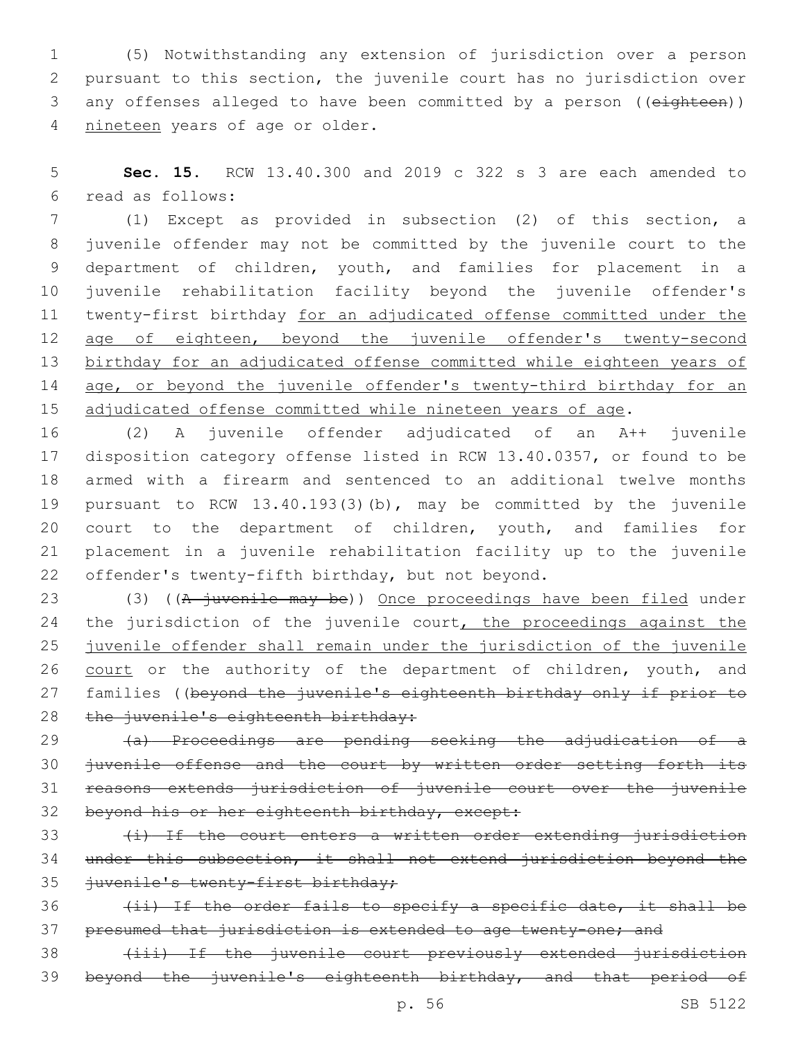(5) Notwithstanding any extension of jurisdiction over a person pursuant to this section, the juvenile court has no jurisdiction over any offenses alleged to have been committed by a person ((~~eighteen~~)) <u>nineteen</u> years of age or older.

**Sec. 15.** RCW 13.40.300 and 2019 c 322 s 3 are each amended to read as follows:

(1) Except as provided in subsection (2) of this section, a juvenile offender may not be committed by the juvenile court to the department of children, youth, and families for placement in a juvenile rehabilitation facility beyond the juvenile offender's twenty-first birthday <u>for an adjudicated offense committed under the age of eighteen, beyond the juvenile offender's twenty-second birthday for an adjudicated offense committed while eighteen years of age, or beyond the juvenile offender's twenty-third birthday for an adjudicated offense committed while nineteen years of age</u>.

(2) A juvenile offender adjudicated of an A++ juvenile disposition category offense listed in RCW 13.40.0357, or found to be armed with a firearm and sentenced to an additional twelve months pursuant to RCW 13.40.193(3)(b), may be committed by the juvenile court to the department of children, youth, and families for placement in a juvenile rehabilitation facility up to the juvenile offender's twenty-fifth birthday, but not beyond.

(3) ((~~A juvenile may be~~)) <u>Once proceedings have been filed</u> under the jurisdiction of the juvenile court<u>, the proceedings against the juvenile offender shall remain under the jurisdiction of the juvenile court</u> or the authority of the department of children, youth, and families ((~~beyond the juvenile's eighteenth birthday only if prior to the juvenile's eighteenth birthday:~~

~~(a) Proceedings are pending seeking the adjudication of a juvenile offense and the court by written order setting forth its reasons extends jurisdiction of juvenile court over the juvenile beyond his or her eighteenth birthday, except:~~

~~(i) If the court enters a written order extending jurisdiction under this subsection, it shall not extend jurisdiction beyond the juvenile's twenty-first birthday;~~

~~(ii) If the order fails to specify a specific date, it shall be presumed that jurisdiction is extended to age twenty-one; and~~

~~(iii) If the juvenile court previously extended jurisdiction beyond the juvenile's eighteenth birthday, and that period of~~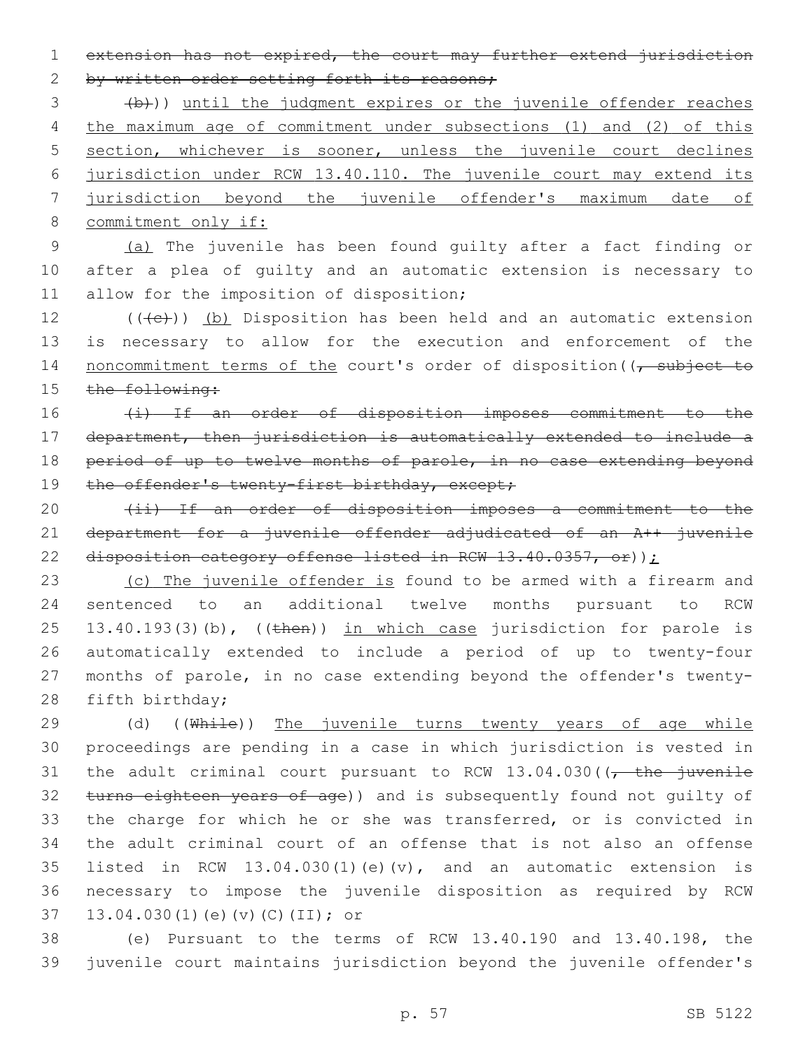extension has not expired, the court may further extend jurisdiction by written order setting forth its reasons;

(b))) until the judgment expires or the juvenile offender reaches the maximum age of commitment under subsections (1) and (2) of this section, whichever is sooner, unless the juvenile court declines jurisdiction under RCW 13.40.110. The juvenile court may extend its jurisdiction beyond the juvenile offender's maximum date of commitment only if:

(a) The juvenile has been found guilty after a fact finding or after a plea of guilty and an automatic extension is necessary to allow for the imposition of disposition;

(((c))) (b) Disposition has been held and an automatic extension is necessary to allow for the execution and enforcement of the noncommitment terms of the court's order of disposition((, subject to the following:

(i) If an order of disposition imposes commitment to the department, then jurisdiction is automatically extended to include a period of up to twelve months of parole, in no case extending beyond the offender's twenty-first birthday, except;

(ii) If an order of disposition imposes a commitment to the department for a juvenile offender adjudicated of an A++ juvenile disposition category offense listed in RCW 13.40.0357, or));

(c) The juvenile offender is found to be armed with a firearm and sentenced to an additional twelve months pursuant to RCW 13.40.193(3)(b), ((then)) in which case jurisdiction for parole is automatically extended to include a period of up to twenty-four months of parole, in no case extending beyond the offender's twenty-fifth birthday;

(d) ((While)) The juvenile turns twenty years of age while proceedings are pending in a case in which jurisdiction is vested in the adult criminal court pursuant to RCW 13.04.030((, the juvenile turns eighteen years of age)) and is subsequently found not guilty of the charge for which he or she was transferred, or is convicted in the adult criminal court of an offense that is not also an offense listed in RCW 13.04.030(1)(e)(v), and an automatic extension is necessary to impose the juvenile disposition as required by RCW 13.04.030(1)(e)(v)(C)(II); or

(e) Pursuant to the terms of RCW 13.40.190 and 13.40.198, the juvenile court maintains jurisdiction beyond the juvenile offender's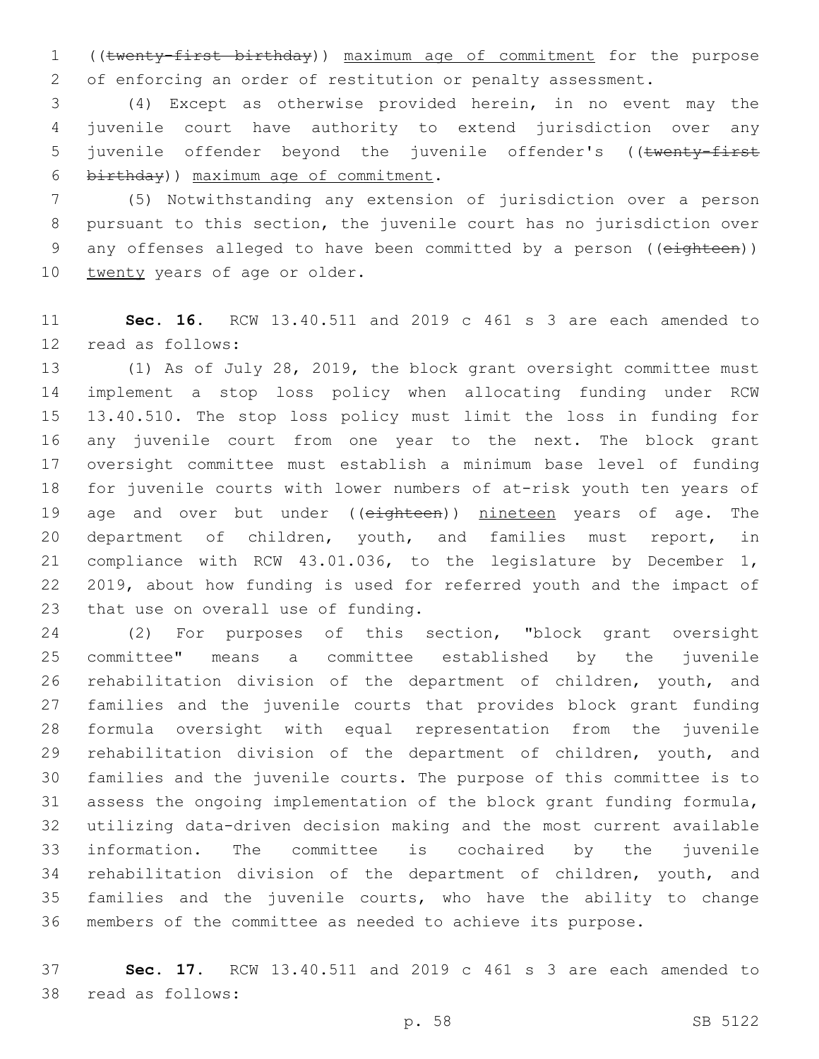((~~twenty-first birthday~~)) <u>maximum age of commitment</u> for the purpose of enforcing an order of restitution or penalty assessment.

(4) Except as otherwise provided herein, in no event may the juvenile court have authority to extend jurisdiction over any juvenile offender beyond the juvenile offender's ((~~twenty-first birthday~~)) <u>maximum age of commitment</u>.

(5) Notwithstanding any extension of jurisdiction over a person pursuant to this section, the juvenile court has no jurisdiction over any offenses alleged to have been committed by a person ((~~eighteen~~)) <u>twenty</u> years of age or older.

**Sec. 16.** RCW 13.40.511 and 2019 c 461 s 3 are each amended to read as follows:

(1) As of July 28, 2019, the block grant oversight committee must implement a stop loss policy when allocating funding under RCW 13.40.510. The stop loss policy must limit the loss in funding for any juvenile court from one year to the next. The block grant oversight committee must establish a minimum base level of funding for juvenile courts with lower numbers of at-risk youth ten years of age and over but under ((~~eighteen~~)) <u>nineteen</u> years of age. The department of children, youth, and families must report, in compliance with RCW 43.01.036, to the legislature by December 1, 2019, about how funding is used for referred youth and the impact of that use on overall use of funding.

(2) For purposes of this section, "block grant oversight committee" means a committee established by the juvenile rehabilitation division of the department of children, youth, and families and the juvenile courts that provides block grant funding formula oversight with equal representation from the juvenile rehabilitation division of the department of children, youth, and families and the juvenile courts. The purpose of this committee is to assess the ongoing implementation of the block grant funding formula, utilizing data-driven decision making and the most current available information. The committee is cochaired by the juvenile rehabilitation division of the department of children, youth, and families and the juvenile courts, who have the ability to change members of the committee as needed to achieve its purpose.

**Sec. 17.** RCW 13.40.511 and 2019 c 461 s 3 are each amended to read as follows: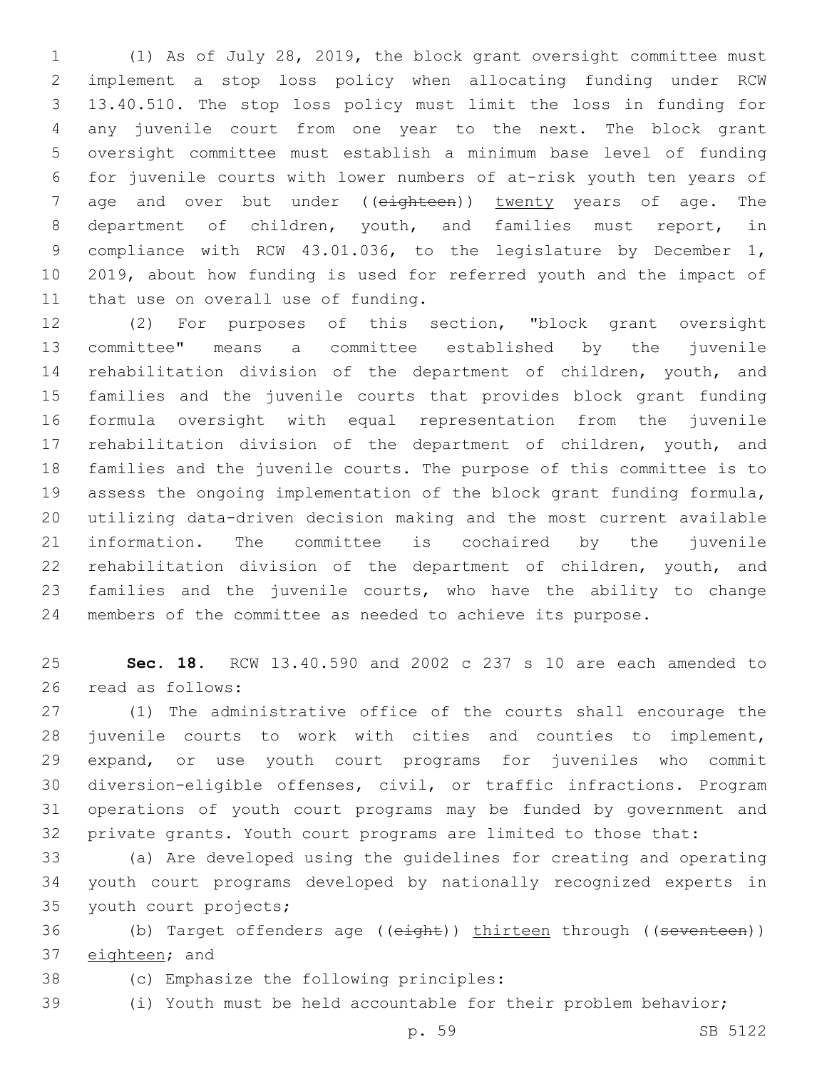(1) As of July 28, 2019, the block grant oversight committee must implement a stop loss policy when allocating funding under RCW 13.40.510. The stop loss policy must limit the loss in funding for any juvenile court from one year to the next. The block grant oversight committee must establish a minimum base level of funding for juvenile courts with lower numbers of at-risk youth ten years of age and over but under ((~~eighteen~~)) <u>twenty</u> years of age. The department of children, youth, and families must report, in compliance with RCW 43.01.036, to the legislature by December 1, 2019, about how funding is used for referred youth and the impact of that use on overall use of funding.

(2) For purposes of this section, "block grant oversight committee" means a committee established by the juvenile rehabilitation division of the department of children, youth, and families and the juvenile courts that provides block grant funding formula oversight with equal representation from the juvenile rehabilitation division of the department of children, youth, and families and the juvenile courts. The purpose of this committee is to assess the ongoing implementation of the block grant funding formula, utilizing data-driven decision making and the most current available information. The committee is cochaired by the juvenile rehabilitation division of the department of children, youth, and families and the juvenile courts, who have the ability to change members of the committee as needed to achieve its purpose.

**Sec. 18.** RCW 13.40.590 and 2002 c 237 s 10 are each amended to read as follows:

(1) The administrative office of the courts shall encourage the juvenile courts to work with cities and counties to implement, expand, or use youth court programs for juveniles who commit diversion-eligible offenses, civil, or traffic infractions. Program operations of youth court programs may be funded by government and private grants. Youth court programs are limited to those that:

(a) Are developed using the guidelines for creating and operating youth court programs developed by nationally recognized experts in youth court projects;

(b) Target offenders age ((~~eight~~)) <u>thirteen</u> through ((~~seventeen~~)) <u>eighteen</u>; and

(c) Emphasize the following principles:

(i) Youth must be held accountable for their problem behavior;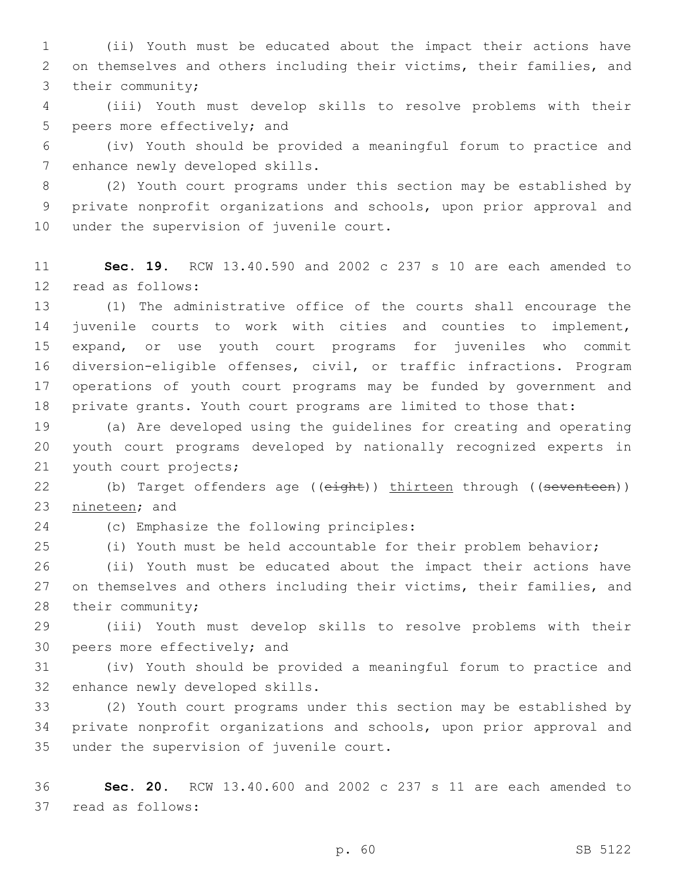(ii) Youth must be educated about the impact their actions have on themselves and others including their victims, their families, and their community;

(iii) Youth must develop skills to resolve problems with their peers more effectively; and

(iv) Youth should be provided a meaningful forum to practice and enhance newly developed skills.

(2) Youth court programs under this section may be established by private nonprofit organizations and schools, upon prior approval and under the supervision of juvenile court.

**Sec. 19.** RCW 13.40.590 and 2002 c 237 s 10 are each amended to read as follows:

(1) The administrative office of the courts shall encourage the juvenile courts to work with cities and counties to implement, expand, or use youth court programs for juveniles who commit diversion-eligible offenses, civil, or traffic infractions. Program operations of youth court programs may be funded by government and private grants. Youth court programs are limited to those that:

(a) Are developed using the guidelines for creating and operating youth court programs developed by nationally recognized experts in youth court projects;

(b) Target offenders age ((~~eight~~)) <u>thirteen</u> through ((~~seventeen~~)) <u>nineteen</u>; and

(c) Emphasize the following principles:

(i) Youth must be held accountable for their problem behavior;

(ii) Youth must be educated about the impact their actions have on themselves and others including their victims, their families, and their community;

(iii) Youth must develop skills to resolve problems with their peers more effectively; and

(iv) Youth should be provided a meaningful forum to practice and enhance newly developed skills.

(2) Youth court programs under this section may be established by private nonprofit organizations and schools, upon prior approval and under the supervision of juvenile court.

**Sec. 20.** RCW 13.40.600 and 2002 c 237 s 11 are each amended to read as follows: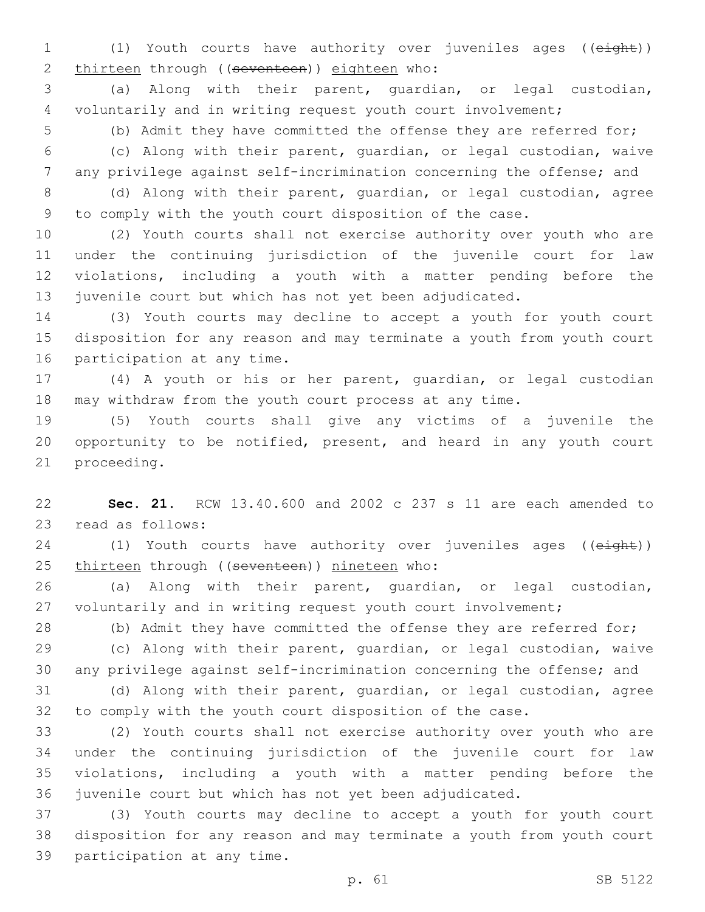(1) Youth courts have authority over juveniles ages ((~~eight~~)) <u>thirteen</u> through ((~~seventeen~~)) <u>eighteen</u> who:

(a) Along with their parent, guardian, or legal custodian, voluntarily and in writing request youth court involvement;

(b) Admit they have committed the offense they are referred for;

(c) Along with their parent, guardian, or legal custodian, waive any privilege against self-incrimination concerning the offense; and

(d) Along with their parent, guardian, or legal custodian, agree to comply with the youth court disposition of the case.

(2) Youth courts shall not exercise authority over youth who are under the continuing jurisdiction of the juvenile court for law violations, including a youth with a matter pending before the juvenile court but which has not yet been adjudicated.

(3) Youth courts may decline to accept a youth for youth court disposition for any reason and may terminate a youth from youth court participation at any time.

(4) A youth or his or her parent, guardian, or legal custodian may withdraw from the youth court process at any time.

(5) Youth courts shall give any victims of a juvenile the opportunity to be notified, present, and heard in any youth court proceeding.

**Sec. 21.** RCW 13.40.600 and 2002 c 237 s 11 are each amended to read as follows:

(1) Youth courts have authority over juveniles ages ((~~eight~~)) <u>thirteen</u> through ((~~seventeen~~)) <u>nineteen</u> who:

(a) Along with their parent, guardian, or legal custodian, voluntarily and in writing request youth court involvement;

(b) Admit they have committed the offense they are referred for;

(c) Along with their parent, guardian, or legal custodian, waive any privilege against self-incrimination concerning the offense; and

(d) Along with their parent, guardian, or legal custodian, agree to comply with the youth court disposition of the case.

(2) Youth courts shall not exercise authority over youth who are under the continuing jurisdiction of the juvenile court for law violations, including a youth with a matter pending before the juvenile court but which has not yet been adjudicated.

(3) Youth courts may decline to accept a youth for youth court disposition for any reason and may terminate a youth from youth court participation at any time.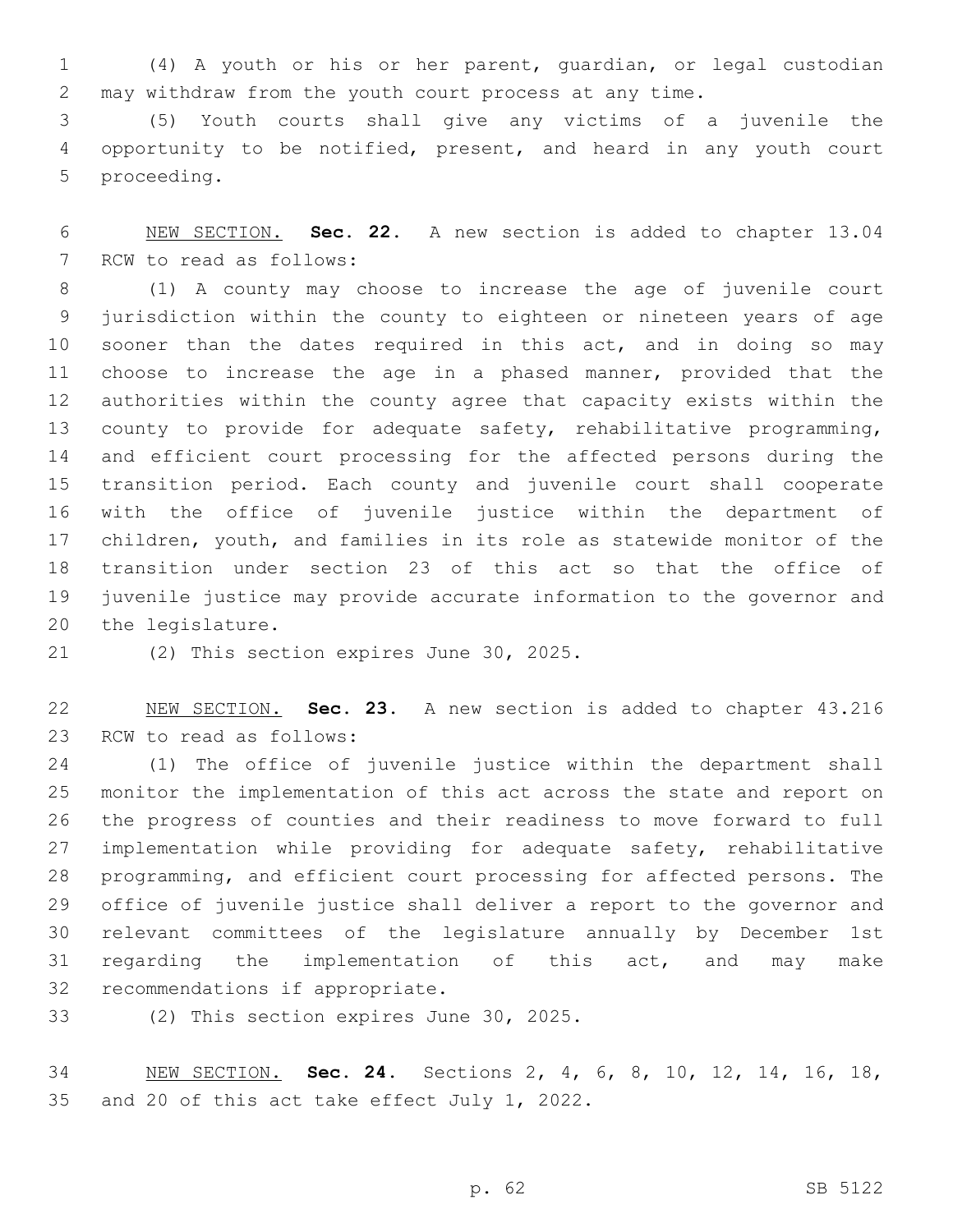(4) A youth or his or her parent, guardian, or legal custodian may withdraw from the youth court process at any time.

(5) Youth courts shall give any victims of a juvenile the opportunity to be notified, present, and heard in any youth court proceeding.

NEW SECTION. **Sec. 22.** A new section is added to chapter 13.04 RCW to read as follows:

(1) A county may choose to increase the age of juvenile court jurisdiction within the county to eighteen or nineteen years of age sooner than the dates required in this act, and in doing so may choose to increase the age in a phased manner, provided that the authorities within the county agree that capacity exists within the county to provide for adequate safety, rehabilitative programming, and efficient court processing for the affected persons during the transition period. Each county and juvenile court shall cooperate with the office of juvenile justice within the department of children, youth, and families in its role as statewide monitor of the transition under section 23 of this act so that the office of juvenile justice may provide accurate information to the governor and the legislature.

(2) This section expires June 30, 2025.

NEW SECTION. **Sec. 23.** A new section is added to chapter 43.216 RCW to read as follows:

(1) The office of juvenile justice within the department shall monitor the implementation of this act across the state and report on the progress of counties and their readiness to move forward to full implementation while providing for adequate safety, rehabilitative programming, and efficient court processing for affected persons. The office of juvenile justice shall deliver a report to the governor and relevant committees of the legislature annually by December 1st regarding the implementation of this act, and may make recommendations if appropriate.

(2) This section expires June 30, 2025.

NEW SECTION. **Sec. 24.** Sections 2, 4, 6, 8, 10, 12, 14, 16, 18, and 20 of this act take effect July 1, 2022.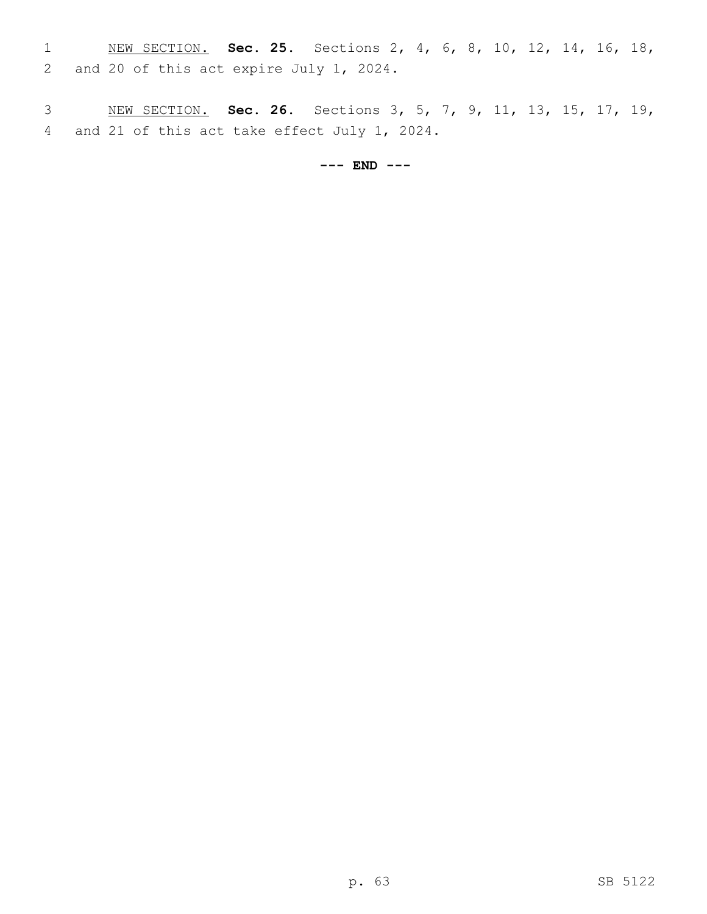NEW SECTION. **Sec. 25.** Sections 2, 4, 6, 8, 10, 12, 14, 16, 18, and 20 of this act expire July 1, 2024.

NEW SECTION. **Sec. 26.** Sections 3, 5, 7, 9, 11, 13, 15, 17, 19, and 21 of this act take effect July 1, 2024.

**--- END ---**